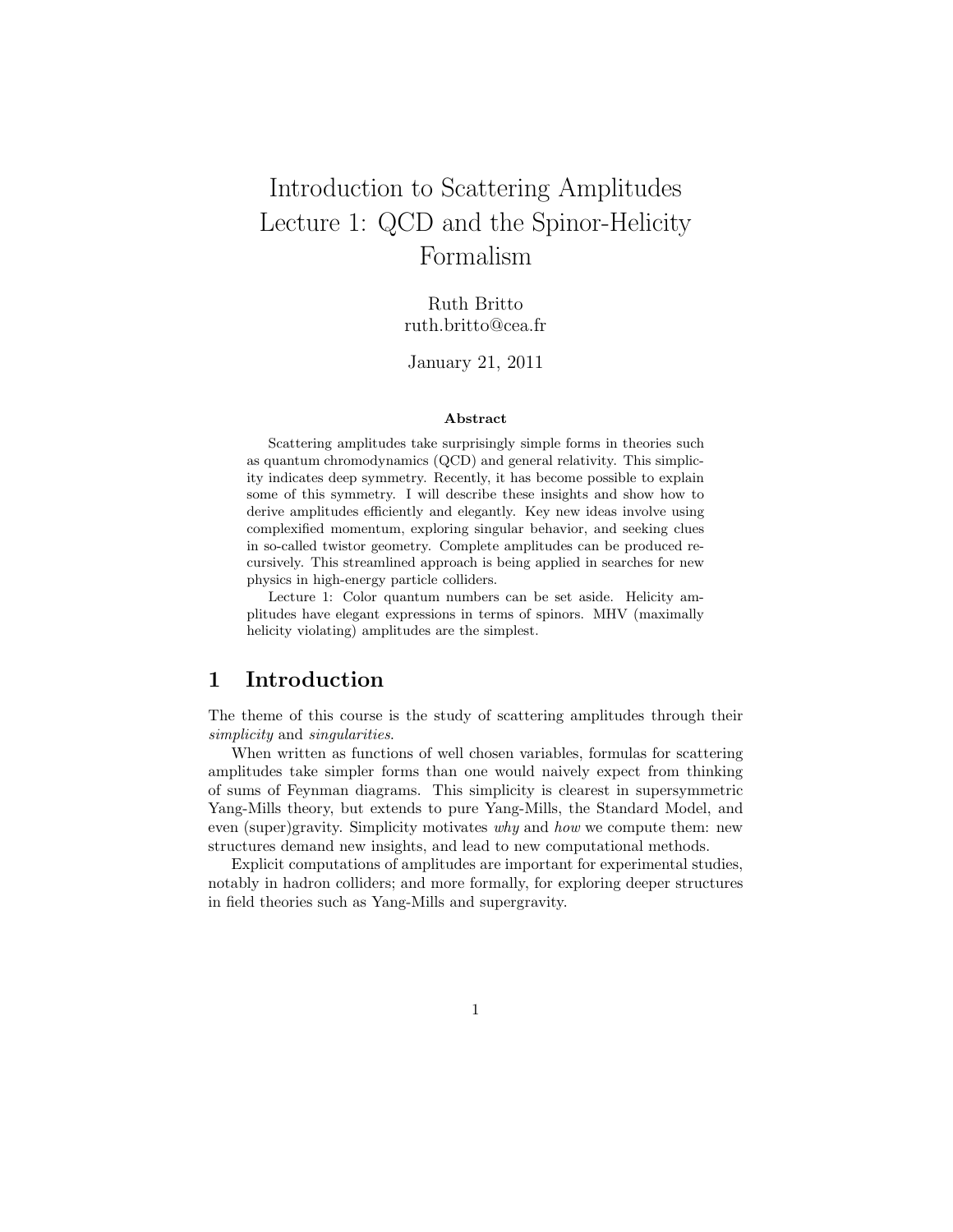# Introduction to Scattering Amplitudes
# Lecture 1: QCD and the Spinor-Helicity Formalism

Ruth Britto
ruth.britto@cea.fr

January 21, 2011

**Abstract**

Scattering amplitudes take surprisingly simple forms in theories such as quantum chromodynamics (QCD) and general relativity. This simplicity indicates deep symmetry. Recently, it has become possible to explain some of this symmetry. I will describe these insights and show how to derive amplitudes efficiently and elegantly. Key new ideas involve using complexified momentum, exploring singular behavior, and seeking clues in so-called twistor geometry. Complete amplitudes can be produced recursively. This streamlined approach is being applied in searches for new physics in high-energy particle colliders.

Lecture 1: Color quantum numbers can be set aside. Helicity amplitudes have elegant expressions in terms of spinors. MHV (maximally helicity violating) amplitudes are the simplest.

## 1 Introduction

The theme of this course is the study of scattering amplitudes through their *simplicity* and *singularities*.

When written as functions of well chosen variables, formulas for scattering amplitudes take simpler forms than one would naively expect from thinking of sums of Feynman diagrams. This simplicity is clearest in supersymmetric Yang-Mills theory, but extends to pure Yang-Mills, the Standard Model, and even (super)gravity. Simplicity motivates *why* and *how* we compute them: new structures demand new insights, and lead to new computational methods.

Explicit computations of amplitudes are important for experimental studies, notably in hadron colliders; and more formally, for exploring deeper structures in field theories such as Yang-Mills and supergravity.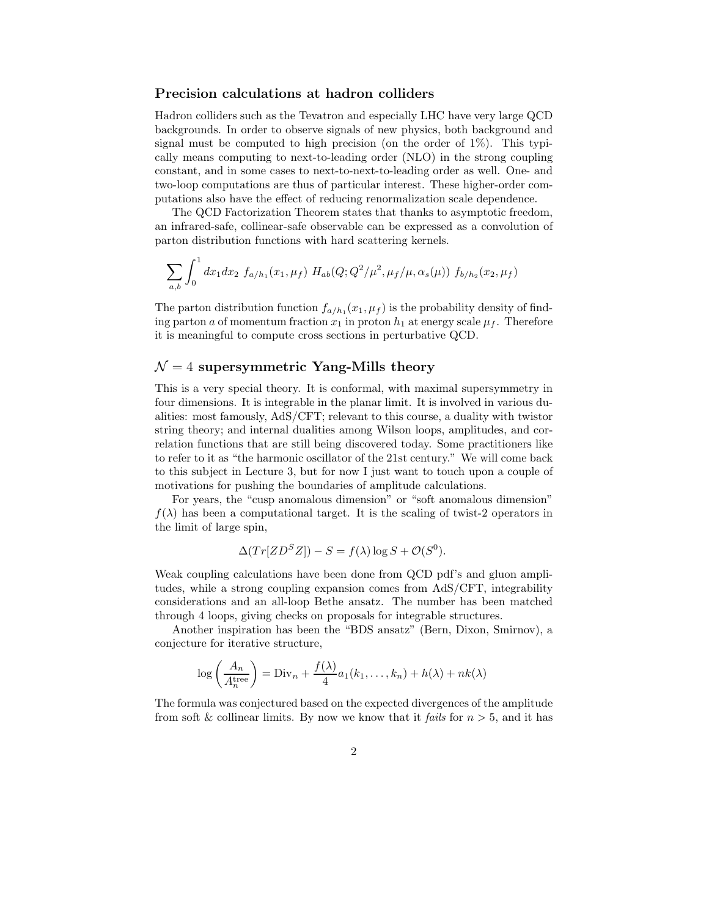## Precision calculations at hadron colliders

Hadron colliders such as the Tevatron and especially LHC have very large QCD backgrounds. In order to observe signals of new physics, both background and signal must be computed to high precision (on the order of 1%). This typically means computing to next-to-leading order (NLO) in the strong coupling constant, and in some cases to next-to-next-to-leading order as well. One- and two-loop computations are thus of particular interest. These higher-order computations also have the effect of reducing renormalization scale dependence.

The QCD Factorization Theorem states that thanks to asymptotic freedom, an infrared-safe, collinear-safe observable can be expressed as a convolution of parton distribution functions with hard scattering kernels.

$$\sum_{a,b} \int_0^1 dx_1 dx_2 \ f_{a/h_1}(x_1, \mu_f) \ H_{ab}(Q; Q^2/\mu^2, \mu_f/\mu, \alpha_s(\mu)) \ f_{b/h_2}(x_2, \mu_f)$$

The parton distribution function $f_{a/h_1}(x_1, \mu_f)$ is the probability density of finding parton $a$ of momentum fraction $x_1$ in proton $h_1$ at energy scale $\mu_f$. Therefore it is meaningful to compute cross sections in perturbative QCD.

## $\mathcal{N} = 4$ supersymmetric Yang-Mills theory

This is a very special theory. It is conformal, with maximal supersymmetry in four dimensions. It is integrable in the planar limit. It is involved in various dualities: most famously, AdS/CFT; relevant to this course, a duality with twistor string theory; and internal dualities among Wilson loops, amplitudes, and correlation functions that are still being discovered today. Some practitioners like to refer to it as "the harmonic oscillator of the 21st century." We will come back to this subject in Lecture 3, but for now I just want to touch upon a couple of motivations for pushing the boundaries of amplitude calculations.

For years, the "cusp anomalous dimension" or "soft anomalous dimension" $f(\lambda)$ has been a computational target. It is the scaling of twist-2 operators in the limit of large spin,

$$\Delta(Tr[ZD^S Z]) - S = f(\lambda) \log S + \mathcal{O}(S^0).$$

Weak coupling calculations have been done from QCD pdf's and gluon amplitudes, while a strong coupling expansion comes from AdS/CFT, integrability considerations and an all-loop Bethe ansatz. The number has been matched through 4 loops, giving checks on proposals for integrable structures.

Another inspiration has been the "BDS ansatz" (Bern, Dixon, Smirnov), a conjecture for iterative structure,

$$\log\left(\frac{A_n}{A_n^{\text{tree}}}\right) = \text{Div}_n + \frac{f(\lambda)}{4} a_1(k_1, \ldots, k_n) + h(\lambda) + nk(\lambda)$$

The formula was conjectured based on the expected divergences of the amplitude from soft & collinear limits. By now we know that it *fails* for $n > 5$, and it has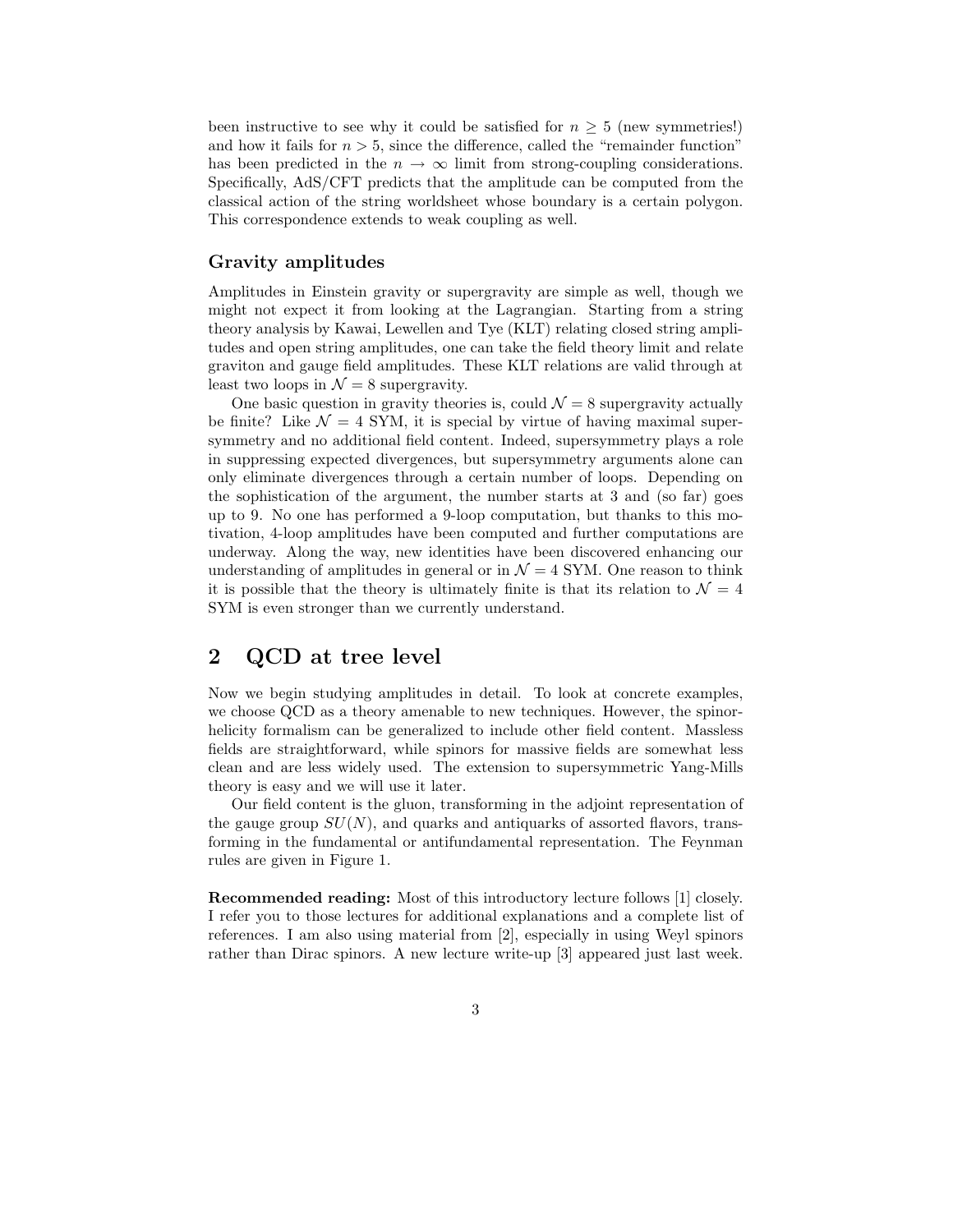been instructive to see why it could be satisfied for $n \geq 5$ (new symmetries!) and how it fails for $n > 5$, since the difference, called the "remainder function" has been predicted in the $n \to \infty$ limit from strong-coupling considerations. Specifically, AdS/CFT predicts that the amplitude can be computed from the classical action of the string worldsheet whose boundary is a certain polygon. This correspondence extends to weak coupling as well.

### Gravity amplitudes

Amplitudes in Einstein gravity or supergravity are simple as well, though we might not expect it from looking at the Lagrangian. Starting from a string theory analysis by Kawai, Lewellen and Tye (KLT) relating closed string amplitudes and open string amplitudes, one can take the field theory limit and relate graviton and gauge field amplitudes. These KLT relations are valid through at least two loops in $\mathcal{N} = 8$ supergravity.

One basic question in gravity theories is, could $\mathcal{N} = 8$ supergravity actually be finite? Like $\mathcal{N} = 4$ SYM, it is special by virtue of having maximal supersymmetry and no additional field content. Indeed, supersymmetry plays a role in suppressing expected divergences, but supersymmetry arguments alone can only eliminate divergences through a certain number of loops. Depending on the sophistication of the argument, the number starts at 3 and (so far) goes up to 9. No one has performed a 9-loop computation, but thanks to this motivation, 4-loop amplitudes have been computed and further computations are underway. Along the way, new identities have been discovered enhancing our understanding of amplitudes in general or in $\mathcal{N} = 4$ SYM. One reason to think it is possible that the theory is ultimately finite is that its relation to $\mathcal{N} = 4$ SYM is even stronger than we currently understand.

## 2 QCD at tree level

Now we begin studying amplitudes in detail. To look at concrete examples, we choose QCD as a theory amenable to new techniques. However, the spinor-helicity formalism can be generalized to include other field content. Massless fields are straightforward, while spinors for massive fields are somewhat less clean and are less widely used. The extension to supersymmetric Yang-Mills theory is easy and we will use it later.

Our field content is the gluon, transforming in the adjoint representation of the gauge group $SU(N)$, and quarks and antiquarks of assorted flavors, transforming in the fundamental or antifundamental representation. The Feynman rules are given in Figure 1.

**Recommended reading:** Most of this introductory lecture follows [1] closely. I refer you to those lectures for additional explanations and a complete list of references. I am also using material from [2], especially in using Weyl spinors rather than Dirac spinors. A new lecture write-up [3] appeared just last week.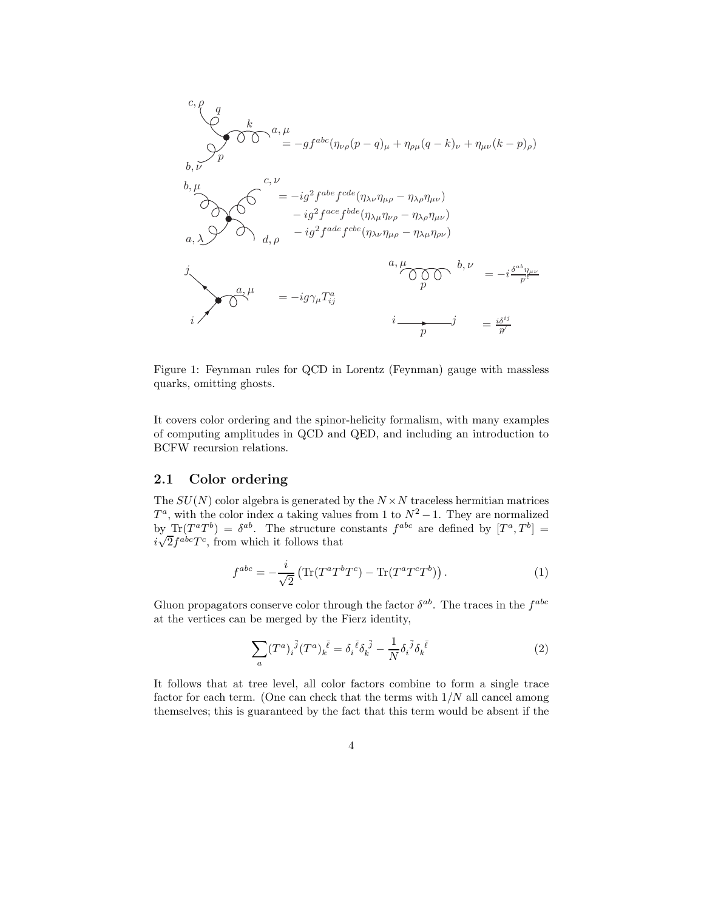$$= -gf^{abc}(\eta_{\nu\rho}(p-q)_\mu + \eta_{\rho\mu}(q-k)_\nu + \eta_{\mu\nu}(k-p)_\rho)$$

$$\begin{aligned} &= -ig^2 f^{abe} f^{cde}(\eta_{\lambda\nu}\eta_{\mu\rho} - \eta_{\lambda\rho}\eta_{\mu\nu}) \\ &\quad - ig^2 f^{ace} f^{bde}(\eta_{\lambda\mu}\eta_{\nu\rho} - \eta_{\lambda\rho}\eta_{\mu\nu}) \\ &\quad - ig^2 f^{ade} f^{cbe}(\eta_{\lambda\nu}\eta_{\mu\rho} - \eta_{\lambda\mu}\eta_{\rho\nu}) \end{aligned}$$

$$= -ig\gamma_\mu T^a_{ij} \qquad = -i\frac{\delta^{ab}\eta_{\mu\nu}}{p^2} \qquad = \frac{i\delta^{ij}}{\not p}$$

Figure 1: Feynman rules for QCD in Lorentz (Feynman) gauge with massless quarks, omitting ghosts.

It covers color ordering and the spinor-helicity formalism, with many examples of computing amplitudes in QCD and QED, and including an introduction to BCFW recursion relations.

## 2.1 Color ordering

The $SU(N)$ color algebra is generated by the $N \times N$ traceless hermitian matrices $T^a$, with the color index $a$ taking values from 1 to $N^2 - 1$. They are normalized by $\text{Tr}(T^a T^b) = \delta^{ab}$. The structure constants $f^{abc}$ are defined by $[T^a, T^b] = i\sqrt{2} f^{abc} T^c$, from which it follows that

$$f^{abc} = -\frac{i}{\sqrt{2}} \left( \text{Tr}(T^a T^b T^c) - \text{Tr}(T^a T^c T^b) \right). \tag{1}$$

Gluon propagators conserve color through the factor $\delta^{ab}$. The traces in the $f^{abc}$ at the vertices can be merged by the Fierz identity,

$$\sum_a (T^a)_i^{\;\bar{j}} (T^a)_k^{\;\bar{\ell}} = \delta_i^{\;\bar{\ell}} \delta_k^{\;\bar{j}} - \frac{1}{N} \delta_i^{\;\bar{j}} \delta_k^{\;\bar{\ell}} \tag{2}$$

It follows that at tree level, all color factors combine to form a single trace factor for each term. (One can check that the terms with $1/N$ all cancel among themselves; this is guaranteed by the fact that this term would be absent if the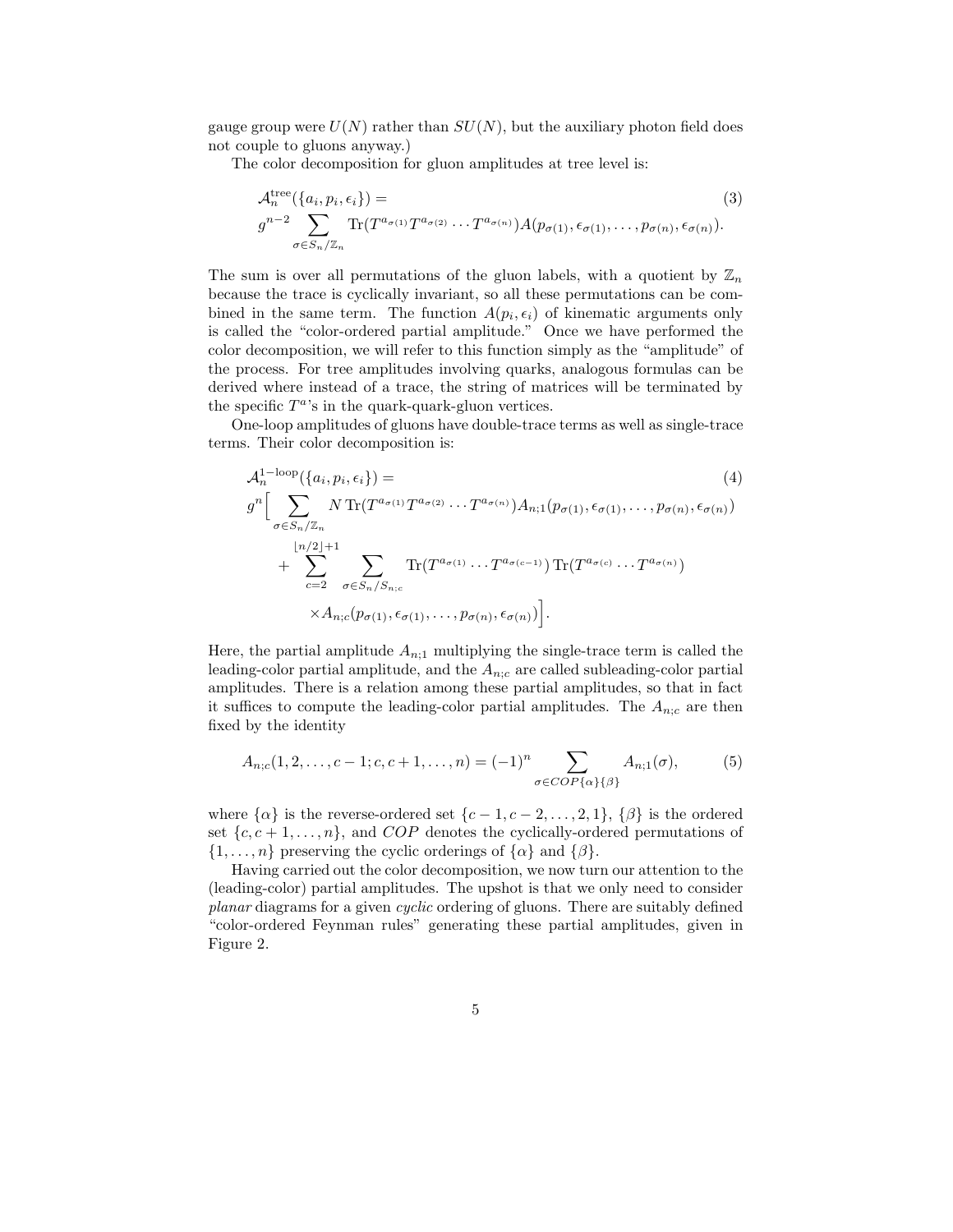gauge group were $U(N)$ rather than $SU(N)$, but the auxiliary photon field does not couple to gluons anyway.)

The color decomposition for gluon amplitudes at tree level is:

$$
\begin{aligned}
&\mathcal{A}_n^{\text{tree}}(\{a_i, p_i, \epsilon_i\}) = \\
&g^{n-2} \sum_{\sigma \in S_n/\mathbb{Z}_n} \text{Tr}(T^{a_{\sigma(1)}} T^{a_{\sigma(2)}} \cdots T^{a_{\sigma(n)}}) A(p_{\sigma(1)}, \epsilon_{\sigma(1)}, \ldots, p_{\sigma(n)}, \epsilon_{\sigma(n)}).
\end{aligned}
\tag{3}
$$

The sum is over all permutations of the gluon labels, with a quotient by $\mathbb{Z}_n$ because the trace is cyclically invariant, so all these permutations can be combined in the same term. The function $A(p_i, \epsilon_i)$ of kinematic arguments only is called the "color-ordered partial amplitude." Once we have performed the color decomposition, we will refer to this function simply as the "amplitude" of the process. For tree amplitudes involving quarks, analogous formulas can be derived where instead of a trace, the string of matrices will be terminated by the specific $T^a$'s in the quark-quark-gluon vertices.

One-loop amplitudes of gluons have double-trace terms as well as single-trace terms. Their color decomposition is:

$$
\begin{aligned}
&\mathcal{A}_n^{1-\text{loop}}(\{a_i, p_i, \epsilon_i\}) = \\
&g^n \Big[ \sum_{\sigma \in S_n/\mathbb{Z}_n} N \, \text{Tr}(T^{a_{\sigma(1)}} T^{a_{\sigma(2)}} \cdots T^{a_{\sigma(n)}}) A_{n;1}(p_{\sigma(1)}, \epsilon_{\sigma(1)}, \ldots, p_{\sigma(n)}, \epsilon_{\sigma(n)}) \\
&\quad + \sum_{c=2}^{\lfloor n/2 \rfloor + 1} \sum_{\sigma \in S_n/S_{n;c}} \text{Tr}(T^{a_{\sigma(1)}} \cdots T^{a_{\sigma(c-1)}}) \, \text{Tr}(T^{a_{\sigma(c)}} \cdots T^{a_{\sigma(n)}}) \\
&\qquad \times A_{n;c}(p_{\sigma(1)}, \epsilon_{\sigma(1)}, \ldots, p_{\sigma(n)}, \epsilon_{\sigma(n)}) \Big].
\end{aligned}
\tag{4}
$$

Here, the partial amplitude $A_{n;1}$ multiplying the single-trace term is called the leading-color partial amplitude, and the $A_{n;c}$ are called subleading-color partial amplitudes. There is a relation among these partial amplitudes, so that in fact it suffices to compute the leading-color partial amplitudes. The $A_{n;c}$ are then fixed by the identity

$$
A_{n;c}(1, 2, \ldots, c-1; c, c+1, \ldots, n) = (-1)^n \sum_{\sigma \in COP\{\alpha\}\{\beta\}} A_{n;1}(\sigma), \tag{5}
$$

where $\{\alpha\}$ is the reverse-ordered set $\{c-1, c-2, \ldots, 2, 1\}$, $\{\beta\}$ is the ordered set $\{c, c+1, \ldots, n\}$, and $COP$ denotes the cyclically-ordered permutations of $\{1, \ldots, n\}$ preserving the cyclic orderings of $\{\alpha\}$ and $\{\beta\}$.

Having carried out the color decomposition, we now turn our attention to the (leading-color) partial amplitudes. The upshot is that we only need to consider *planar* diagrams for a given *cyclic* ordering of gluons. There are suitably defined "color-ordered Feynman rules" generating these partial amplitudes, given in Figure 2.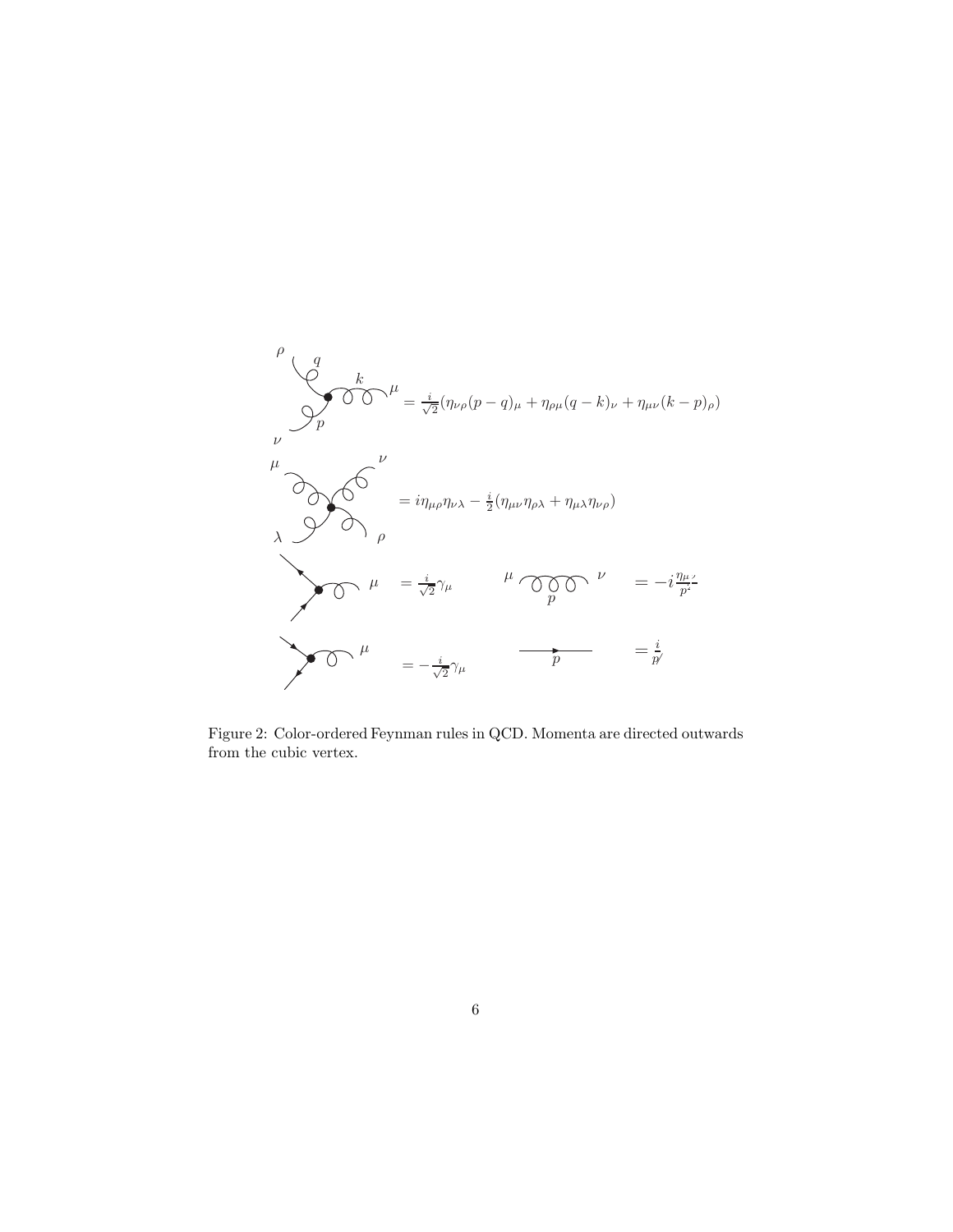$$= \frac{i}{\sqrt{2}}(\eta_{\nu\rho}(p-q)_\mu + \eta_{\rho\mu}(q-k)_\nu + \eta_{\mu\nu}(k-p)_\rho)$$

$$= i\eta_{\mu\rho}\eta_{\nu\lambda} - \frac{i}{2}(\eta_{\mu\nu}\eta_{\rho\lambda} + \eta_{\mu\lambda}\eta_{\nu\rho})$$

$$= \frac{i}{\sqrt{2}}\gamma_\mu \qquad = -i\frac{\eta_{\mu\nu}}{p^2}$$

$$= -\frac{i}{\sqrt{2}}\gamma_\mu \qquad = \frac{i}{\not{p}}$$

Figure 2: Color-ordered Feynman rules in QCD. Momenta are directed outwards from the cubic vertex.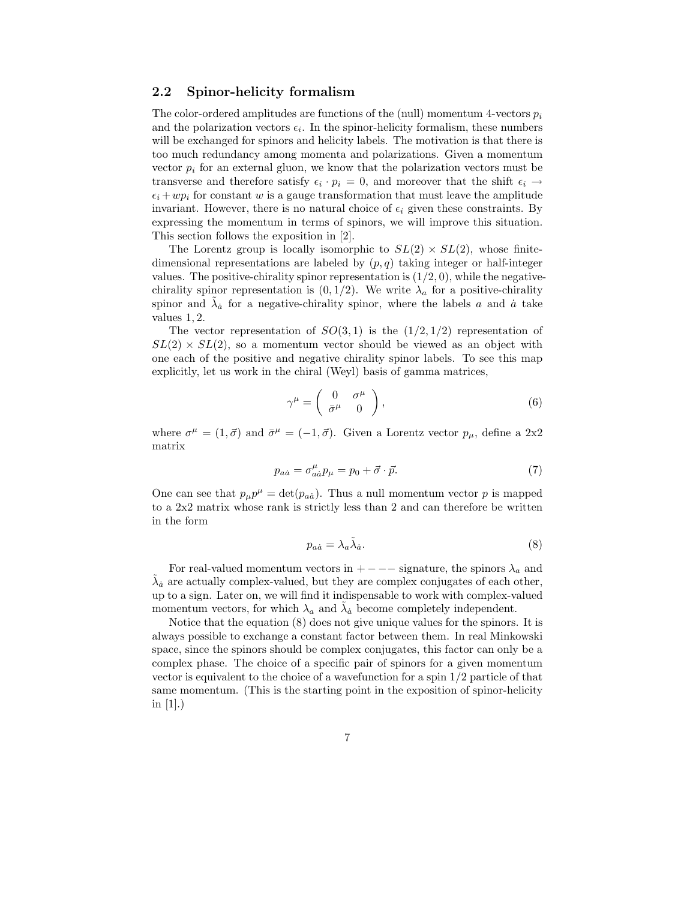## 2.2 Spinor-helicity formalism

The color-ordered amplitudes are functions of the (null) momentum 4-vectors $p_i$ and the polarization vectors $\epsilon_i$. In the spinor-helicity formalism, these numbers will be exchanged for spinors and helicity labels. The motivation is that there is too much redundancy among momenta and polarizations. Given a momentum vector $p_i$ for an external gluon, we know that the polarization vectors must be transverse and therefore satisfy $\epsilon_i \cdot p_i = 0$, and moreover that the shift $\epsilon_i \to \epsilon_i + w p_i$ for constant $w$ is a gauge transformation that must leave the amplitude invariant. However, there is no natural choice of $\epsilon_i$ given these constraints. By expressing the momentum in terms of spinors, we will improve this situation. This section follows the exposition in [2].

The Lorentz group is locally isomorphic to $SL(2) \times SL(2)$, whose finite-dimensional representations are labeled by $(p, q)$ taking integer or half-integer values. The positive-chirality spinor representation is $(1/2, 0)$, while the negative-chirality spinor representation is $(0, 1/2)$. We write $\lambda_a$ for a positive-chirality spinor and $\tilde{\lambda}_{\dot{a}}$ for a negative-chirality spinor, where the labels $a$ and $\dot{a}$ take values $1, 2$.

The vector representation of $SO(3,1)$ is the $(1/2, 1/2)$ representation of $SL(2) \times SL(2)$, so a momentum vector should be viewed as an object with one each of the positive and negative chirality spinor labels. To see this map explicitly, let us work in the chiral (Weyl) basis of gamma matrices,

$$\gamma^\mu = \begin{pmatrix} 0 & \sigma^\mu \\ \bar{\sigma}^\mu & 0 \end{pmatrix}, \tag{6}$$

where $\sigma^\mu = (1, \vec{\sigma})$ and $\bar{\sigma}^\mu = (-1, \vec{\sigma})$. Given a Lorentz vector $p_\mu$, define a 2x2 matrix

$$p_{a\dot{a}} = \sigma^\mu_{a\dot{a}} p_\mu = p_0 + \vec{\sigma} \cdot \vec{p}. \tag{7}$$

One can see that $p_\mu p^\mu = \det(p_{a\dot{a}})$. Thus a null momentum vector $p$ is mapped to a 2x2 matrix whose rank is strictly less than 2 and can therefore be written in the form

$$p_{a\dot{a}} = \lambda_a \tilde{\lambda}_{\dot{a}}. \tag{8}$$

For real-valued momentum vectors in $+---$ signature, the spinors $\lambda_a$ and $\tilde{\lambda}_{\dot{a}}$ are actually complex-valued, but they are complex conjugates of each other, up to a sign. Later on, we will find it indispensable to work with complex-valued momentum vectors, for which $\lambda_a$ and $\tilde{\lambda}_{\dot{a}}$ become completely independent.

Notice that the equation (8) does not give unique values for the spinors. It is always possible to exchange a constant factor between them. In real Minkowski space, since the spinors should be complex conjugates, this factor can only be a complex phase. The choice of a specific pair of spinors for a given momentum vector is equivalent to the choice of a wavefunction for a spin 1/2 particle of that same momentum. (This is the starting point in the exposition of spinor-helicity in [1].)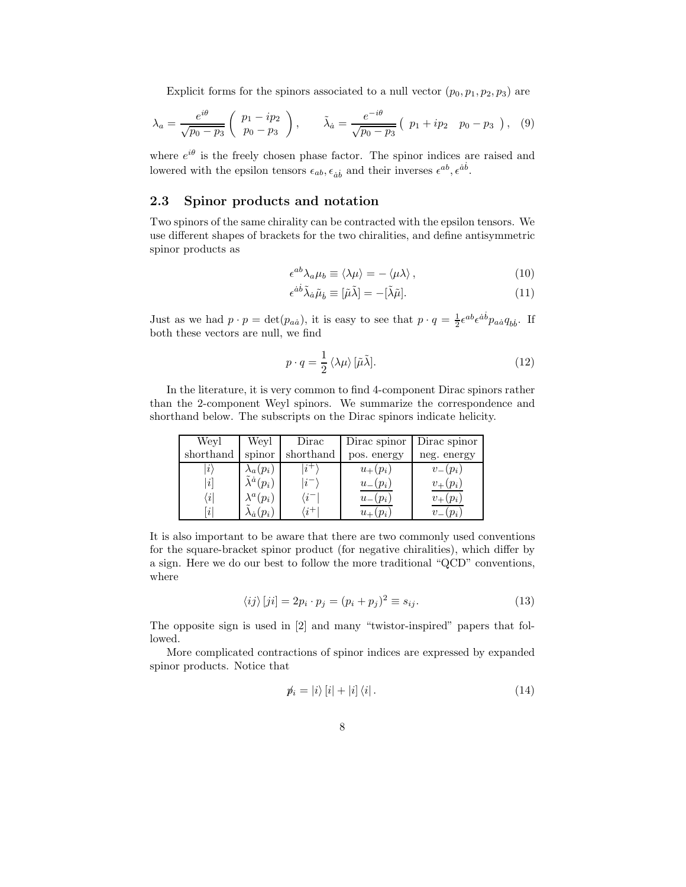Explicit forms for the spinors associated to a null vector $(p_0, p_1, p_2, p_3)$ are

$$\lambda_a = \frac{e^{i\theta}}{\sqrt{p_0 - p_3}} \begin{pmatrix} p_1 - ip_2 \\ p_0 - p_3 \end{pmatrix}, \qquad \tilde{\lambda}_{\dot{a}} = \frac{e^{-i\theta}}{\sqrt{p_0 - p_3}} \begin{pmatrix} p_1 + ip_2 & p_0 - p_3 \end{pmatrix}, \quad (9)$$

where $e^{i\theta}$ is the freely chosen phase factor. The spinor indices are raised and lowered with the epsilon tensors $\epsilon_{ab}, \epsilon_{\dot{a}\dot{b}}$ and their inverses $\epsilon^{ab}, \epsilon^{\dot{a}\dot{b}}$.

### 2.3 Spinor products and notation

Two spinors of the same chirality can be contracted with the epsilon tensors. We use different shapes of brackets for the two chiralities, and define antisymmetric spinor products as

$$\epsilon^{ab}\lambda_a\mu_b \equiv \langle\lambda\mu\rangle = -\langle\mu\lambda\rangle, \quad (10)$$

$$\epsilon^{\dot{a}\dot{b}}\tilde{\lambda}_{\dot{a}}\tilde{\mu}_{\dot{b}} \equiv [\tilde{\mu}\tilde{\lambda}] = -[\tilde{\lambda}\tilde{\mu}]. \quad (11)$$

Just as we had $p \cdot p = \det(p_{a\dot{a}})$, it is easy to see that $p \cdot q = \frac{1}{2}\epsilon^{ab}\epsilon^{\dot{a}\dot{b}}p_{a\dot{a}}q_{b\dot{b}}$. If both these vectors are null, we find

$$p \cdot q = \frac{1}{2}\langle\lambda\mu\rangle[\tilde{\mu}\tilde{\lambda}]. \quad (12)$$

In the literature, it is very common to find 4-component Dirac spinors rather than the 2-component Weyl spinors. We summarize the correspondence and shorthand below. The subscripts on the Dirac spinors indicate helicity.

| Weyl shorthand | Weyl spinor | Dirac shorthand | Dirac spinor pos. energy | Dirac spinor neg. energy |
|---|---|---|---|---|
| $\|i\rangle$ | $\lambda_a(p_i)$ | $\|i^+\rangle$ | $u_+(p_i)$ | $v_-(p_i)$ |
| $\|i]$ | $\tilde{\lambda}^{\dot{a}}(p_i)$ | $\|i^-\rangle$ | $u_-(p_i)$ | $v_+(p_i)$ |
| $\langle i\|$ | $\lambda^a(p_i)$ | $\langle i^-\|$ | $\overline{u_-(p_i)}$ | $\overline{v_+(p_i)}$ |
| $[i\|$ | $\tilde{\lambda}_{\dot{a}}(p_i)$ | $\langle i^+\|$ | $\overline{u_+(p_i)}$ | $\overline{v_-(p_i)}$ |

It is also important to be aware that there are two commonly used conventions for the square-bracket spinor product (for negative chiralities), which differ by a sign. Here we do our best to follow the more traditional "QCD" conventions, where

$$\langle ij\rangle[ji] = 2p_i \cdot p_j = (p_i + p_j)^2 \equiv s_{ij}. \quad (13)$$

The opposite sign is used in [2] and many "twistor-inspired" papers that followed.

More complicated contractions of spinor indices are expressed by expanded spinor products. Notice that

$$\not{p}_i = |i\rangle[i| + |i]\langle i|. \quad (14)$$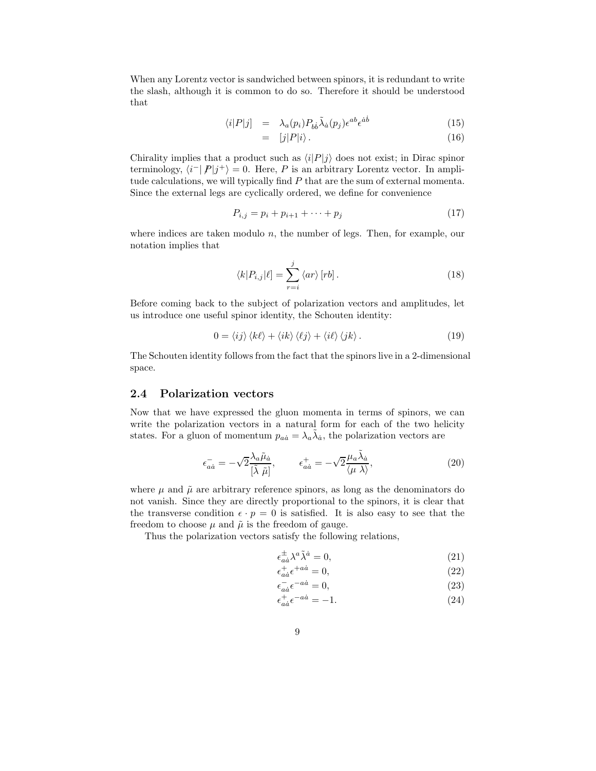When any Lorentz vector is sandwiched between spinors, it is redundant to write the slash, although it is common to do so. Therefore it should be understood that

$$
\begin{aligned}
\langle i|P|j] &= \lambda_a(p_i)P_{b\dot{b}}\tilde{\lambda}_{\dot{a}}(p_j)\epsilon^{ab}\epsilon^{\dot{a}\dot{b}} &(15)\\
&= [j|P|i\rangle\,. &(16)
\end{aligned}
$$

Chirality implies that a product such as $\langle i|P|j\rangle$ does not exist; in Dirac spinor terminology, $\langle i^-|\not{P}|j^+\rangle = 0$. Here, $P$ is an arbitrary Lorentz vector. In amplitude calculations, we will typically find $P$ that are the sum of external momenta. Since the external legs are cyclically ordered, we define for convenience

$$
P_{i,j} = p_i + p_{i+1} + \cdots + p_j \tag{17}
$$

where indices are taken modulo $n$, the number of legs. Then, for example, our notation implies that

$$
\langle k|P_{i,j}|\ell] = \sum_{r=i}^{j} \langle ar\rangle\,[rb]\,. \tag{18}
$$

Before coming back to the subject of polarization vectors and amplitudes, let us introduce one useful spinor identity, the Schouten identity:

$$
0 = \langle ij\rangle\,\langle k\ell\rangle + \langle ik\rangle\,\langle \ell j\rangle + \langle i\ell\rangle\,\langle jk\rangle\,. \tag{19}
$$

The Schouten identity follows from the fact that the spinors live in a 2-dimensional space.

## 2.4 Polarization vectors

Now that we have expressed the gluon momenta in terms of spinors, we can write the polarization vectors in a natural form for each of the two helicity states. For a gluon of momentum $p_{a\dot{a}} = \lambda_a\tilde{\lambda}_{\dot{a}}$, the polarization vectors are

$$
\epsilon^-_{a\dot{a}} = -\sqrt{2}\frac{\lambda_a\tilde{\mu}_{\dot{a}}}{[\tilde{\lambda}\ \tilde{\mu}]}, \qquad \epsilon^+_{a\dot{a}} = -\sqrt{2}\frac{\mu_a\tilde{\lambda}_{\dot{a}}}{\langle\mu\ \lambda\rangle}, \tag{20}
$$

where $\mu$ and $\tilde{\mu}$ are arbitrary reference spinors, as long as the denominators do not vanish. Since they are directly proportional to the spinors, it is clear that the transverse condition $\epsilon \cdot p = 0$ is satisfied. It is also easy to see that the freedom to choose $\mu$ and $\tilde{\mu}$ is the freedom of gauge.

Thus the polarization vectors satisfy the following relations,

$$
\begin{aligned}
\epsilon^{\pm}_{a\dot{a}}\lambda^a\tilde{\lambda}^{\dot{a}} &= 0, &(21)\\
\epsilon^{+}_{a\dot{a}}\epsilon^{+a\dot{a}} &= 0, &(22)\\
\epsilon^{-}_{a\dot{a}}\epsilon^{-a\dot{a}} &= 0, &(23)\\
\epsilon^{+}_{a\dot{a}}\epsilon^{-a\dot{a}} &= -1. &(24)
\end{aligned}
$$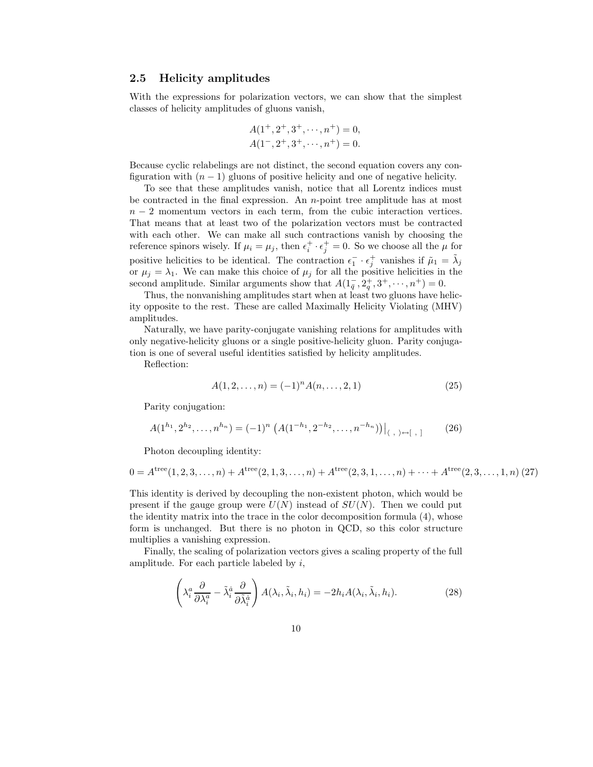### 2.5 Helicity amplitudes

With the expressions for polarization vectors, we can show that the simplest classes of helicity amplitudes of gluons vanish,

$$A(1^+, 2^+, 3^+, \cdots, n^+) = 0,$$
$$A(1^-, 2^+, 3^+, \cdots, n^+) = 0.$$

Because cyclic relabelings are not distinct, the second equation covers any configuration with $(n-1)$ gluons of positive helicity and one of negative helicity.

To see that these amplitudes vanish, notice that all Lorentz indices must be contracted in the final expression. An $n$-point tree amplitude has at most $n-2$ momentum vectors in each term, from the cubic interaction vertices. That means that at least two of the polarization vectors must be contracted with each other. We can make all such contractions vanish by choosing the reference spinors wisely. If $\mu_i = \mu_j$, then $\epsilon_i^+ \cdot \epsilon_j^+ = 0$. So we choose all the $\mu$ for positive helicities to be identical. The contraction $\epsilon_1^- \cdot \epsilon_j^+$ vanishes if $\tilde{\mu}_1 = \tilde{\lambda}_j$ or $\mu_j = \lambda_1$. We can make this choice of $\mu_j$ for all the positive helicities in the second amplitude. Similar arguments show that $A(1_{\bar{q}}^-, 2_q^+, 3^+, \cdots, n^+) = 0$.

Thus, the nonvanishing amplitudes start when at least two gluons have helicity opposite to the rest. These are called Maximally Helicity Violating (MHV) amplitudes.

Naturally, we have parity-conjugate vanishing relations for amplitudes with only negative-helicity gluons or a single positive-helicity gluon. Parity conjugation is one of several useful identities satisfied by helicity amplitudes.

Reflection:

$$A(1, 2, \ldots, n) = (-1)^n A(n, \ldots, 2, 1) \tag{25}$$

Parity conjugation:

$$A(1^{h_1}, 2^{h_2}, \ldots, n^{h_n}) = (-1)^n \left( A(1^{-h_1}, 2^{-h_2}, \ldots, n^{-h_n}) \right)\Big|_{\langle\ ,\ \rangle \leftrightarrow [\ ,\ ]} \tag{26}$$

Photon decoupling identity:

$$0 = A^{\text{tree}}(1, 2, 3, \ldots, n) + A^{\text{tree}}(2, 1, 3, \ldots, n) + A^{\text{tree}}(2, 3, 1, \ldots, n) + \cdots + A^{\text{tree}}(2, 3, \ldots, 1, n) \tag{27}$$

This identity is derived by decoupling the non-existent photon, which would be present if the gauge group were $U(N)$ instead of $SU(N)$. Then we could put the identity matrix into the trace in the color decomposition formula (4), whose form is unchanged. But there is no photon in QCD, so this color structure multiplies a vanishing expression.

Finally, the scaling of polarization vectors gives a scaling property of the full amplitude. For each particle labeled by $i$,

$$\left( \lambda_i^a \frac{\partial}{\partial \lambda_i^a} - \tilde{\lambda}_i^{\dot{a}} \frac{\partial}{\partial \tilde{\lambda}_i^{\dot{a}}} \right) A(\lambda_i, \tilde{\lambda}_i, h_i) = -2h_i A(\lambda_i, \tilde{\lambda}_i, h_i). \tag{28}$$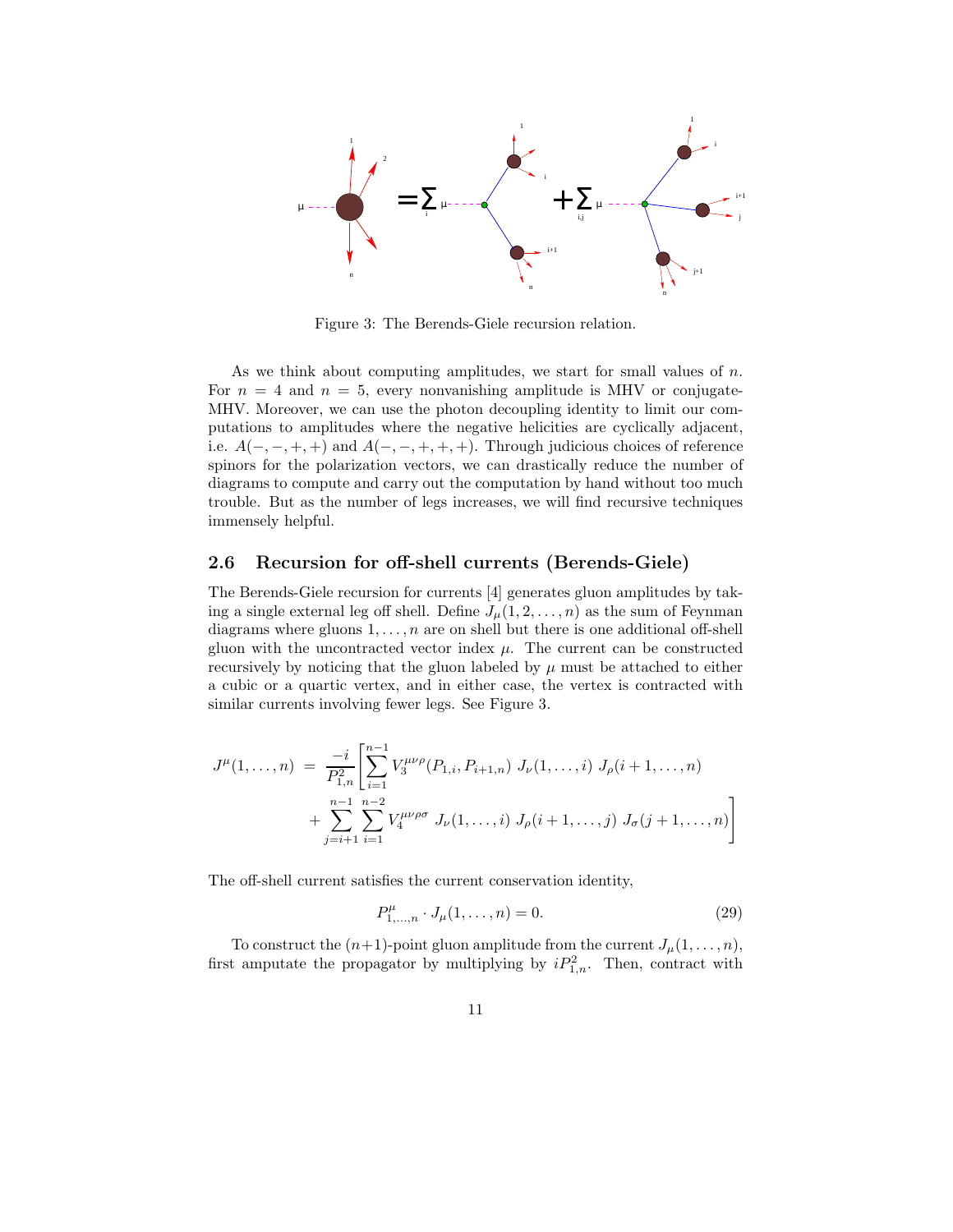Figure 3: The Berends-Giele recursion relation.

As we think about computing amplitudes, we start for small values of $n$. For $n = 4$ and $n = 5$, every nonvanishing amplitude is MHV or conjugate-MHV. Moreover, we can use the photon decoupling identity to limit our computations to amplitudes where the negative helicities are cyclically adjacent, i.e. $A(-,-,+,+)$ and $A(-,-,+,+,+)$. Through judicious choices of reference spinors for the polarization vectors, we can drastically reduce the number of diagrams to compute and carry out the computation by hand without too much trouble. But as the number of legs increases, we will find recursive techniques immensely helpful.

## 2.6 Recursion for off-shell currents (Berends-Giele)

The Berends-Giele recursion for currents [4] generates gluon amplitudes by taking a single external leg off shell. Define $J_\mu(1, 2, \ldots, n)$ as the sum of Feynman diagrams where gluons $1, \ldots, n$ are on shell but there is one additional off-shell gluon with the uncontracted vector index $\mu$. The current can be constructed recursively by noticing that the gluon labeled by $\mu$ must be attached to either a cubic or a quartic vertex, and in either case, the vertex is contracted with similar currents involving fewer legs. See Figure 3.

$$
\begin{aligned}
J^\mu(1,\ldots,n) \;=\; \frac{-i}{P_{1,n}^2}\Bigg[ & \sum_{i=1}^{n-1} V_3^{\mu\nu\rho}(P_{1,i}, P_{i+1,n})\; J_\nu(1,\ldots,i)\; J_\rho(i+1,\ldots,n) \\
& + \sum_{j=i+1}^{n-1}\sum_{i=1}^{n-2} V_4^{\mu\nu\rho\sigma}\; J_\nu(1,\ldots,i)\; J_\rho(i+1,\ldots,j)\; J_\sigma(j+1,\ldots,n)\Bigg]
\end{aligned}
$$

The off-shell current satisfies the current conservation identity,

$$
P^\mu_{1,\ldots,n} \cdot J_\mu(1,\ldots,n) = 0. \tag{29}
$$

To construct the $(n+1)$-point gluon amplitude from the current $J_\mu(1,\ldots,n)$, first amputate the propagator by multiplying by $iP_{1,n}^2$. Then, contract with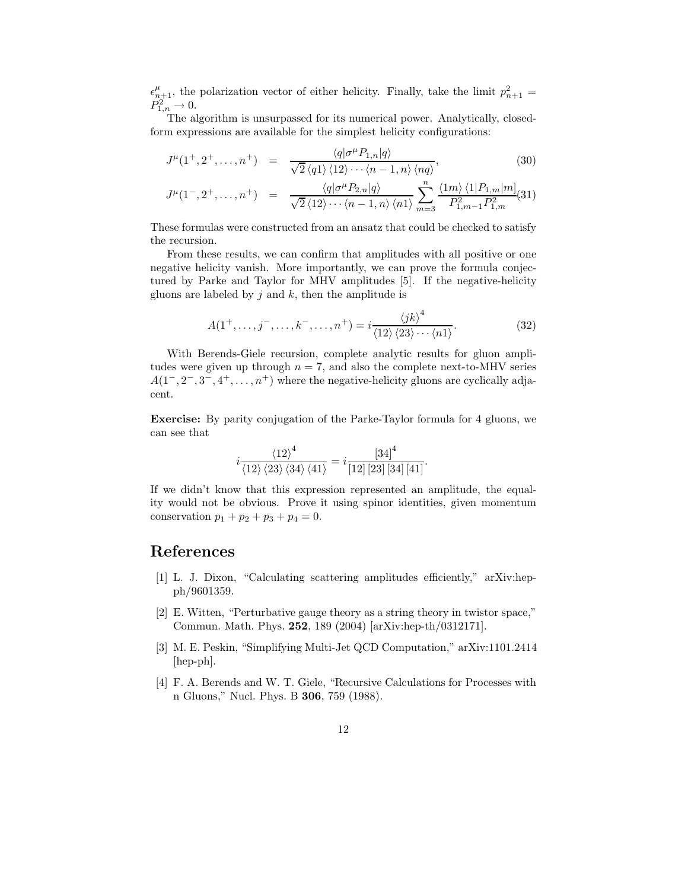$\epsilon^\mu_{n+1}$, the polarization vector of either helicity. Finally, take the limit $p^2_{n+1} = P^2_{1,n} \to 0$.

The algorithm is unsurpassed for its numerical power. Analytically, closed-form expressions are available for the simplest helicity configurations:

$$J^\mu(1^+, 2^+, \dots, n^+) = \frac{\langle q|\sigma^\mu P_{1,n}|q\rangle}{\sqrt{2}\,\langle q1\rangle\,\langle 12\rangle \cdots \langle n-1, n\rangle\,\langle nq\rangle}, \tag{30}$$

$$J^\mu(1^-, 2^+, \dots, n^+) = \frac{\langle q|\sigma^\mu P_{2,n}|q\rangle}{\sqrt{2}\,\langle 12\rangle \cdots \langle n-1, n\rangle\,\langle n1\rangle} \sum_{m=3}^{n} \frac{\langle 1m\rangle\,\langle 1|P_{1,m}|m]}{P^2_{1,m-1}P^2_{1,m}} \tag{31}$$

These formulas were constructed from an ansatz that could be checked to satisfy the recursion.

From these results, we can confirm that amplitudes with all positive or one negative helicity vanish. More importantly, we can prove the formula conjectured by Parke and Taylor for MHV amplitudes [5]. If the negative-helicity gluons are labeled by $j$ and $k$, then the amplitude is

$$A(1^+, \dots, j^-, \dots, k^-, \dots, n^+) = i\frac{\langle jk\rangle^4}{\langle 12\rangle\,\langle 23\rangle \cdots \langle n1\rangle}. \tag{32}$$

With Berends-Giele recursion, complete analytic results for gluon amplitudes were given up through $n = 7$, and also the complete next-to-MHV series $A(1^-, 2^-, 3^-, 4^+, \dots, n^+)$ where the negative-helicity gluons are cyclically adjacent.

**Exercise:** By parity conjugation of the Parke-Taylor formula for 4 gluons, we can see that

$$i\frac{\langle 12\rangle^4}{\langle 12\rangle\,\langle 23\rangle\,\langle 34\rangle\,\langle 41\rangle} = i\frac{[34]^4}{[12]\,[23]\,[34]\,[41]}.$$

If we didn't know that this expression represented an amplitude, the equality would not be obvious. Prove it using spinor identities, given momentum conservation $p_1 + p_2 + p_3 + p_4 = 0$.

# References

[1] L. J. Dixon, "Calculating scattering amplitudes efficiently," arXiv:hep-ph/9601359.

[2] E. Witten, "Perturbative gauge theory as a string theory in twistor space," Commun. Math. Phys. **252**, 189 (2004) [arXiv:hep-th/0312171].

[3] M. E. Peskin, "Simplifying Multi-Jet QCD Computation," arXiv:1101.2414 [hep-ph].

[4] F. A. Berends and W. T. Giele, "Recursive Calculations for Processes with n Gluons," Nucl. Phys. B **306**, 759 (1988).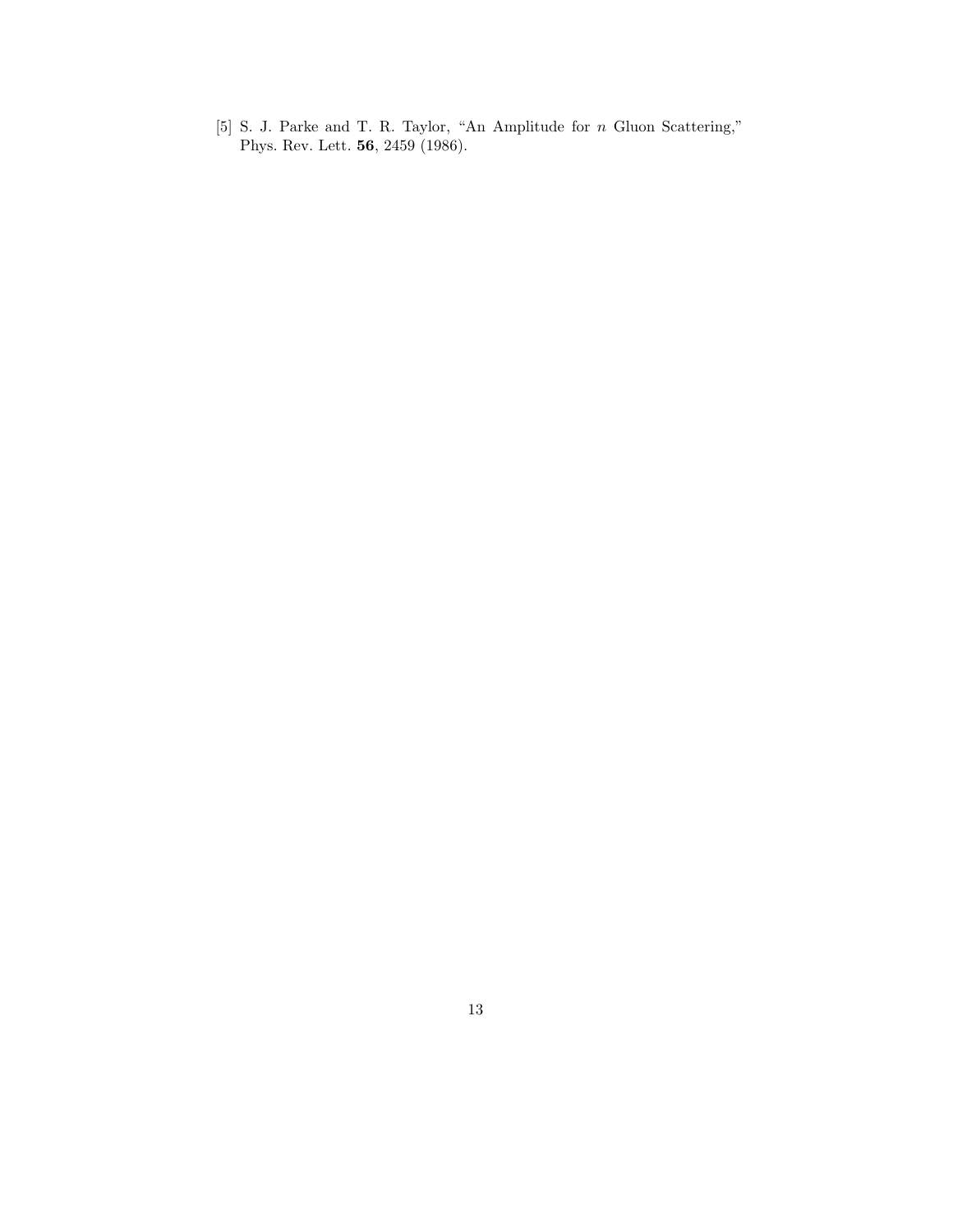[5] S. J. Parke and T. R. Taylor, "An Amplitude for $n$ Gluon Scattering," Phys. Rev. Lett. **56**, 2459 (1986).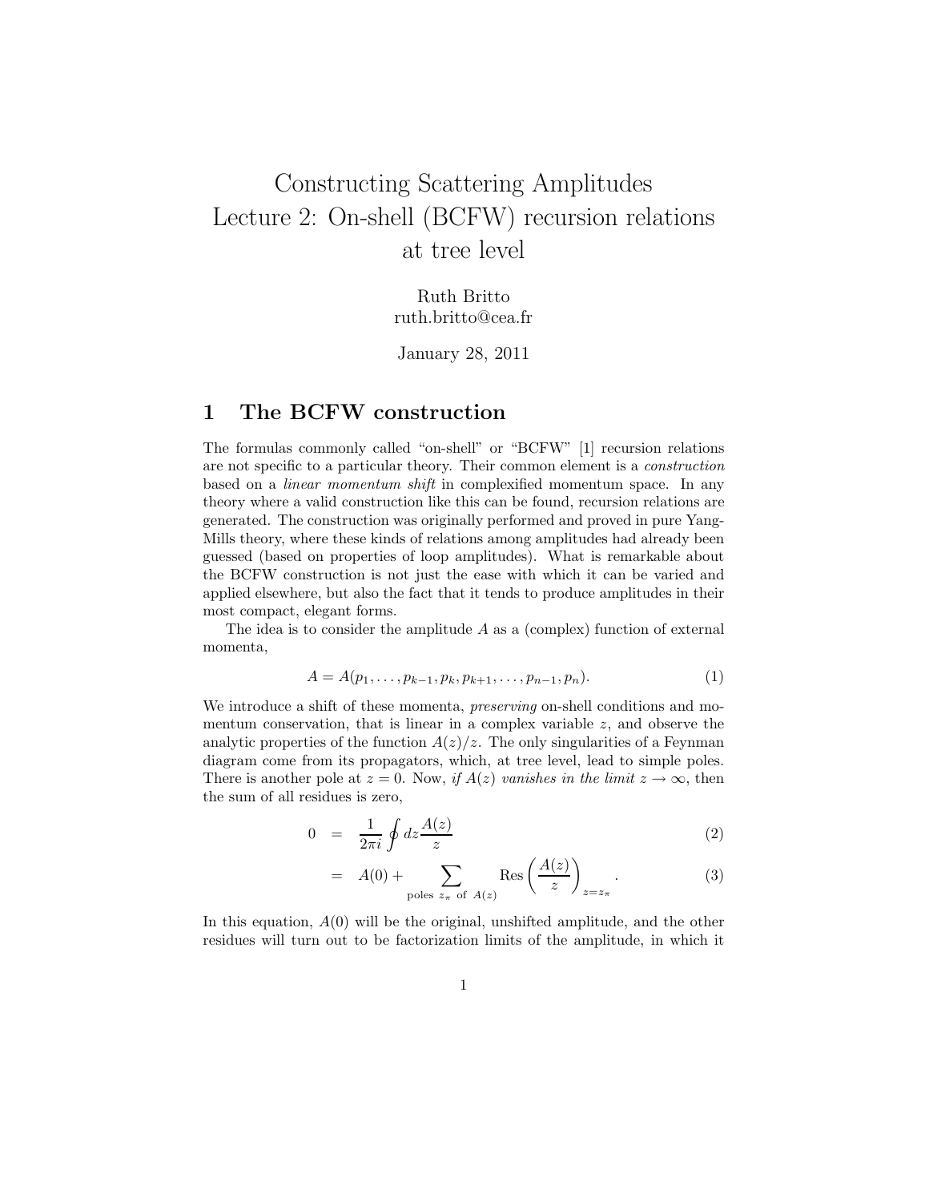# Constructing Scattering Amplitudes
# Lecture 2: On-shell (BCFW) recursion relations at tree level

Ruth Britto
ruth.britto@cea.fr

January 28, 2011

## 1 The BCFW construction

The formulas commonly called "on-shell" or "BCFW" [1] recursion relations are not specific to a particular theory. Their common element is a *construction* based on a *linear momentum shift* in complexified momentum space. In any theory where a valid construction like this can be found, recursion relations are generated. The construction was originally performed and proved in pure Yang-Mills theory, where these kinds of relations among amplitudes had already been guessed (based on properties of loop amplitudes). What is remarkable about the BCFW construction is not just the ease with which it can be varied and applied elsewhere, but also the fact that it tends to produce amplitudes in their most compact, elegant forms.

The idea is to consider the amplitude $A$ as a (complex) function of external momenta,

$$A = A(p_1, \ldots, p_{k-1}, p_k, p_{k+1}, \ldots, p_{n-1}, p_n). \tag{1}$$

We introduce a shift of these momenta, *preserving* on-shell conditions and momentum conservation, that is linear in a complex variable $z$, and observe the analytic properties of the function $A(z)/z$. The only singularities of a Feynman diagram come from its propagators, which, at tree level, lead to simple poles. There is another pole at $z = 0$. Now, *if* $A(z)$ *vanishes in the limit* $z \to \infty$, then the sum of all residues is zero,

$$\begin{aligned} 0 &= \frac{1}{2\pi i} \oint dz \frac{A(z)}{z} & (2) \\ &= A(0) + \sum_{\text{poles } z_\pi \text{ of } A(z)} \text{Res} \left( \frac{A(z)}{z} \right)_{z=z_\pi}. & (3) \end{aligned}$$

In this equation, $A(0)$ will be the original, unshifted amplitude, and the other residues will turn out to be factorization limits of the amplitude, in which it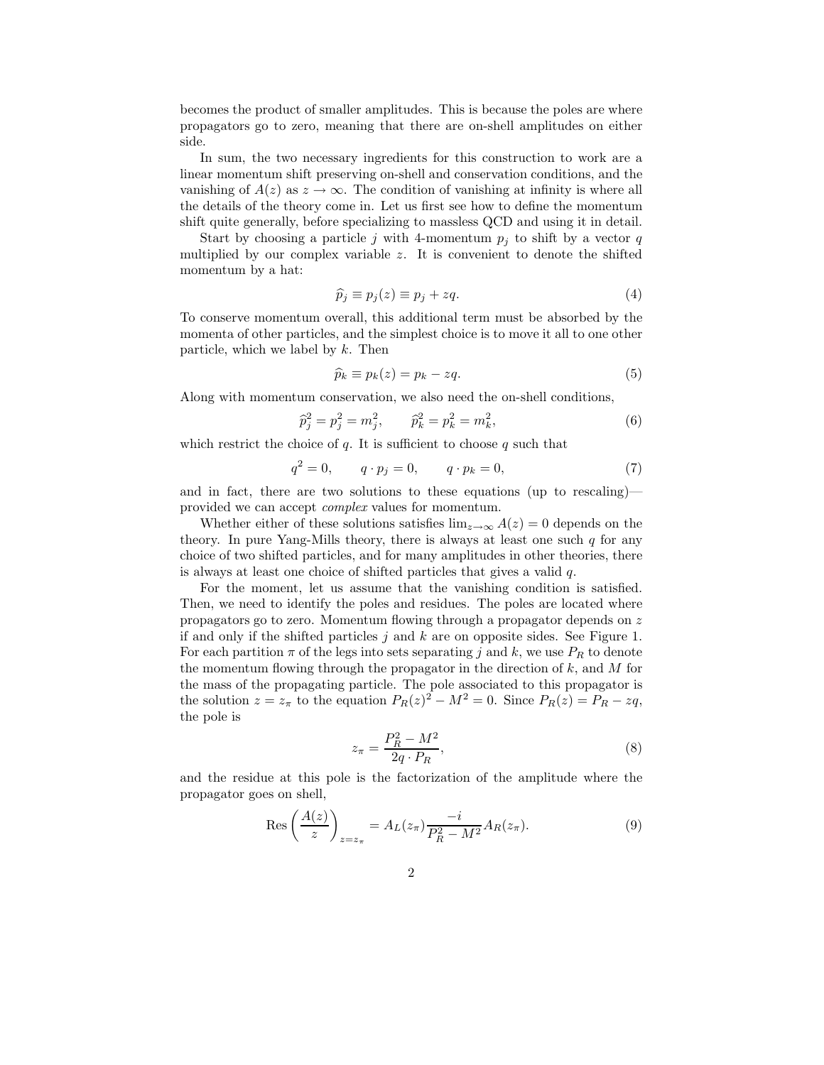becomes the product of smaller amplitudes. This is because the poles are where propagators go to zero, meaning that there are on-shell amplitudes on either side.

In sum, the two necessary ingredients for this construction to work are a linear momentum shift preserving on-shell and conservation conditions, and the vanishing of $A(z)$ as $z \to \infty$. The condition of vanishing at infinity is where all the details of the theory come in. Let us first see how to define the momentum shift quite generally, before specializing to massless QCD and using it in detail.

Start by choosing a particle $j$ with 4-momentum $p_j$ to shift by a vector $q$ multiplied by our complex variable $z$. It is convenient to denote the shifted momentum by a hat:

$$\widehat{p}_j \equiv p_j(z) \equiv p_j + zq. \tag{4}$$

To conserve momentum overall, this additional term must be absorbed by the momenta of other particles, and the simplest choice is to move it all to one other particle, which we label by $k$. Then

$$\widehat{p}_k \equiv p_k(z) = p_k - zq. \tag{5}$$

Along with momentum conservation, we also need the on-shell conditions,

$$\widehat{p}_j^2 = p_j^2 = m_j^2, \qquad \widehat{p}_k^2 = p_k^2 = m_k^2, \tag{6}$$

which restrict the choice of $q$. It is sufficient to choose $q$ such that

$$q^2 = 0, \qquad q \cdot p_j = 0, \qquad q \cdot p_k = 0, \tag{7}$$

and in fact, there are two solutions to these equations (up to rescaling)—provided we can accept *complex* values for momentum.

Whether either of these solutions satisfies $\lim_{z\to\infty} A(z) = 0$ depends on the theory. In pure Yang-Mills theory, there is always at least one such $q$ for any choice of two shifted particles, and for many amplitudes in other theories, there is always at least one choice of shifted particles that gives a valid $q$.

For the moment, let us assume that the vanishing condition is satisfied. Then, we need to identify the poles and residues. The poles are located where propagators go to zero. Momentum flowing through a propagator depends on $z$ if and only if the shifted particles $j$ and $k$ are on opposite sides. See Figure 1. For each partition $\pi$ of the legs into sets separating $j$ and $k$, we use $P_R$ to denote the momentum flowing through the propagator in the direction of $k$, and $M$ for the mass of the propagating particle. The pole associated to this propagator is the solution $z = z_\pi$ to the equation $P_R(z)^2 - M^2 = 0$. Since $P_R(z) = P_R - zq$, the pole is

$$z_\pi = \frac{P_R^2 - M^2}{2q \cdot P_R}, \tag{8}$$

and the residue at this pole is the factorization of the amplitude where the propagator goes on shell,

$$\operatorname{Res}\left(\frac{A(z)}{z}\right)_{z=z_\pi} = A_L(z_\pi)\frac{-i}{P_R^2 - M^2}A_R(z_\pi). \tag{9}$$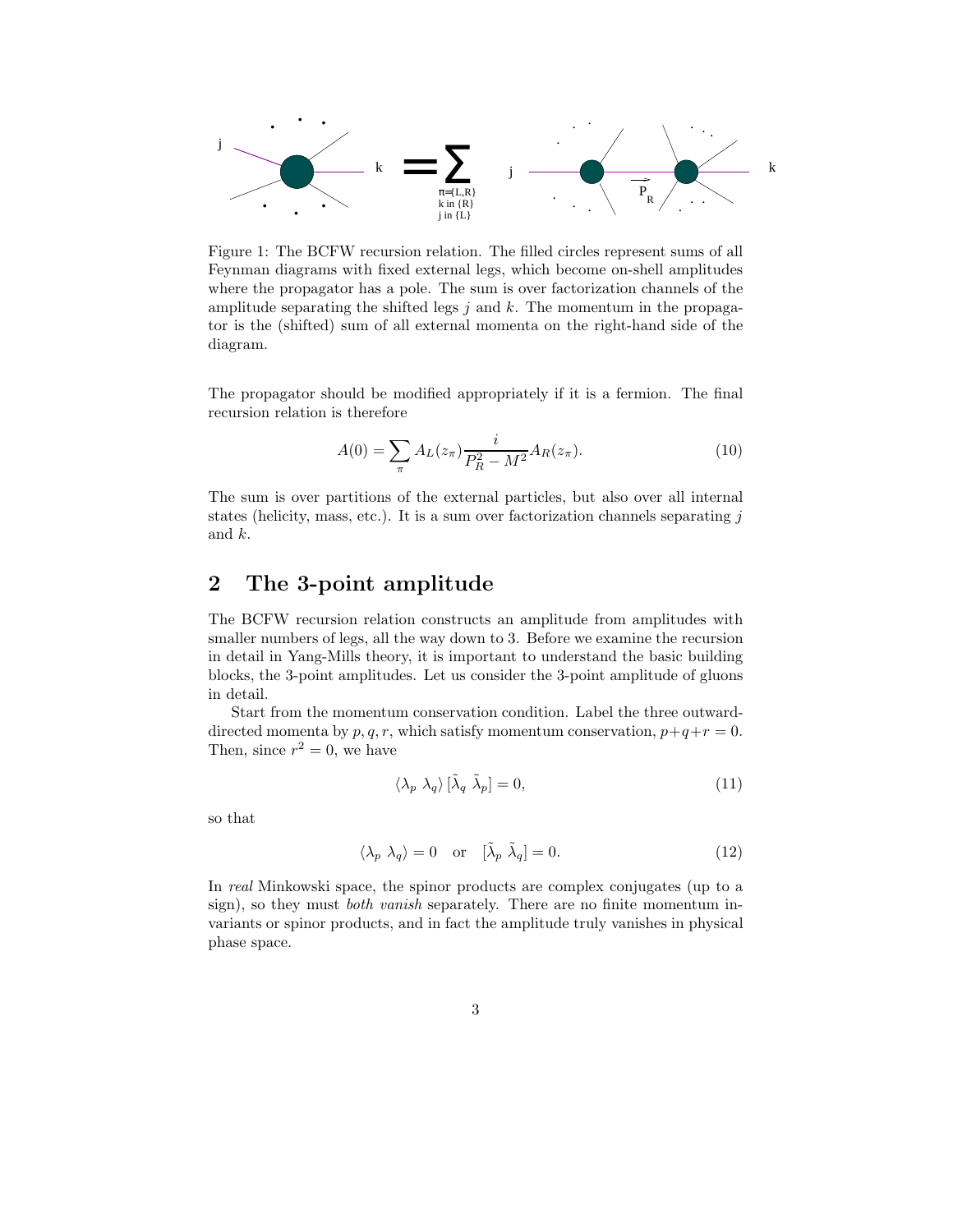Figure 1: The BCFW recursion relation. The filled circles represent sums of all Feynman diagrams with fixed external legs, which become on-shell amplitudes where the propagator has a pole. The sum is over factorization channels of the amplitude separating the shifted legs $j$ and $k$. The momentum in the propagator is the (shifted) sum of all external momenta on the right-hand side of the diagram.

The propagator should be modified appropriately if it is a fermion. The final recursion relation is therefore

$$A(0) = \sum_{\pi} A_L(z_\pi) \frac{i}{P_R^2 - M^2} A_R(z_\pi). \tag{10}$$

The sum is over partitions of the external particles, but also over all internal states (helicity, mass, etc.). It is a sum over factorization channels separating $j$ and $k$.

## 2 The 3-point amplitude

The BCFW recursion relation constructs an amplitude from amplitudes with smaller numbers of legs, all the way down to 3. Before we examine the recursion in detail in Yang-Mills theory, it is important to understand the basic building blocks, the 3-point amplitudes. Let us consider the 3-point amplitude of gluons in detail.

Start from the momentum conservation condition. Label the three outward-directed momenta by $p, q, r$, which satisfy momentum conservation, $p+q+r=0$. Then, since $r^2 = 0$, we have

$$\langle \lambda_p \ \lambda_q \rangle \, [\tilde{\lambda}_q \ \tilde{\lambda}_p] = 0, \tag{11}$$

so that

$$\langle \lambda_p \ \lambda_q \rangle = 0 \quad \text{or} \quad [\tilde{\lambda}_p \ \tilde{\lambda}_q] = 0. \tag{12}$$

In *real* Minkowski space, the spinor products are complex conjugates (up to a sign), so they must *both vanish* separately. There are no finite momentum invariants or spinor products, and in fact the amplitude truly vanishes in physical phase space.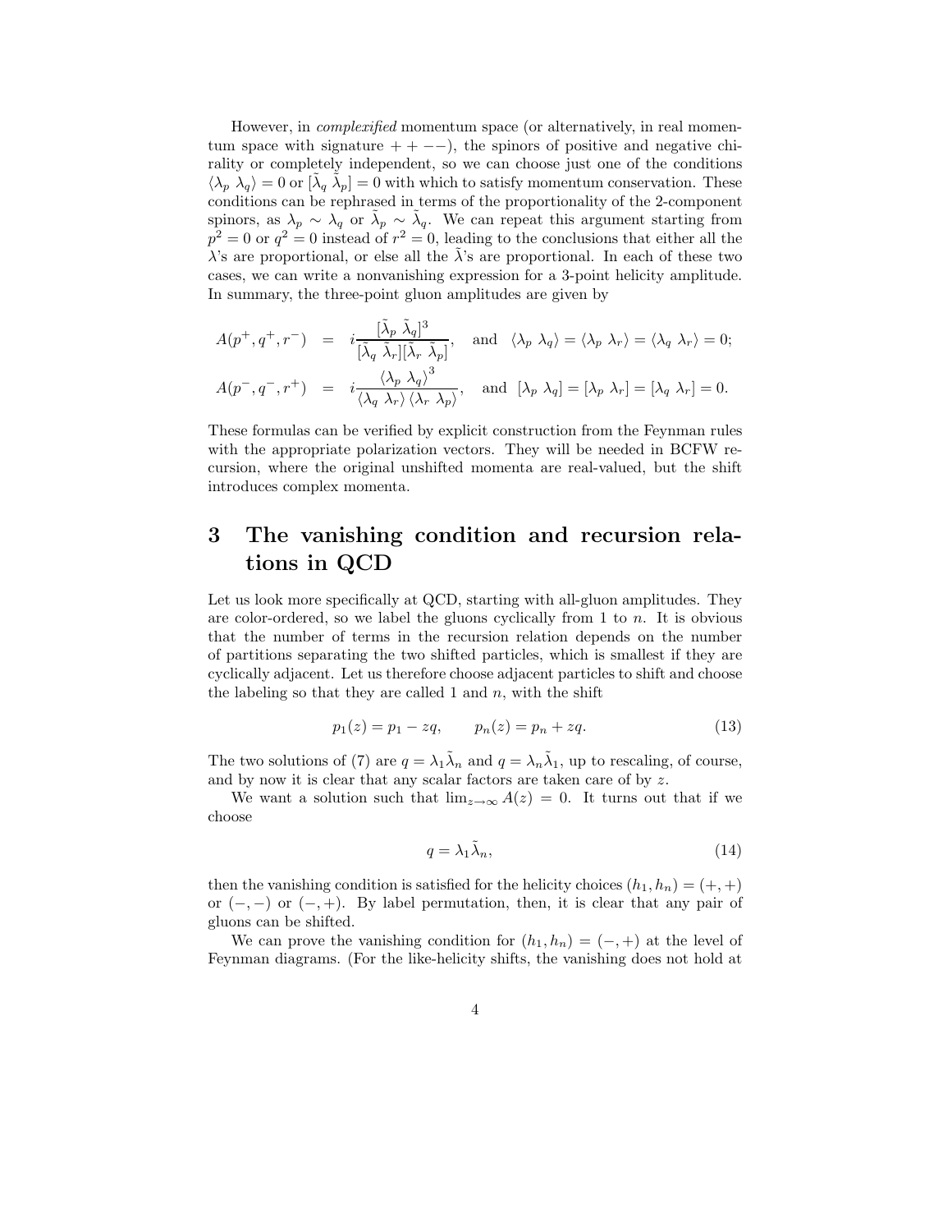However, in *complexified* momentum space (or alternatively, in real momentum space with signature $++--$), the spinors of positive and negative chirality or completely independent, so we can choose just one of the conditions $\langle\lambda_p\ \lambda_q\rangle = 0$ or $[\tilde{\lambda}_q\ \tilde{\lambda}_p] = 0$ with which to satisfy momentum conservation. These conditions can be rephrased in terms of the proportionality of the 2-component spinors, as $\lambda_p \sim \lambda_q$ or $\tilde{\lambda}_p \sim \tilde{\lambda}_q$. We can repeat this argument starting from $p^2 = 0$ or $q^2 = 0$ instead of $r^2 = 0$, leading to the conclusions that either all the $\lambda$'s are proportional, or else all the $\tilde{\lambda}$'s are proportional. In each of these two cases, we can write a nonvanishing expression for a 3-point helicity amplitude. In summary, the three-point gluon amplitudes are given by

$$
\begin{aligned}
A(p^+, q^+, r^-) &= i\frac{[\tilde{\lambda}_p\ \tilde{\lambda}_q]^3}{[\tilde{\lambda}_q\ \tilde{\lambda}_r][\tilde{\lambda}_r\ \tilde{\lambda}_p]}, \quad \text{and} \quad \langle\lambda_p\ \lambda_q\rangle = \langle\lambda_p\ \lambda_r\rangle = \langle\lambda_q\ \lambda_r\rangle = 0; \\
A(p^-, q^-, r^+) &= i\frac{\langle\lambda_p\ \lambda_q\rangle^3}{\langle\lambda_q\ \lambda_r\rangle\langle\lambda_r\ \lambda_p\rangle}, \quad \text{and} \quad [\lambda_p\ \lambda_q] = [\lambda_p\ \lambda_r] = [\lambda_q\ \lambda_r] = 0.
\end{aligned}
$$

These formulas can be verified by explicit construction from the Feynman rules with the appropriate polarization vectors. They will be needed in BCFW recursion, where the original unshifted momenta are real-valued, but the shift introduces complex momenta.

# 3 The vanishing condition and recursion relations in QCD

Let us look more specifically at QCD, starting with all-gluon amplitudes. They are color-ordered, so we label the gluons cyclically from 1 to $n$. It is obvious that the number of terms in the recursion relation depends on the number of partitions separating the two shifted particles, which is smallest if they are cyclically adjacent. Let us therefore choose adjacent particles to shift and choose the labeling so that they are called 1 and $n$, with the shift

$$
p_1(z) = p_1 - zq, \qquad p_n(z) = p_n + zq. \tag{13}
$$

The two solutions of (7) are $q = \lambda_1\tilde{\lambda}_n$ and $q = \lambda_n\tilde{\lambda}_1$, up to rescaling, of course, and by now it is clear that any scalar factors are taken care of by $z$.

We want a solution such that $\lim_{z\to\infty} A(z) = 0$. It turns out that if we choose

$$
q = \lambda_1\tilde{\lambda}_n, \tag{14}
$$

then the vanishing condition is satisfied for the helicity choices $(h_1, h_n) = (+,+)$ or $(-,-)$ or $(-,+)$. By label permutation, then, it is clear that any pair of gluons can be shifted.

We can prove the vanishing condition for $(h_1, h_n) = (-,+)$ at the level of Feynman diagrams. (For the like-helicity shifts, the vanishing does not hold at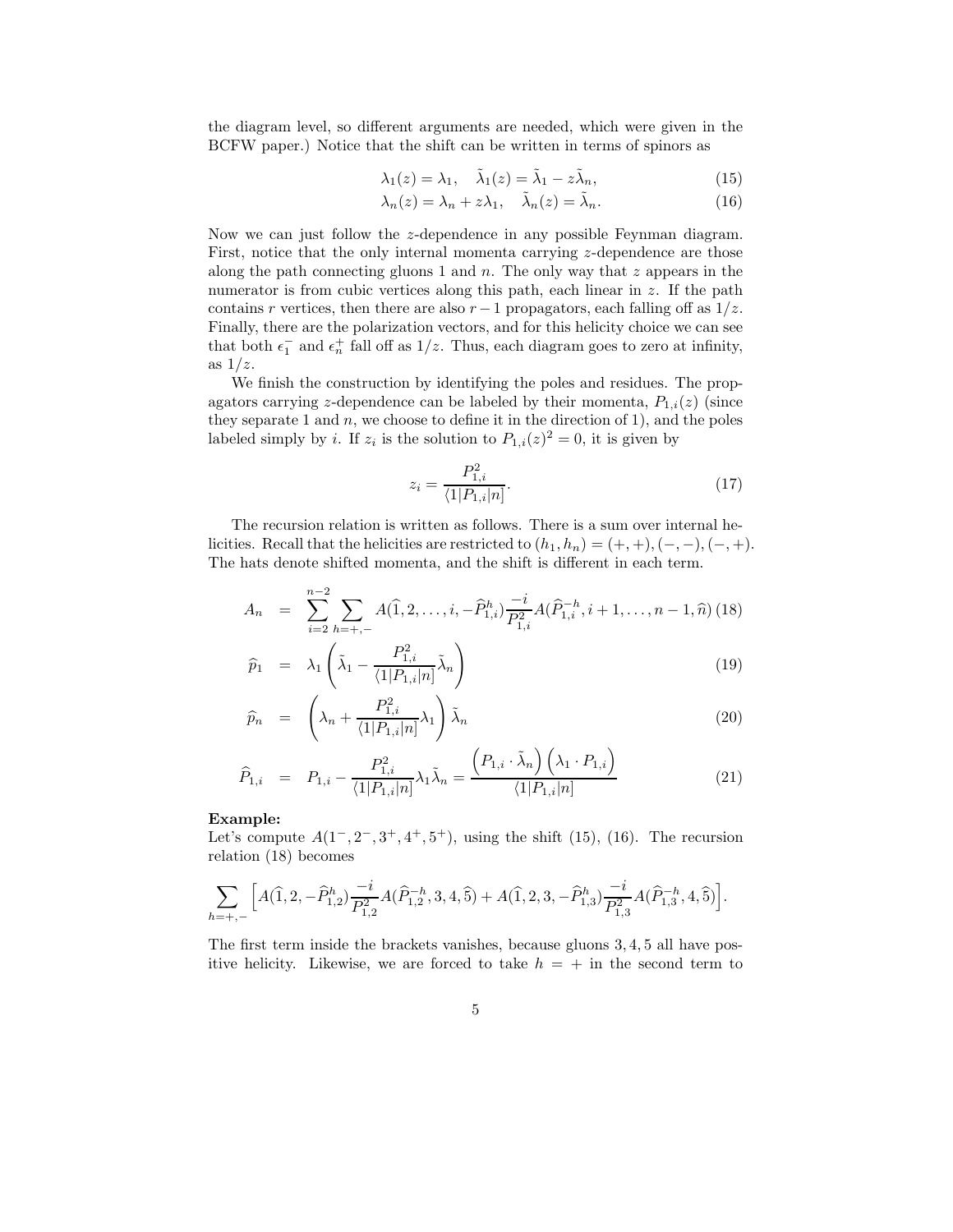the diagram level, so different arguments are needed, which were given in the BCFW paper.) Notice that the shift can be written in terms of spinors as

$$\lambda_1(z) = \lambda_1, \quad \tilde{\lambda}_1(z) = \tilde{\lambda}_1 - z\tilde{\lambda}_n, \tag{15}$$

$$\lambda_n(z) = \lambda_n + z\lambda_1, \quad \tilde{\lambda}_n(z) = \tilde{\lambda}_n. \tag{16}$$

Now we can just follow the $z$-dependence in any possible Feynman diagram. First, notice that the only internal momenta carrying $z$-dependence are those along the path connecting gluons 1 and $n$. The only way that $z$ appears in the numerator is from cubic vertices along this path, each linear in $z$. If the path contains $r$ vertices, then there are also $r-1$ propagators, each falling off as $1/z$. Finally, there are the polarization vectors, and for this helicity choice we can see that both $\epsilon_1^-$ and $\epsilon_n^+$ fall off as $1/z$. Thus, each diagram goes to zero at infinity, as $1/z$.

We finish the construction by identifying the poles and residues. The propagators carrying $z$-dependence can be labeled by their momenta, $P_{1,i}(z)$ (since they separate 1 and $n$, we choose to define it in the direction of 1), and the poles labeled simply by $i$. If $z_i$ is the solution to $P_{1,i}(z)^2 = 0$, it is given by

$$z_i = \frac{P_{1,i}^2}{\langle 1|P_{1,i}|n]}. \tag{17}$$

The recursion relation is written as follows. There is a sum over internal helicities. Recall that the helicities are restricted to $(h_1, h_n) = (+,+), (-,-), (-,+)$. The hats denote shifted momenta, and the shift is different in each term.

$$A_n = \sum_{i=2}^{n-2} \sum_{h=+,-} A(\widehat{1}, 2, \ldots, i, -\widehat{P}_{1,i}^h) \frac{-i}{P_{1,i}^2} A(\widehat{P}_{1,i}^{-h}, i+1, \ldots, n-1, \widehat{n}) \tag{18}$$

$$\widehat{p}_1 = \lambda_1 \left( \tilde{\lambda}_1 - \frac{P_{1,i}^2}{\langle 1|P_{1,i}|n]} \tilde{\lambda}_n \right) \tag{19}$$

$$\widehat{p}_n = \left( \lambda_n + \frac{P_{1,i}^2}{\langle 1|P_{1,i}|n]} \lambda_1 \right) \tilde{\lambda}_n \tag{20}$$

$$\widehat{P}_{1,i} = P_{1,i} - \frac{P_{1,i}^2}{\langle 1|P_{1,i}|n]} \lambda_1 \tilde{\lambda}_n = \frac{\left(P_{1,i} \cdot \tilde{\lambda}_n\right)\left(\lambda_1 \cdot P_{1,i}\right)}{\langle 1|P_{1,i}|n]} \tag{21}$$

**Example:**
Let's compute $A(1^-, 2^-, 3^+, 4^+, 5^+)$, using the shift (15), (16). The recursion relation (18) becomes

$$\sum_{h=+,-} \Big[ A(\widehat{1}, 2, -\widehat{P}_{1,2}^h) \frac{-i}{P_{1,2}^2} A(\widehat{P}_{1,2}^{-h}, 3, 4, \widehat{5}) + A(\widehat{1}, 2, 3, -\widehat{P}_{1,3}^h) \frac{-i}{P_{1,3}^2} A(\widehat{P}_{1,3}^{-h}, 4, \widehat{5}) \Big].$$

The first term inside the brackets vanishes, because gluons 3, 4, 5 all have positive helicity. Likewise, we are forced to take $h = +$ in the second term to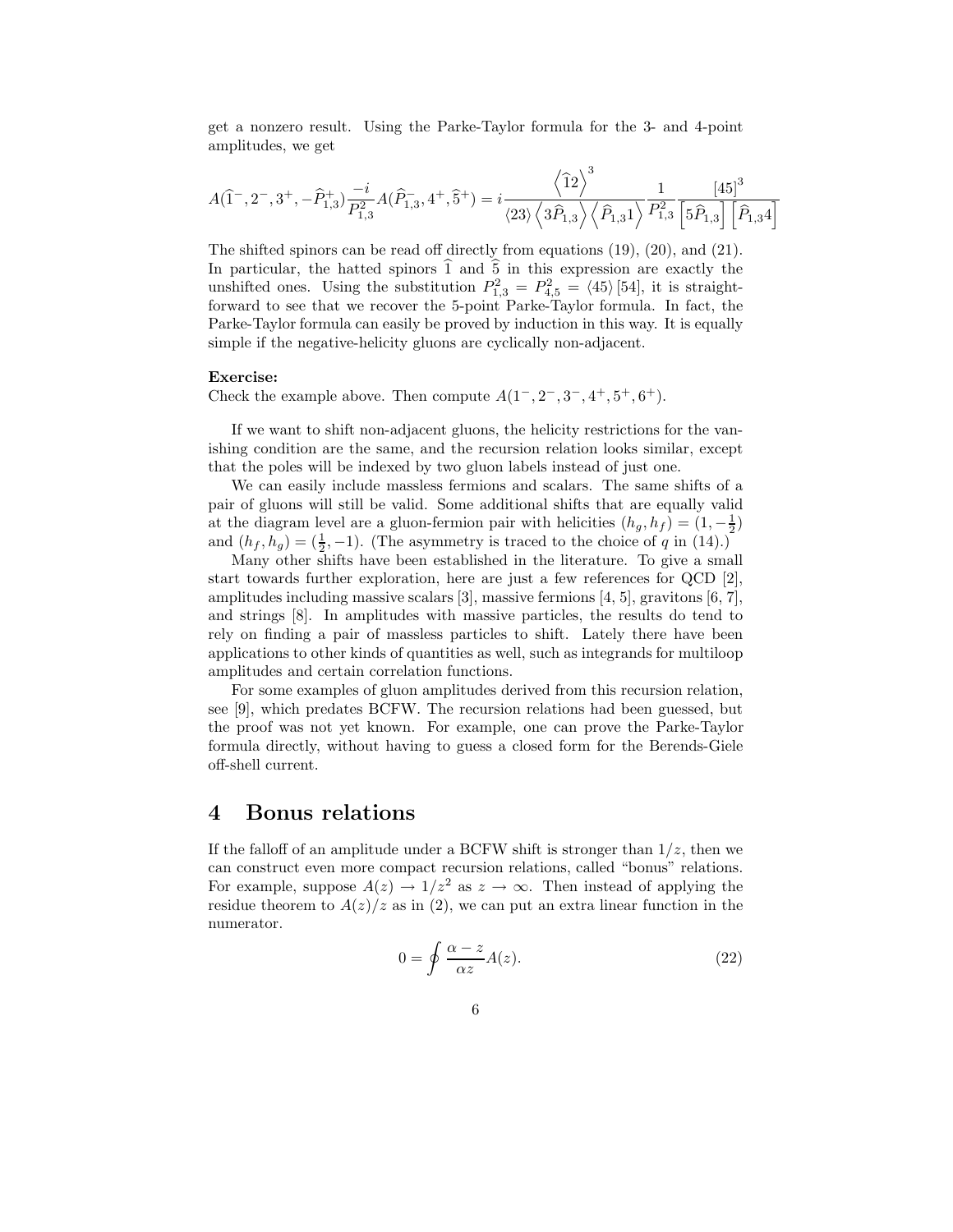get a nonzero result. Using the Parke-Taylor formula for the 3- and 4-point amplitudes, we get

$$A(\widehat{1}^-, 2^-, 3^+, -\widehat{P}_{1,3}^+)\frac{-i}{P_{1,3}^2}A(\widehat{P}_{1,3}^-, 4^+, \widehat{5}^+) = i\frac{\left\langle \widehat{1}2\right\rangle^3}{\langle 23\rangle \left\langle 3\widehat{P}_{1,3}\right\rangle \left\langle \widehat{P}_{1,3}1\right\rangle}\frac{1}{P_{1,3}^2}\frac{[45]^3}{\left[5\widehat{P}_{1,3}\right]\left[\widehat{P}_{1,3}4\right]}$$

The shifted spinors can be read off directly from equations (19), (20), and (21). In particular, the hatted spinors $\widehat{1}$ and $\widehat{5}$ in this expression are exactly the unshifted ones. Using the substitution $P_{1,3}^2 = P_{4,5}^2 = \langle 45\rangle [54]$, it is straightforward to see that we recover the 5-point Parke-Taylor formula. In fact, the Parke-Taylor formula can easily be proved by induction in this way. It is equally simple if the negative-helicity gluons are cyclically non-adjacent.

**Exercise:**
Check the example above. Then compute $A(1^-, 2^-, 3^-, 4^+, 5^+, 6^+)$.

If we want to shift non-adjacent gluons, the helicity restrictions for the vanishing condition are the same, and the recursion relation looks similar, except that the poles will be indexed by two gluon labels instead of just one.

We can easily include massless fermions and scalars. The same shifts of a pair of gluons will still be valid. Some additional shifts that are equally valid at the diagram level are a gluon-fermion pair with helicities $(h_g, h_f) = (1, -\frac{1}{2})$ and $(h_f, h_g) = (\frac{1}{2}, -1)$. (The asymmetry is traced to the choice of $q$ in (14).)

Many other shifts have been established in the literature. To give a small start towards further exploration, here are just a few references for QCD [2], amplitudes including massive scalars [3], massive fermions [4, 5], gravitons [6, 7], and strings [8]. In amplitudes with massive particles, the results do tend to rely on finding a pair of massless particles to shift. Lately there have been applications to other kinds of quantities as well, such as integrands for multiloop amplitudes and certain correlation functions.

For some examples of gluon amplitudes derived from this recursion relation, see [9], which predates BCFW. The recursion relations had been guessed, but the proof was not yet known. For example, one can prove the Parke-Taylor formula directly, without having to guess a closed form for the Berends-Giele off-shell current.

# 4 Bonus relations

If the falloff of an amplitude under a BCFW shift is stronger than $1/z$, then we can construct even more compact recursion relations, called "bonus" relations. For example, suppose $A(z) \to 1/z^2$ as $z \to \infty$. Then instead of applying the residue theorem to $A(z)/z$ as in (2), we can put an extra linear function in the numerator.

$$0 = \oint \frac{\alpha - z}{\alpha z} A(z). \tag{22}$$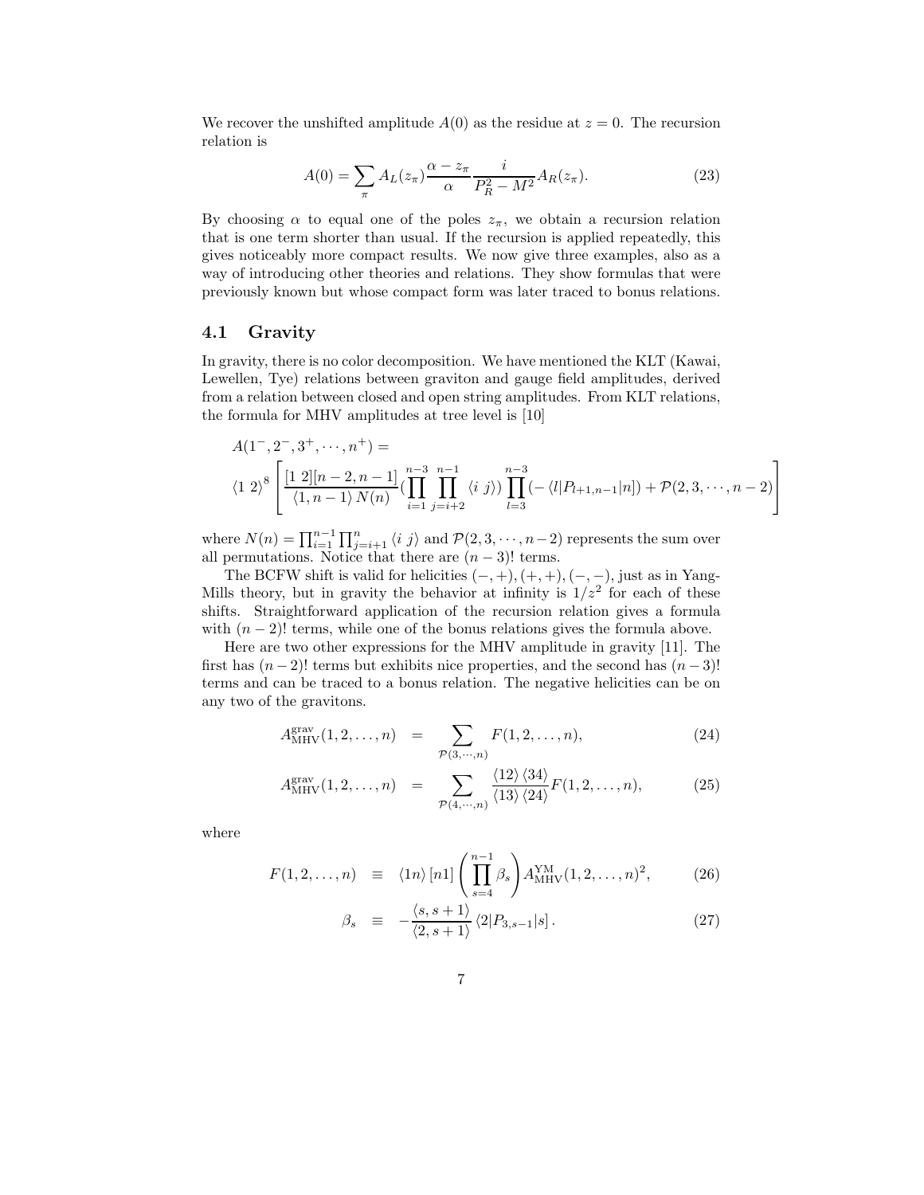We recover the unshifted amplitude $A(0)$ as the residue at $z = 0$. The recursion relation is

$$A(0) = \sum_{\pi} A_L(z_\pi) \frac{\alpha - z_\pi}{\alpha} \frac{i}{P_R^2 - M^2} A_R(z_\pi). \tag{23}$$

By choosing $\alpha$ to equal one of the poles $z_\pi$, we obtain a recursion relation that is one term shorter than usual. If the recursion is applied repeatedly, this gives noticeably more compact results. We now give three examples, also as a way of introducing other theories and relations. They show formulas that were previously known but whose compact form was later traced to bonus relations.

### 4.1 Gravity

In gravity, there is no color decomposition. We have mentioned the KLT (Kawai, Lewellen, Tye) relations between graviton and gauge field amplitudes, derived from a relation between closed and open string amplitudes. From KLT relations, the formula for MHV amplitudes at tree level is [10]

$$A(1^-, 2^-, 3^+, \cdots, n^+) =$$
$$\langle 1\ 2 \rangle^8 \left[ \frac{[1\ 2][n-2, n-1]}{\langle 1, n-1 \rangle\, N(n)} \Big( \prod_{i=1}^{n-3} \prod_{j=i+2}^{n-1} \langle i\ j \rangle \Big) \prod_{l=3}^{n-3} (- \langle l | P_{l+1,n-1} | n]) + \mathcal{P}(2, 3, \cdots, n-2) \right]$$

where $N(n) = \prod_{i=1}^{n-1} \prod_{j=i+1}^{n} \langle i\ j \rangle$ and $\mathcal{P}(2, 3, \cdots, n-2)$ represents the sum over all permutations. Notice that there are $(n-3)!$ terms.

The BCFW shift is valid for helicities $(-, +), (+, +), (-, -)$, just as in Yang-Mills theory, but in gravity the behavior at infinity is $1/z^2$ for each of these shifts. Straightforward application of the recursion relation gives a formula with $(n-2)!$ terms, while one of the bonus relations gives the formula above.

Here are two other expressions for the MHV amplitude in gravity [11]. The first has $(n-2)!$ terms but exhibits nice properties, and the second has $(n-3)!$ terms and can be traced to a bonus relation. The negative helicities can be on any two of the gravitons.

$$A_{\rm MHV}^{\rm grav}(1, 2, \ldots, n) = \sum_{\mathcal{P}(3, \cdots, n)} F(1, 2, \ldots, n), \tag{24}$$

$$A_{\rm MHV}^{\rm grav}(1, 2, \ldots, n) = \sum_{\mathcal{P}(4, \cdots, n)} \frac{\langle 12 \rangle \langle 34 \rangle}{\langle 13 \rangle \langle 24 \rangle} F(1, 2, \ldots, n), \tag{25}$$

where

$$F(1, 2, \ldots, n) \equiv \langle 1n \rangle [n1] \left( \prod_{s=4}^{n-1} \beta_s \right) A_{\rm MHV}^{\rm YM}(1, 2, \ldots, n)^2, \tag{26}$$

$$\beta_s \equiv -\frac{\langle s, s+1 \rangle}{\langle 2, s+1 \rangle} \langle 2 | P_{3,s-1} | s]. \tag{27}$$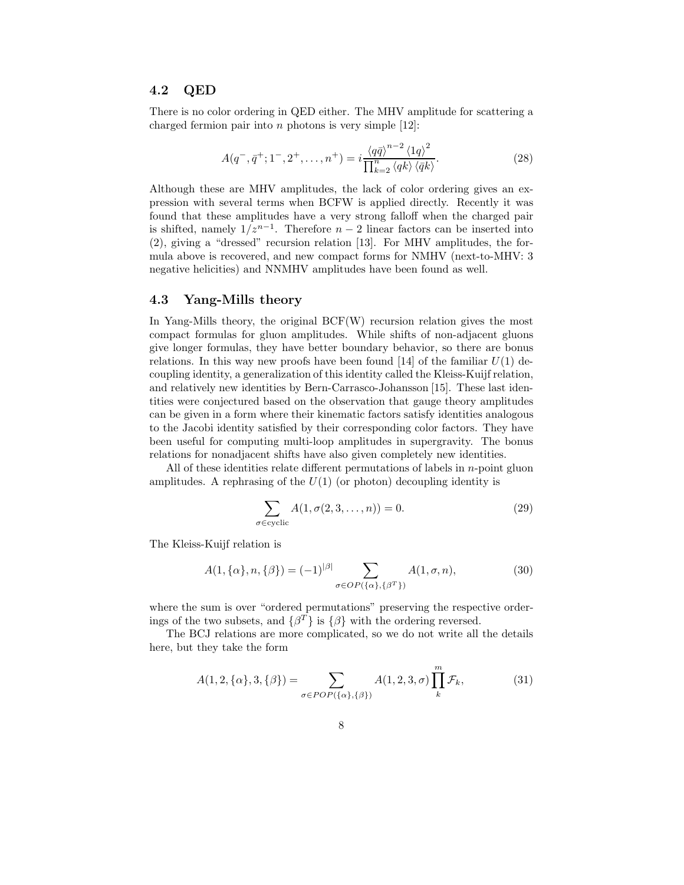### 4.2 QED

There is no color ordering in QED either. The MHV amplitude for scattering a charged fermion pair into $n$ photons is very simple [12]:

$$A(q^-, \bar{q}^+; 1^-, 2^+, \ldots, n^+) = i \frac{\langle q\bar{q}\rangle^{n-2} \langle 1q\rangle^2}{\prod_{k=2}^{n} \langle qk\rangle \langle \bar{q}k\rangle}. \tag{28}$$

Although these are MHV amplitudes, the lack of color ordering gives an expression with several terms when BCFW is applied directly. Recently it was found that these amplitudes have a very strong falloff when the charged pair is shifted, namely $1/z^{n-1}$. Therefore $n-2$ linear factors can be inserted into (2), giving a "dressed" recursion relation [13]. For MHV amplitudes, the formula above is recovered, and new compact forms for NMHV (next-to-MHV: 3 negative helicities) and NNMHV amplitudes have been found as well.

### 4.3 Yang-Mills theory

In Yang-Mills theory, the original BCF(W) recursion relation gives the most compact formulas for gluon amplitudes. While shifts of non-adjacent gluons give longer formulas, they have better boundary behavior, so there are bonus relations. In this way new proofs have been found [14] of the familiar $U(1)$ decoupling identity, a generalization of this identity called the Kleiss-Kuijf relation, and relatively new identities by Bern-Carrasco-Johansson [15]. These last identities were conjectured based on the observation that gauge theory amplitudes can be given in a form where their kinematic factors satisfy identities analogous to the Jacobi identity satisfied by their corresponding color factors. They have been useful for computing multi-loop amplitudes in supergravity. The bonus relations for nonadjacent shifts have also given completely new identities.

All of these identities relate different permutations of labels in $n$-point gluon amplitudes. A rephrasing of the $U(1)$ (or photon) decoupling identity is

$$\sum_{\sigma \in \text{cyclic}} A(1, \sigma(2, 3, \ldots, n)) = 0. \tag{29}$$

The Kleiss-Kuijf relation is

$$A(1, \{\alpha\}, n, \{\beta\}) = (-1)^{|\beta|} \sum_{\sigma \in OP(\{\alpha\}, \{\beta^T\})} A(1, \sigma, n), \tag{30}$$

where the sum is over "ordered permutations" preserving the respective orderings of the two subsets, and $\{\beta^T\}$ is $\{\beta\}$ with the ordering reversed.

The BCJ relations are more complicated, so we do not write all the details here, but they take the form

$$A(1, 2, \{\alpha\}, 3, \{\beta\}) = \sum_{\sigma \in POP(\{\alpha\}, \{\beta\})} A(1, 2, 3, \sigma) \prod_{k}^{m} \mathcal{F}_k, \tag{31}$$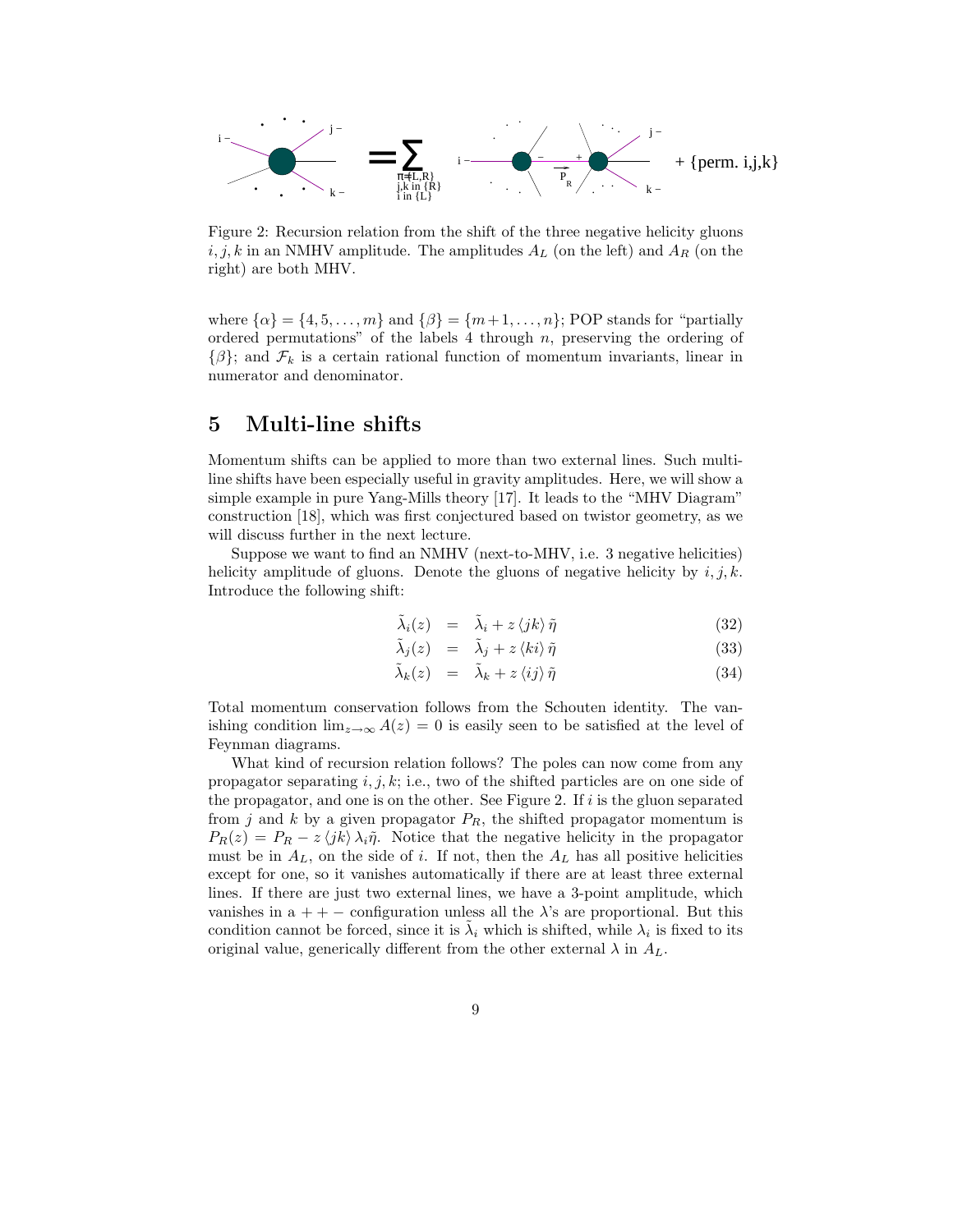Figure 2: Recursion relation from the shift of the three negative helicity gluons $i, j, k$ in an NMHV amplitude. The amplitudes $A_L$ (on the left) and $A_R$ (on the right) are both MHV.

where $\{\alpha\} = \{4, 5, \ldots, m\}$ and $\{\beta\} = \{m+1, \ldots, n\}$; POP stands for "partially ordered permutations" of the labels 4 through $n$, preserving the ordering of $\{\beta\}$; and $\mathcal{F}_k$ is a certain rational function of momentum invariants, linear in numerator and denominator.

## 5 Multi-line shifts

Momentum shifts can be applied to more than two external lines. Such multi-line shifts have been especially useful in gravity amplitudes. Here, we will show a simple example in pure Yang-Mills theory [17]. It leads to the "MHV Diagram" construction [18], which was first conjectured based on twistor geometry, as we will discuss further in the next lecture.

Suppose we want to find an NMHV (next-to-MHV, i.e. 3 negative helicities) helicity amplitude of gluons. Denote the gluons of negative helicity by $i, j, k$. Introduce the following shift:

$$\tilde{\lambda}_i(z) = \tilde{\lambda}_i + z \langle jk \rangle \tilde{\eta} \tag{32}$$

$$\tilde{\lambda}_j(z) = \tilde{\lambda}_j + z \langle ki \rangle \tilde{\eta} \tag{33}$$

$$\tilde{\lambda}_k(z) = \tilde{\lambda}_k + z \langle ij \rangle \tilde{\eta} \tag{34}$$

Total momentum conservation follows from the Schouten identity. The vanishing condition $\lim_{z\to\infty} A(z) = 0$ is easily seen to be satisfied at the level of Feynman diagrams.

What kind of recursion relation follows? The poles can now come from any propagator separating $i, j, k$; i.e., two of the shifted particles are on one side of the propagator, and one is on the other. See Figure 2. If $i$ is the gluon separated from $j$ and $k$ by a given propagator $P_R$, the shifted propagator momentum is $P_R(z) = P_R - z \langle jk \rangle \lambda_i \tilde{\eta}$. Notice that the negative helicity in the propagator must be in $A_L$, on the side of $i$. If not, then the $A_L$ has all positive helicities except for one, so it vanishes automatically if there are at least three external lines. If there are just two external lines, we have a 3-point amplitude, which vanishes in a $++-$ configuration unless all the $\lambda$'s are proportional. But this condition cannot be forced, since it is $\tilde{\lambda}_i$ which is shifted, while $\lambda_i$ is fixed to its original value, generically different from the other external $\lambda$ in $A_L$.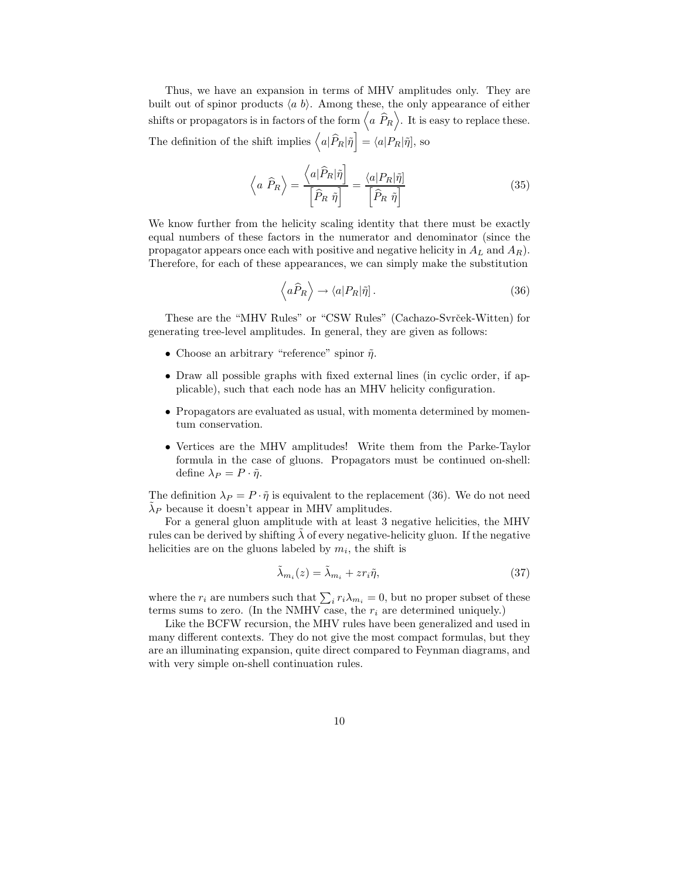Thus, we have an expansion in terms of MHV amplitudes only. They are built out of spinor products $\langle a\ b\rangle$. Among these, the only appearance of either shifts or propagators is in factors of the form $\left\langle a\ \widehat{P}_R\right\rangle$. It is easy to replace these. The definition of the shift implies $\left\langle a|\widehat{P}_R|\tilde{\eta}\right] = \langle a|P_R|\tilde{\eta}]$, so

$$\left\langle a\ \widehat{P}_R\right\rangle = \frac{\left\langle a|\widehat{P}_R|\tilde{\eta}\right]}{\left[\widehat{P}_R\ \tilde{\eta}\right]} = \frac{\langle a|P_R|\tilde{\eta}]}{\left[\widehat{P}_R\ \tilde{\eta}\right]} \tag{35}$$

We know further from the helicity scaling identity that there must be exactly equal numbers of these factors in the numerator and denominator (since the propagator appears once each with positive and negative helicity in $A_L$ and $A_R$). Therefore, for each of these appearances, we can simply make the substitution

$$\left\langle a\widehat{P}_R\right\rangle \to \langle a|P_R|\tilde{\eta}]\,. \tag{36}$$

These are the "MHV Rules" or "CSW Rules" (Cachazo-Svrček-Witten) for generating tree-level amplitudes. In general, they are given as follows:

- Choose an arbitrary "reference" spinor $\tilde{\eta}$.
- Draw all possible graphs with fixed external lines (in cyclic order, if applicable), such that each node has an MHV helicity configuration.
- Propagators are evaluated as usual, with momenta determined by momentum conservation.
- Vertices are the MHV amplitudes! Write them from the Parke-Taylor formula in the case of gluons. Propagators must be continued on-shell: define $\lambda_P = P \cdot \tilde{\eta}$.

The definition $\lambda_P = P \cdot \tilde{\eta}$ is equivalent to the replacement (36). We do not need $\tilde{\lambda}_P$ because it doesn't appear in MHV amplitudes.

For a general gluon amplitude with at least 3 negative helicities, the MHV rules can be derived by shifting $\tilde{\lambda}$ of every negative-helicity gluon. If the negative helicities are on the gluons labeled by $m_i$, the shift is

$$\tilde{\lambda}_{m_i}(z) = \tilde{\lambda}_{m_i} + z r_i \tilde{\eta}, \tag{37}$$

where the $r_i$ are numbers such that $\sum_i r_i \lambda_{m_i} = 0$, but no proper subset of these terms sums to zero. (In the NMHV case, the $r_i$ are determined uniquely.)

Like the BCFW recursion, the MHV rules have been generalized and used in many different contexts. They do not give the most compact formulas, but they are an illuminating expansion, quite direct compared to Feynman diagrams, and with very simple on-shell continuation rules.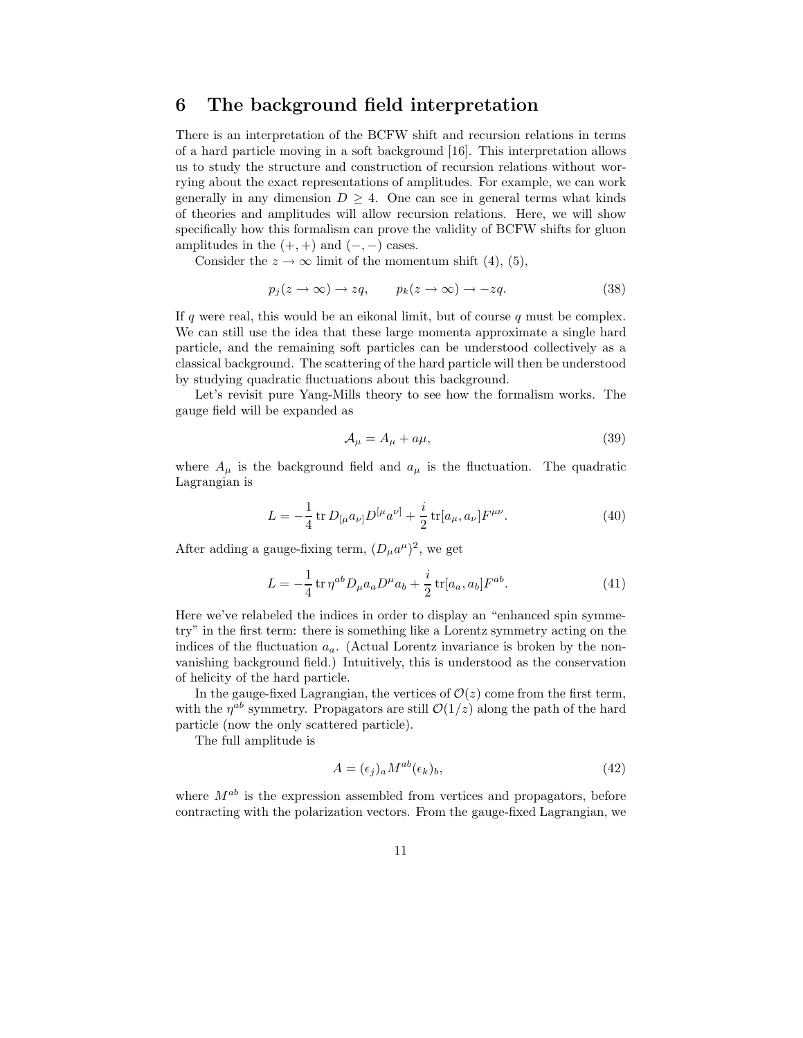## 6 The background field interpretation

There is an interpretation of the BCFW shift and recursion relations in terms of a hard particle moving in a soft background [16]. This interpretation allows us to study the structure and construction of recursion relations without worrying about the exact representations of amplitudes. For example, we can work generally in any dimension $D \geq 4$. One can see in general terms what kinds of theories and amplitudes will allow recursion relations. Here, we will show specifically how this formalism can prove the validity of BCFW shifts for gluon amplitudes in the $(+,+)$ and $(-,-)$ cases.

Consider the $z \to \infty$ limit of the momentum shift (4), (5),

$$p_j(z \to \infty) \to zq, \qquad p_k(z \to \infty) \to -zq. \tag{38}$$

If $q$ were real, this would be an eikonal limit, but of course $q$ must be complex. We can still use the idea that these large momenta approximate a single hard particle, and the remaining soft particles can be understood collectively as a classical background. The scattering of the hard particle will then be understood by studying quadratic fluctuations about this background.

Let's revisit pure Yang-Mills theory to see how the formalism works. The gauge field will be expanded as

$$\mathcal{A}_\mu = A_\mu + a\mu, \tag{39}$$

where $A_\mu$ is the background field and $a_\mu$ is the fluctuation. The quadratic Lagrangian is

$$L = -\frac{1}{4} \operatorname{tr} D_{[\mu} a_{\nu]} D^{[\mu} a^{\nu]} + \frac{i}{2} \operatorname{tr}[a_\mu, a_\nu] F^{\mu\nu}. \tag{40}$$

After adding a gauge-fixing term, $(D_\mu a^\mu)^2$, we get

$$L = -\frac{1}{4} \operatorname{tr} \eta^{ab} D_\mu a_a D^\mu a_b + \frac{i}{2} \operatorname{tr}[a_a, a_b] F^{ab}. \tag{41}$$

Here we've relabeled the indices in order to display an "enhanced spin symmetry" in the first term: there is something like a Lorentz symmetry acting on the indices of the fluctuation $a_a$. (Actual Lorentz invariance is broken by the nonvanishing background field.) Intuitively, this is understood as the conservation of helicity of the hard particle.

In the gauge-fixed Lagrangian, the vertices of $\mathcal{O}(z)$ come from the first term, with the $\eta^{ab}$ symmetry. Propagators are still $\mathcal{O}(1/z)$ along the path of the hard particle (now the only scattered particle).

The full amplitude is

$$A = (\epsilon_j)_a M^{ab} (\epsilon_k)_b, \tag{42}$$

where $M^{ab}$ is the expression assembled from vertices and propagators, before contracting with the polarization vectors. From the gauge-fixed Lagrangian, we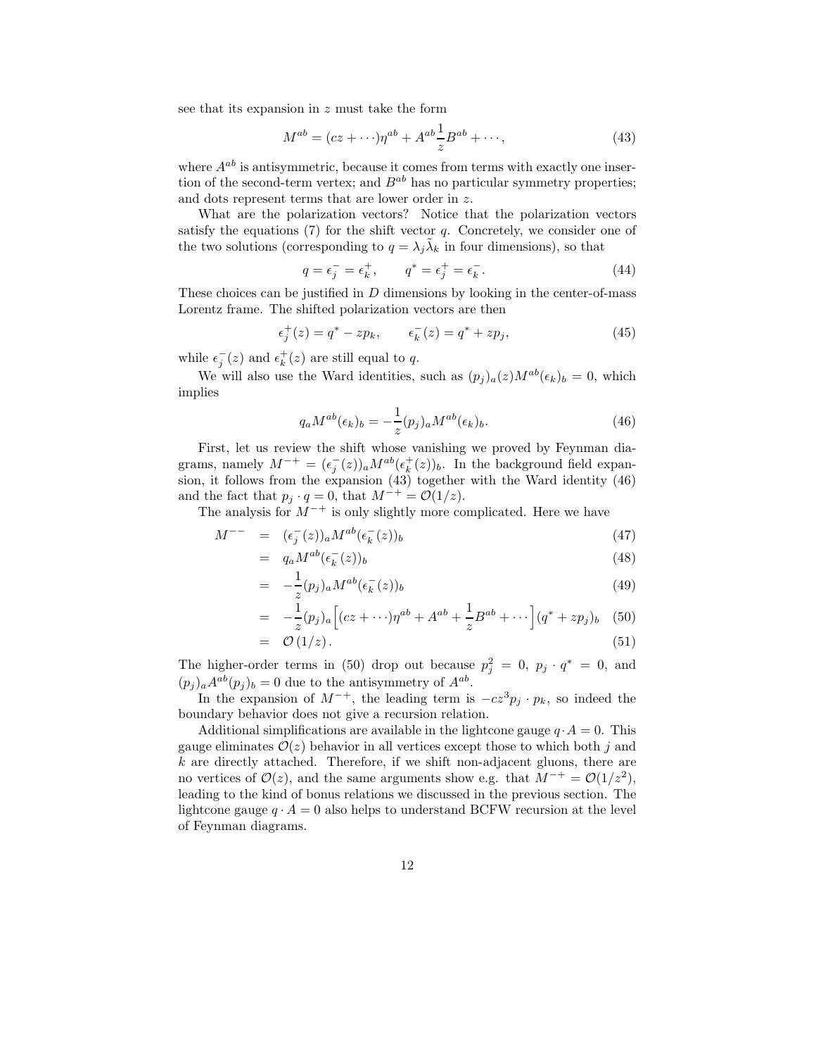see that its expansion in $z$ must take the form

$$M^{ab} = (cz + \cdots)\eta^{ab} + A^{ab}\frac{1}{z}B^{ab} + \cdots, \tag{43}$$

where $A^{ab}$ is antisymmetric, because it comes from terms with exactly one insertion of the second-term vertex; and $B^{ab}$ has no particular symmetry properties; and dots represent terms that are lower order in $z$.

What are the polarization vectors? Notice that the polarization vectors satisfy the equations (7) for the shift vector $q$. Concretely, we consider one of the two solutions (corresponding to $q = \lambda_j\tilde{\lambda}_k$ in four dimensions), so that

$$q = \epsilon_j^- = \epsilon_k^+, \qquad q^* = \epsilon_j^+ = \epsilon_k^-. \tag{44}$$

These choices can be justified in $D$ dimensions by looking in the center-of-mass Lorentz frame. The shifted polarization vectors are then

$$\epsilon_j^+(z) = q^* - zp_k, \qquad \epsilon_k^-(z) = q^* + zp_j, \tag{45}$$

while $\epsilon_j^-(z)$ and $\epsilon_k^+(z)$ are still equal to $q$.

We will also use the Ward identities, such as $(p_j)_a(z)M^{ab}(\epsilon_k)_b = 0$, which implies

$$q_a M^{ab}(\epsilon_k)_b = -\frac{1}{z}(p_j)_a M^{ab}(\epsilon_k)_b. \tag{46}$$

First, let us review the shift whose vanishing we proved by Feynman diagrams, namely $M^{-+} = (\epsilon_j^-(z))_a M^{ab}(\epsilon_k^+(z))_b$. In the background field expansion, it follows from the expansion (43) together with the Ward identity (46) and the fact that $p_j \cdot q = 0$, that $M^{-+} = \mathcal{O}(1/z)$.

The analysis for $M^{-+}$ is only slightly more complicated. Here we have

$$\begin{aligned}
M^{--} &= (\epsilon_j^-(z))_a M^{ab}(\epsilon_k^-(z))_b & (47)\\
&= q_a M^{ab}(\epsilon_k^-(z))_b & (48)\\
&= -\frac{1}{z}(p_j)_a M^{ab}(\epsilon_k^-(z))_b & (49)\\
&= -\frac{1}{z}(p_j)_a\Big[(cz + \cdots)\eta^{ab} + A^{ab} + \frac{1}{z}B^{ab} + \cdots\Big](q^* + zp_j)_b & (50)\\
&= \mathcal{O}\left(1/z\right). & (51)
\end{aligned}$$

The higher-order terms in (50) drop out because $p_j^2 = 0$, $p_j \cdot q^* = 0$, and $(p_j)_a A^{ab}(p_j)_b = 0$ due to the antisymmetry of $A^{ab}$.

In the expansion of $M^{-+}$, the leading term is $-cz^3 p_j \cdot p_k$, so indeed the boundary behavior does not give a recursion relation.

Additional simplifications are available in the lightcone gauge $q \cdot A = 0$. This gauge eliminates $\mathcal{O}(z)$ behavior in all vertices except those to which both $j$ and $k$ are directly attached. Therefore, if we shift non-adjacent gluons, there are no vertices of $\mathcal{O}(z)$, and the same arguments show e.g. that $M^{-+} = \mathcal{O}(1/z^2)$, leading to the kind of bonus relations we discussed in the previous section. The lightcone gauge $q \cdot A = 0$ also helps to understand BCFW recursion at the level of Feynman diagrams.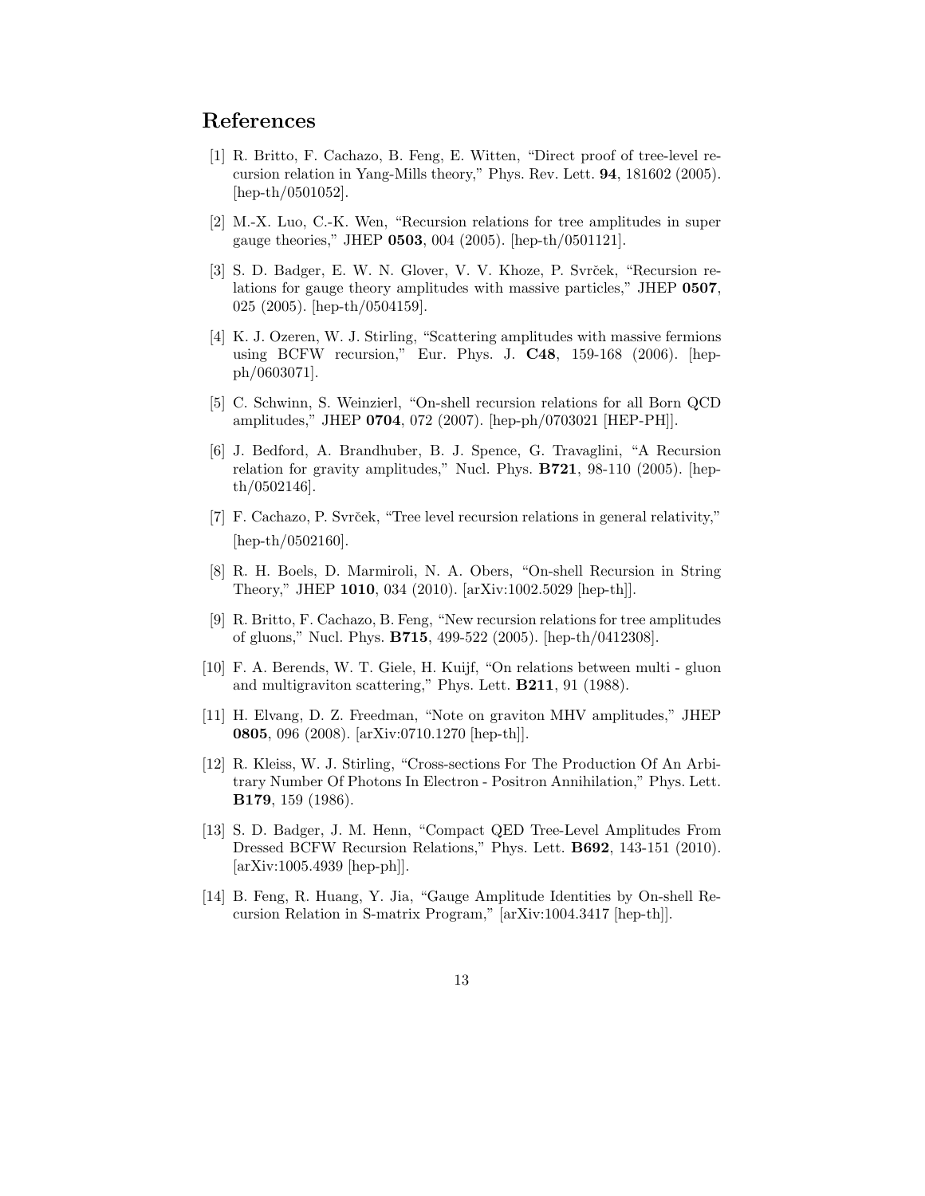## References

[1] R. Britto, F. Cachazo, B. Feng, E. Witten, "Direct proof of tree-level recursion relation in Yang-Mills theory," Phys. Rev. Lett. **94**, 181602 (2005). [hep-th/0501052].

[2] M.-X. Luo, C.-K. Wen, "Recursion relations for tree amplitudes in super gauge theories," JHEP **0503**, 004 (2005). [hep-th/0501121].

[3] S. D. Badger, E. W. N. Glover, V. V. Khoze, P. Svrček, "Recursion relations for gauge theory amplitudes with massive particles," JHEP **0507**, 025 (2005). [hep-th/0504159].

[4] K. J. Ozeren, W. J. Stirling, "Scattering amplitudes with massive fermions using BCFW recursion," Eur. Phys. J. **C48**, 159-168 (2006). [hep-ph/0603071].

[5] C. Schwinn, S. Weinzierl, "On-shell recursion relations for all Born QCD amplitudes," JHEP **0704**, 072 (2007). [hep-ph/0703021 [HEP-PH]].

[6] J. Bedford, A. Brandhuber, B. J. Spence, G. Travaglini, "A Recursion relation for gravity amplitudes," Nucl. Phys. **B721**, 98-110 (2005). [hep-th/0502146].

[7] F. Cachazo, P. Svrček, "Tree level recursion relations in general relativity," [hep-th/0502160].

[8] R. H. Boels, D. Marmiroli, N. A. Obers, "On-shell Recursion in String Theory," JHEP **1010**, 034 (2010). [arXiv:1002.5029 [hep-th]].

[9] R. Britto, F. Cachazo, B. Feng, "New recursion relations for tree amplitudes of gluons," Nucl. Phys. **B715**, 499-522 (2005). [hep-th/0412308].

[10] F. A. Berends, W. T. Giele, H. Kuijf, "On relations between multi - gluon and multigraviton scattering," Phys. Lett. **B211**, 91 (1988).

[11] H. Elvang, D. Z. Freedman, "Note on graviton MHV amplitudes," JHEP **0805**, 096 (2008). [arXiv:0710.1270 [hep-th]].

[12] R. Kleiss, W. J. Stirling, "Cross-sections For The Production Of An Arbitrary Number Of Photons In Electron - Positron Annihilation," Phys. Lett. **B179**, 159 (1986).

[13] S. D. Badger, J. M. Henn, "Compact QED Tree-Level Amplitudes From Dressed BCFW Recursion Relations," Phys. Lett. **B692**, 143-151 (2010). [arXiv:1005.4939 [hep-ph]].

[14] B. Feng, R. Huang, Y. Jia, "Gauge Amplitude Identities by On-shell Recursion Relation in S-matrix Program," [arXiv:1004.3417 [hep-th]].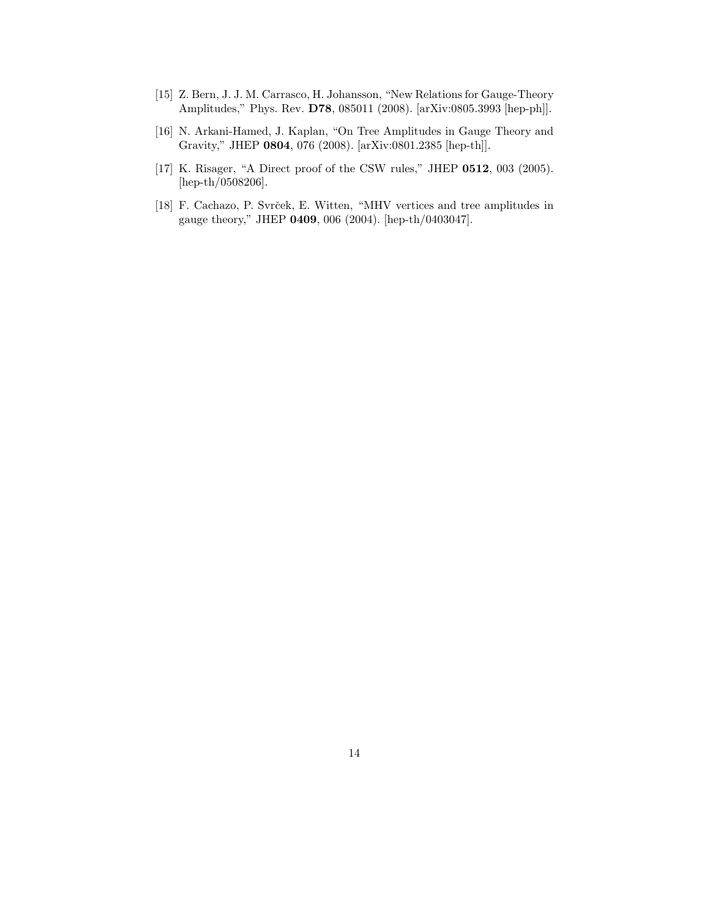[15] Z. Bern, J. J. M. Carrasco, H. Johansson, "New Relations for Gauge-Theory Amplitudes," Phys. Rev. **D78**, 085011 (2008). [arXiv:0805.3993 [hep-ph]].

[16] N. Arkani-Hamed, J. Kaplan, "On Tree Amplitudes in Gauge Theory and Gravity," JHEP **0804**, 076 (2008). [arXiv:0801.2385 [hep-th]].

[17] K. Risager, "A Direct proof of the CSW rules," JHEP **0512**, 003 (2005). [hep-th/0508206].

[18] F. Cachazo, P. Svrček, E. Witten, "MHV vertices and tree amplitudes in gauge theory," JHEP **0409**, 006 (2004). [hep-th/0403047].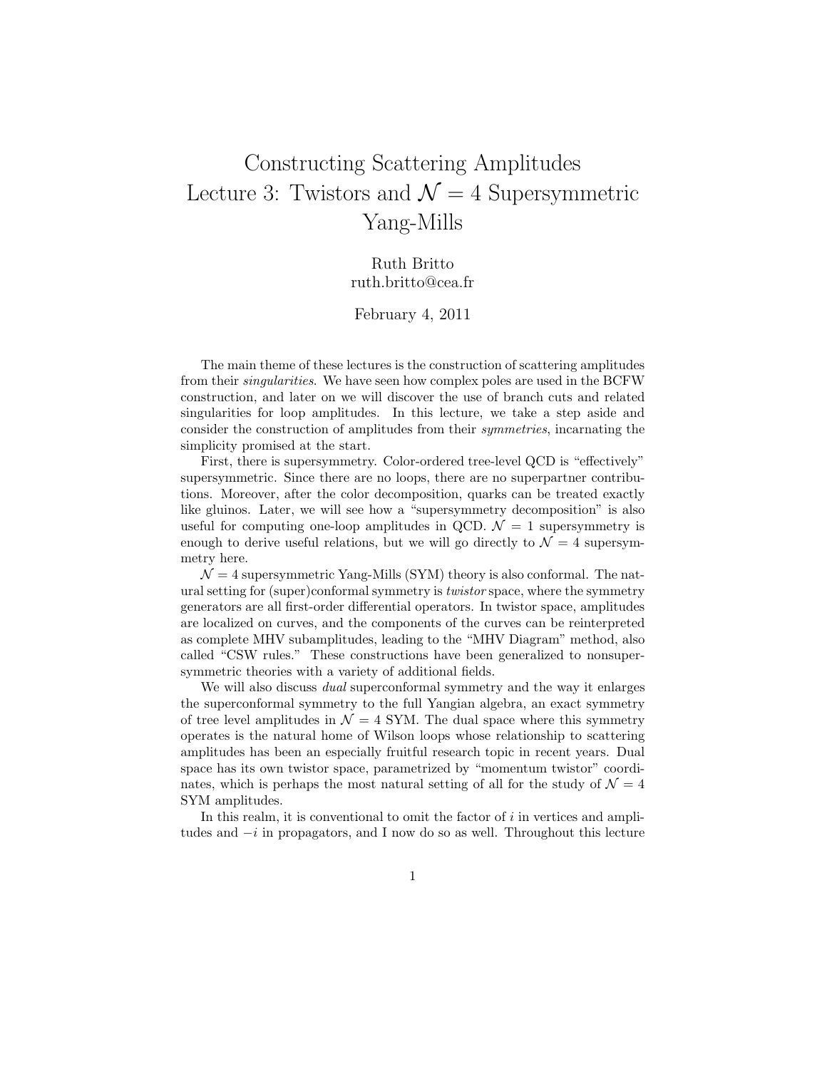# Constructing Scattering Amplitudes
# Lecture 3: Twistors and $\mathcal{N} = 4$ Supersymmetric Yang-Mills

Ruth Britto
ruth.britto@cea.fr

February 4, 2011

The main theme of these lectures is the construction of scattering amplitudes from their *singularities*. We have seen how complex poles are used in the BCFW construction, and later on we will discover the use of branch cuts and related singularities for loop amplitudes. In this lecture, we take a step aside and consider the construction of amplitudes from their *symmetries*, incarnating the simplicity promised at the start.

First, there is supersymmetry. Color-ordered tree-level QCD is "effectively" supersymmetric. Since there are no loops, there are no superpartner contributions. Moreover, after the color decomposition, quarks can be treated exactly like gluinos. Later, we will see how a "supersymmetry decomposition" is also useful for computing one-loop amplitudes in QCD. $\mathcal{N} = 1$ supersymmetry is enough to derive useful relations, but we will go directly to $\mathcal{N} = 4$ supersymmetry here.

$\mathcal{N} = 4$ supersymmetric Yang-Mills (SYM) theory is also conformal. The natural setting for (super)conformal symmetry is *twistor* space, where the symmetry generators are all first-order differential operators. In twistor space, amplitudes are localized on curves, and the components of the curves can be reinterpreted as complete MHV subamplitudes, leading to the "MHV Diagram" method, also called "CSW rules." These constructions have been generalized to nonsupersymmetric theories with a variety of additional fields.

We will also discuss *dual* superconformal symmetry and the way it enlarges the superconformal symmetry to the full Yangian algebra, an exact symmetry of tree level amplitudes in $\mathcal{N} = 4$ SYM. The dual space where this symmetry operates is the natural home of Wilson loops whose relationship to scattering amplitudes has been an especially fruitful research topic in recent years. Dual space has its own twistor space, parametrized by "momentum twistor" coordinates, which is perhaps the most natural setting of all for the study of $\mathcal{N} = 4$ SYM amplitudes.

In this realm, it is conventional to omit the factor of $i$ in vertices and amplitudes and $-i$ in propagators, and I now do so as well. Throughout this lecture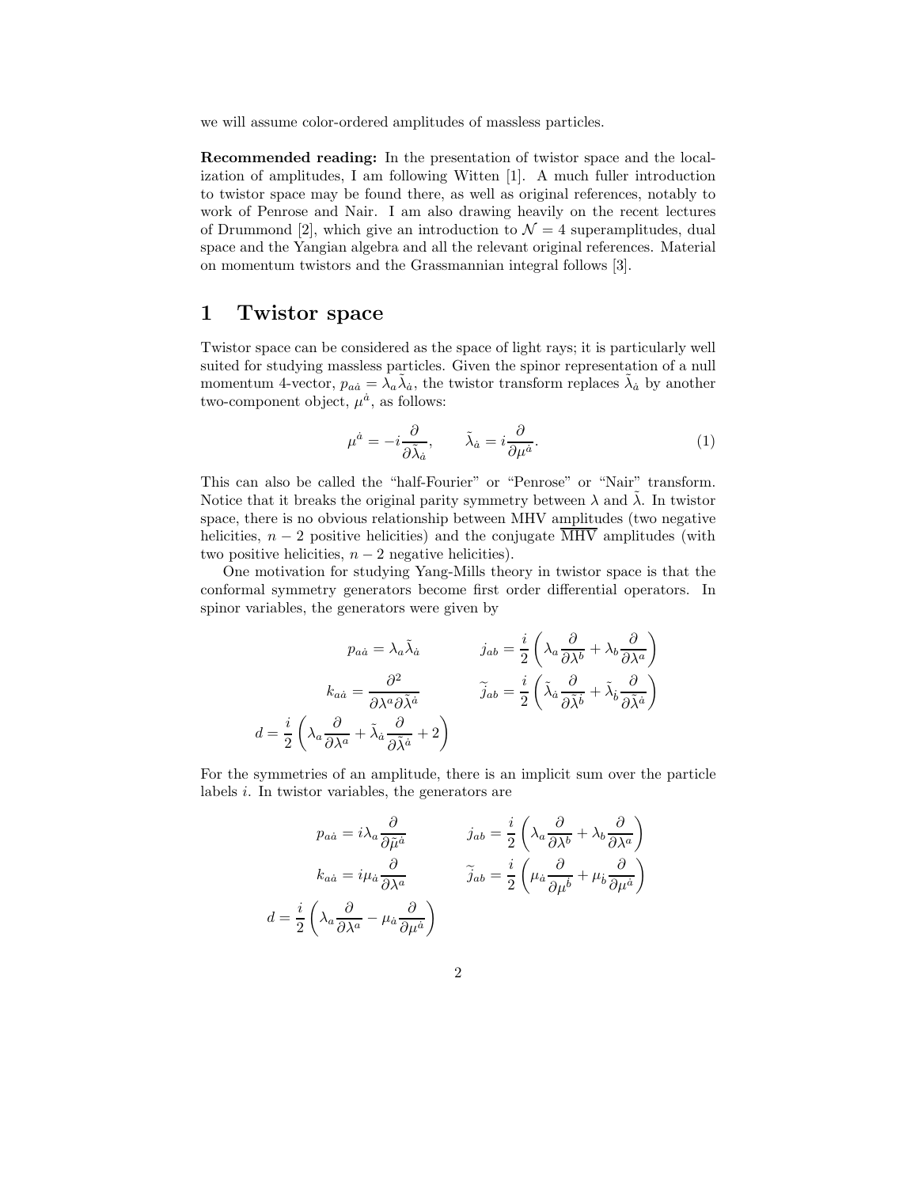we will assume color-ordered amplitudes of massless particles.

**Recommended reading:** In the presentation of twistor space and the localization of amplitudes, I am following Witten [1]. A much fuller introduction to twistor space may be found there, as well as original references, notably to work of Penrose and Nair. I am also drawing heavily on the recent lectures of Drummond [2], which give an introduction to $\mathcal{N}=4$ superamplitudes, dual space and the Yangian algebra and all the relevant original references. Material on momentum twistors and the Grassmannian integral follows [3].

# 1 Twistor space

Twistor space can be considered as the space of light rays; it is particularly well suited for studying massless particles. Given the spinor representation of a null momentum 4-vector, $p_{a\dot{a}} = \lambda_a \tilde{\lambda}_{\dot{a}}$, the twistor transform replaces $\tilde{\lambda}_{\dot{a}}$ by another two-component object, $\mu^{\dot{a}}$, as follows:

$$\mu^{\dot{a}} = -i\frac{\partial}{\partial \tilde{\lambda}_{\dot{a}}}, \qquad \tilde{\lambda}_{\dot{a}} = i\frac{\partial}{\partial \mu^{\dot{a}}}. \tag{1}$$

This can also be called the "half-Fourier" or "Penrose" or "Nair" transform. Notice that it breaks the original parity symmetry between $\lambda$ and $\tilde{\lambda}$. In twistor space, there is no obvious relationship between MHV amplitudes (two negative helicities, $n-2$ positive helicities) and the conjugate $\overline{\text{MHV}}$ amplitudes (with two positive helicities, $n-2$ negative helicities).

One motivation for studying Yang-Mills theory in twistor space is that the conformal symmetry generators become first order differential operators. In spinor variables, the generators were given by

$$p_{a\dot{a}} = \lambda_a \tilde{\lambda}_{\dot{a}} \qquad j_{ab} = \frac{i}{2}\left(\lambda_a \frac{\partial}{\partial \lambda^b} + \lambda_b \frac{\partial}{\partial \lambda^a}\right)$$

$$k_{a\dot{a}} = \frac{\partial^2}{\partial \lambda^a \partial \tilde{\lambda}^{\dot{a}}} \qquad \tilde{j}_{ab} = \frac{i}{2}\left(\tilde{\lambda}_{\dot{a}} \frac{\partial}{\partial \tilde{\lambda}^{\dot{b}}} + \tilde{\lambda}_{\dot{b}} \frac{\partial}{\partial \tilde{\lambda}^{\dot{a}}}\right)$$

$$d = \frac{i}{2}\left(\lambda_a \frac{\partial}{\partial \lambda^a} + \tilde{\lambda}_{\dot{a}} \frac{\partial}{\partial \tilde{\lambda}^{\dot{a}}} + 2\right)$$

For the symmetries of an amplitude, there is an implicit sum over the particle labels $i$. In twistor variables, the generators are

$$p_{a\dot{a}} = i\lambda_a \frac{\partial}{\partial \tilde{\mu}^{\dot{a}}} \qquad j_{ab} = \frac{i}{2}\left(\lambda_a \frac{\partial}{\partial \lambda^b} + \lambda_b \frac{\partial}{\partial \lambda^a}\right)$$

$$k_{a\dot{a}} = i\mu_{\dot{a}} \frac{\partial}{\partial \lambda^a} \qquad \tilde{j}_{ab} = \frac{i}{2}\left(\mu_{\dot{a}} \frac{\partial}{\partial \mu^{\dot{b}}} + \mu_{\dot{b}} \frac{\partial}{\partial \mu^{\dot{a}}}\right)$$

$$d = \frac{i}{2}\left(\lambda_a \frac{\partial}{\partial \lambda^a} - \mu_{\dot{a}} \frac{\partial}{\partial \mu^{\dot{a}}}\right)$$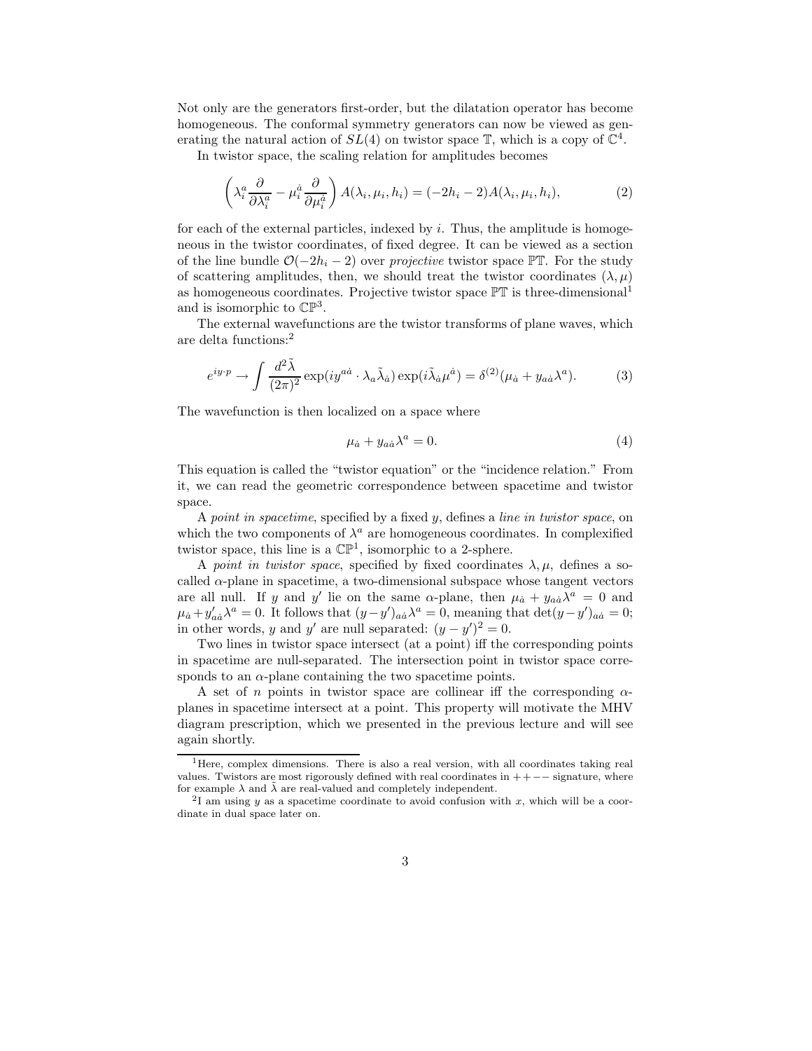Not only are the generators first-order, but the dilatation operator has become homogeneous. The conformal symmetry generators can now be viewed as generating the natural action of $SL(4)$ on twistor space $\mathbb{T}$, which is a copy of $\mathbb{C}^4$.

In twistor space, the scaling relation for amplitudes becomes

$$\left( \lambda_i^a \frac{\partial}{\partial \lambda_i^a} - \mu_i^{\dot{a}} \frac{\partial}{\partial \mu_i^{\dot{a}}} \right) A(\lambda_i, \mu_i, h_i) = (-2h_i - 2) A(\lambda_i, \mu_i, h_i), \tag{2}$$

for each of the external particles, indexed by $i$. Thus, the amplitude is homogeneous in the twistor coordinates, of fixed degree. It can be viewed as a section of the line bundle $\mathcal{O}(-2h_i - 2)$ over *projective* twistor space $\mathbb{PT}$. For the study of scattering amplitudes, then, we should treat the twistor coordinates $(\lambda, \mu)$ as homogeneous coordinates. Projective twistor space $\mathbb{PT}$ is three-dimensional[1] and is isomorphic to $\mathbb{CP}^3$.

The external wavefunctions are the twistor transforms of plane waves, which are delta functions:[2]

$$e^{iy\cdot p} \rightarrow \int \frac{d^2\tilde{\lambda}}{(2\pi)^2} \exp(iy^{a\dot{a}} \cdot \lambda_a \tilde{\lambda}_{\dot{a}}) \exp(i\tilde{\lambda}_{\dot{a}} \mu^{\dot{a}}) = \delta^{(2)}(\mu_{\dot{a}} + y_{a\dot{a}} \lambda^a). \tag{3}$$

The wavefunction is then localized on a space where

$$\mu_{\dot{a}} + y_{a\dot{a}} \lambda^a = 0. \tag{4}$$

This equation is called the "twistor equation" or the "incidence relation." From it, we can read the geometric correspondence between spacetime and twistor space.

A *point in spacetime*, specified by a fixed $y$, defines a *line in twistor space*, on which the two components of $\lambda^a$ are homogeneous coordinates. In complexified twistor space, this line is a $\mathbb{CP}^1$, isomorphic to a 2-sphere.

A *point in twistor space*, specified by fixed coordinates $\lambda, \mu$, defines a so-called $\alpha$-plane in spacetime, a two-dimensional subspace whose tangent vectors are all null. If $y$ and $y'$ lie on the same $\alpha$-plane, then $\mu_{\dot{a}} + y_{a\dot{a}}\lambda^a = 0$ and $\mu_{\dot{a}} + y'_{a\dot{a}}\lambda^a = 0$. It follows that $(y - y')_{a\dot{a}}\lambda^a = 0$, meaning that $\det(y - y')_{a\dot{a}} = 0$; in other words, $y$ and $y'$ are null separated: $(y - y')^2 = 0$.

Two lines in twistor space intersect (at a point) iff the corresponding points in spacetime are null-separated. The intersection point in twistor space corresponds to an $\alpha$-plane containing the two spacetime points.

A set of $n$ points in twistor space are collinear iff the corresponding $\alpha$-planes in spacetime intersect at a point. This property will motivate the MHV diagram prescription, which we presented in the previous lecture and will see again shortly.

[1] Here, complex dimensions. There is also a real version, with all coordinates taking real values. Twistors are most rigorously defined with real coordinates in $++--$ signature, where for example $\lambda$ and $\tilde{\lambda}$ are real-valued and completely independent.

[2] I am using $y$ as a spacetime coordinate to avoid confusion with $x$, which will be a coordinate in dual space later on.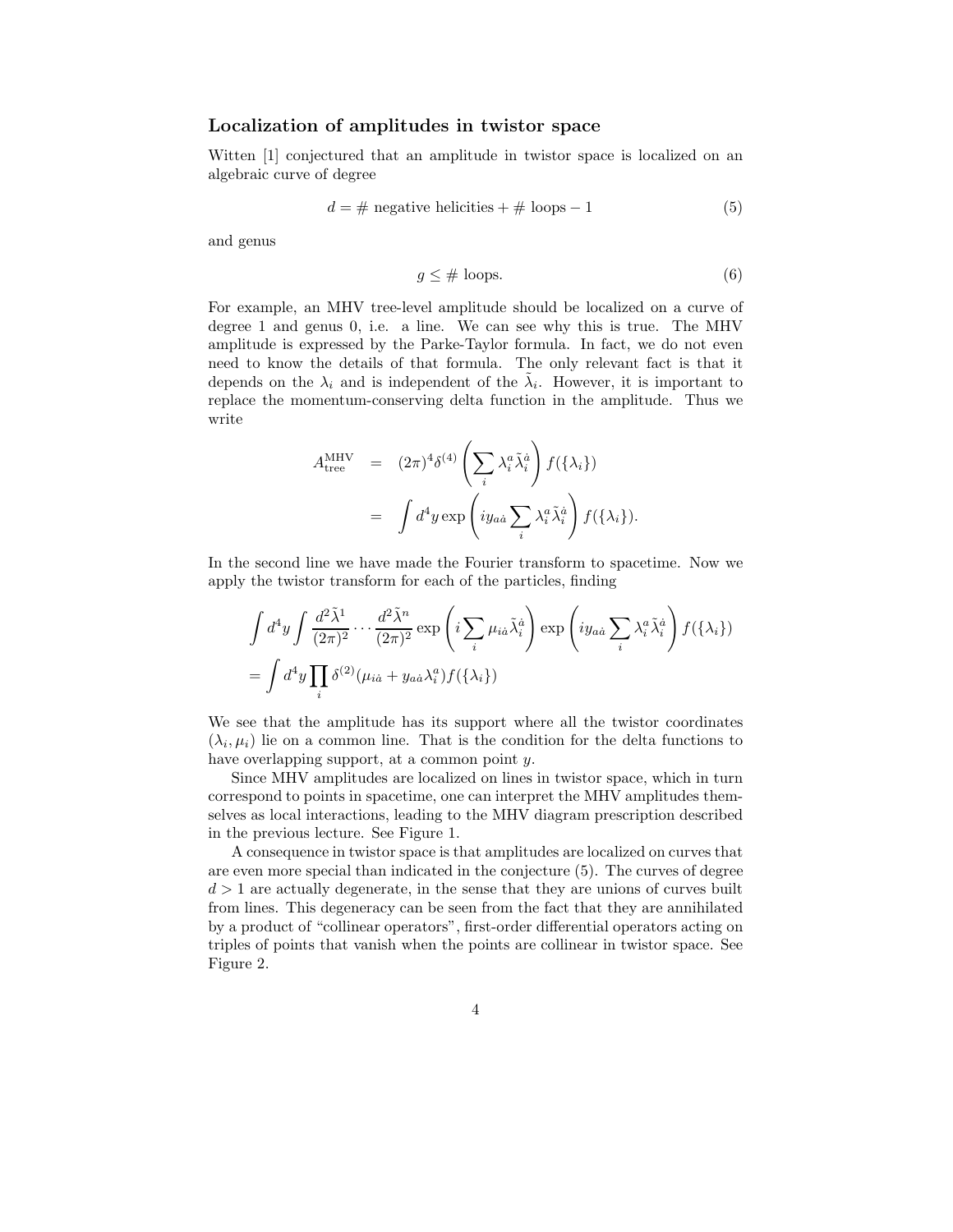### Localization of amplitudes in twistor space

Witten [1] conjectured that an amplitude in twistor space is localized on an algebraic curve of degree

$$d = \#\ \text{negative helicities} + \#\ \text{loops} - 1 \tag{5}$$

and genus

$$g \leq \#\ \text{loops}. \tag{6}$$

For example, an MHV tree-level amplitude should be localized on a curve of degree 1 and genus 0, i.e. a line. We can see why this is true. The MHV amplitude is expressed by the Parke-Taylor formula. In fact, we do not even need to know the details of that formula. The only relevant fact is that it depends on the $\lambda_i$ and is independent of the $\tilde{\lambda}_i$. However, it is important to replace the momentum-conserving delta function in the amplitude. Thus we write

$$\begin{aligned} A^{\text{MHV}}_{\text{tree}} &= (2\pi)^4 \delta^{(4)}\left(\sum_i \lambda_i^a \tilde{\lambda}_i^{\dot{a}}\right) f(\{\lambda_i\}) \\ &= \int d^4 y \exp\left(i y_{a\dot{a}} \sum_i \lambda_i^a \tilde{\lambda}_i^{\dot{a}}\right) f(\{\lambda_i\}). \end{aligned}$$

In the second line we have made the Fourier transform to spacetime. Now we apply the twistor transform for each of the particles, finding

$$\begin{aligned} &\int d^4 y \int \frac{d^2\tilde{\lambda}^1}{(2\pi)^2} \cdots \frac{d^2\tilde{\lambda}^n}{(2\pi)^2} \exp\left(i \sum_i \mu_{i\dot{a}} \tilde{\lambda}_i^{\dot{a}}\right) \exp\left(i y_{a\dot{a}} \sum_i \lambda_i^a \tilde{\lambda}_i^{\dot{a}}\right) f(\{\lambda_i\}) \\ &= \int d^4 y \prod_i \delta^{(2)}(\mu_{i\dot{a}} + y_{a\dot{a}} \lambda_i^a) f(\{\lambda_i\}) \end{aligned}$$

We see that the amplitude has its support where all the twistor coordinates $(\lambda_i, \mu_i)$ lie on a common line. That is the condition for the delta functions to have overlapping support, at a common point $y$.

Since MHV amplitudes are localized on lines in twistor space, which in turn correspond to points in spacetime, one can interpret the MHV amplitudes themselves as local interactions, leading to the MHV diagram prescription described in the previous lecture. See Figure 1.

A consequence in twistor space is that amplitudes are localized on curves that are even more special than indicated in the conjecture (5). The curves of degree $d > 1$ are actually degenerate, in the sense that they are unions of curves built from lines. This degeneracy can be seen from the fact that they are annihilated by a product of "collinear operators", first-order differential operators acting on triples of points that vanish when the points are collinear in twistor space. See Figure 2.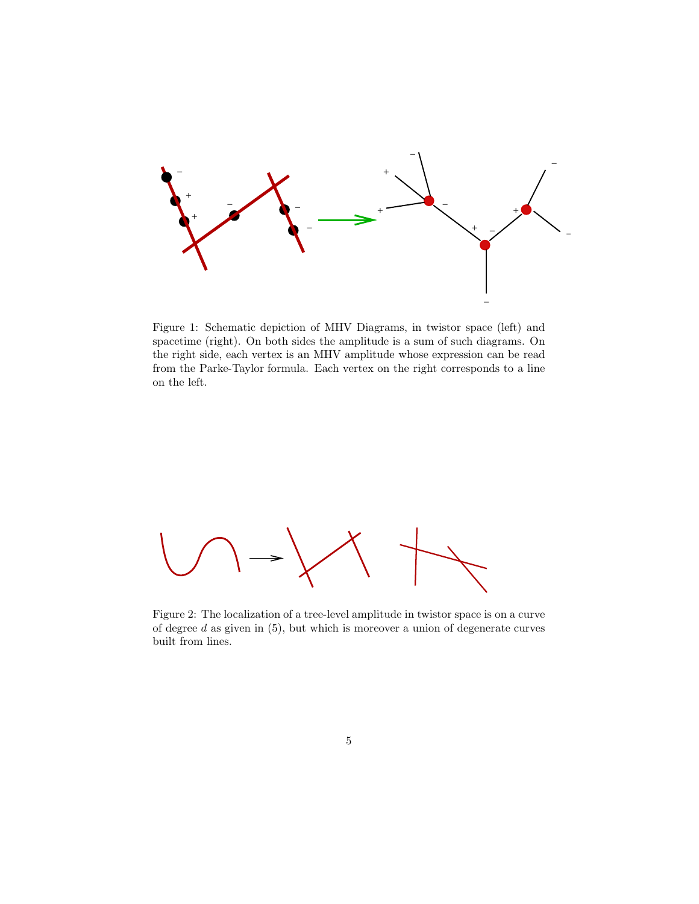Figure 1: Schematic depiction of MHV Diagrams, in twistor space (left) and spacetime (right). On both sides the amplitude is a sum of such diagrams. On the right side, each vertex is an MHV amplitude whose expression can be read from the Parke-Taylor formula. Each vertex on the right corresponds to a line on the left.

Figure 2: The localization of a tree-level amplitude in twistor space is on a curve of degree $d$ as given in (5), but which is moreover a union of degenerate curves built from lines.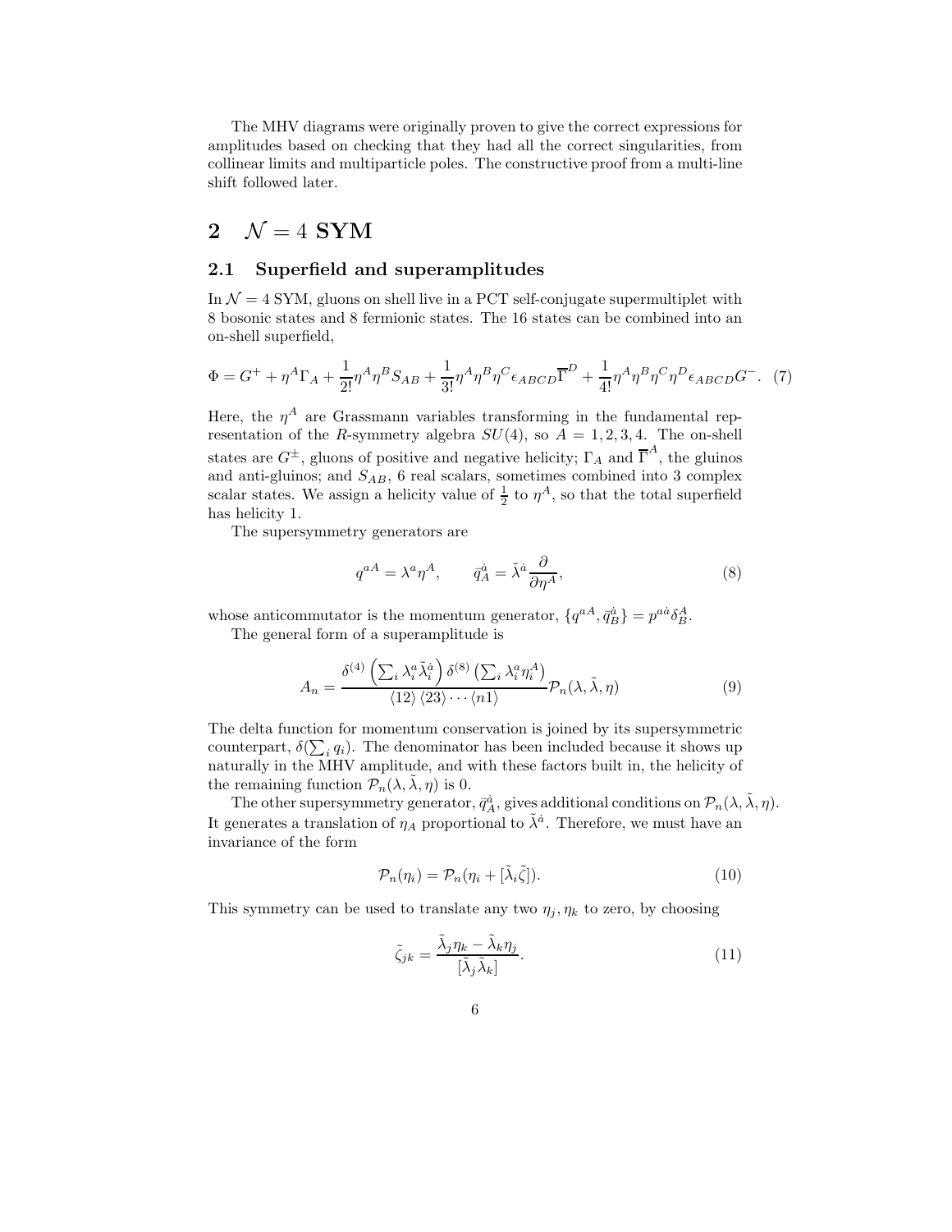The MHV diagrams were originally proven to give the correct expressions for amplitudes based on checking that they had all the correct singularities, from collinear limits and multiparticle poles. The constructive proof from a multi-line shift followed later.

# 2 $\mathcal{N} = 4$ SYM

## 2.1 Superfield and superamplitudes

In $\mathcal{N} = 4$ SYM, gluons on shell live in a PCT self-conjugate supermultiplet with 8 bosonic states and 8 fermionic states. The 16 states can be combined into an on-shell superfield,

$$\Phi = G^+ + \eta^A \Gamma_A + \frac{1}{2!}\eta^A \eta^B S_{AB} + \frac{1}{3!}\eta^A \eta^B \eta^C \epsilon_{ABCD} \overline{\Gamma}^D + \frac{1}{4!}\eta^A \eta^B \eta^C \eta^D \epsilon_{ABCD} G^-. \quad (7)$$

Here, the $\eta^A$ are Grassmann variables transforming in the fundamental representation of the $R$-symmetry algebra $SU(4)$, so $A = 1, 2, 3, 4$. The on-shell states are $G^\pm$, gluons of positive and negative helicity; $\Gamma_A$ and $\overline{\Gamma}^A$, the gluinos and anti-gluinos; and $S_{AB}$, 6 real scalars, sometimes combined into 3 complex scalar states. We assign a helicity value of $\frac{1}{2}$ to $\eta^A$, so that the total superfield has helicity 1.

The supersymmetry generators are

$$q^{aA} = \lambda^a \eta^A, \qquad \bar{q}^{\dot{a}}_A = \tilde{\lambda}^{\dot{a}} \frac{\partial}{\partial \eta^A}, \quad (8)$$

whose anticommutator is the momentum generator, $\{q^{aA}, \bar{q}^{\dot{a}}_B\} = p^{a\dot{a}} \delta^A_B$.

The general form of a superamplitude is

$$A_n = \frac{\delta^{(4)}\left(\sum_i \lambda^a_i \tilde{\lambda}^{\dot{a}}_i\right) \delta^{(8)}\left(\sum_i \lambda^a_i \eta^A_i\right)}{\langle 12 \rangle \langle 23 \rangle \cdots \langle n1 \rangle} \mathcal{P}_n(\lambda, \tilde{\lambda}, \eta) \quad (9)$$

The delta function for momentum conservation is joined by its supersymmetric counterpart, $\delta(\sum_i q_i)$. The denominator has been included because it shows up naturally in the MHV amplitude, and with these factors built in, the helicity of the remaining function $\mathcal{P}_n(\lambda, \tilde{\lambda}, \eta)$ is 0.

The other supersymmetry generator, $\bar{q}^{\dot{a}}_A$, gives additional conditions on $\mathcal{P}_n(\lambda, \tilde{\lambda}, \eta)$. It generates a translation of $\eta_A$ proportional to $\tilde{\lambda}^{\dot{a}}$. Therefore, we must have an invariance of the form

$$\mathcal{P}_n(\eta_i) = \mathcal{P}_n(\eta_i + [\tilde{\lambda}_i \tilde{\zeta}]). \quad (10)$$

This symmetry can be used to translate any two $\eta_j, \eta_k$ to zero, by choosing

$$\tilde{\zeta}_{jk} = \frac{\tilde{\lambda}_j \eta_k - \tilde{\lambda}_k \eta_j}{[\tilde{\lambda}_j \tilde{\lambda}_k]}. \quad (11)$$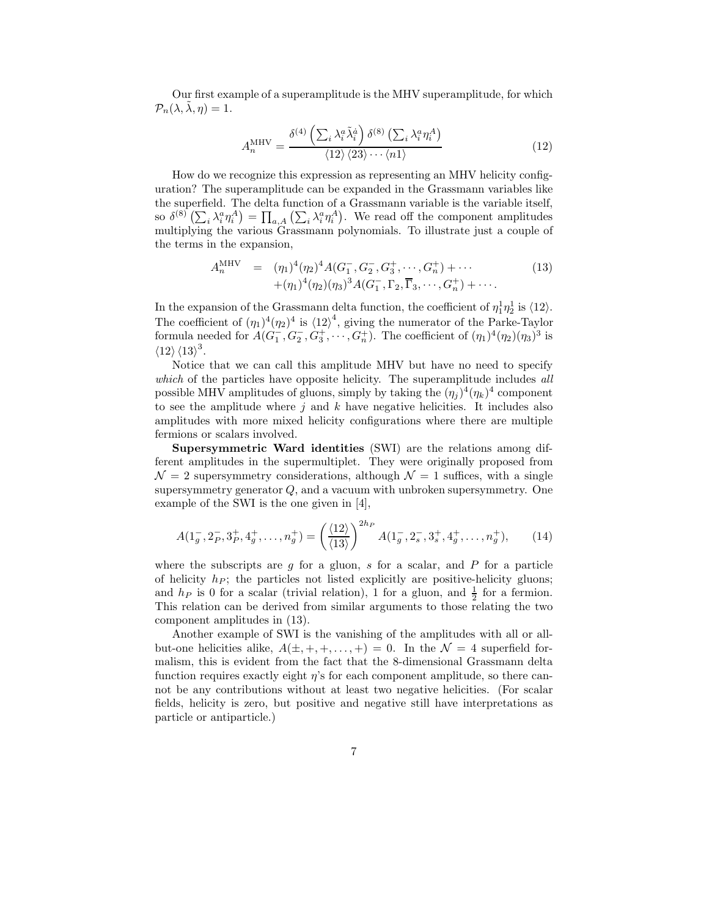Our first example of a superamplitude is the MHV superamplitude, for which $\mathcal{P}_n(\lambda, \tilde{\lambda}, \eta) = 1$.

$$A_n^{\text{MHV}} = \frac{\delta^{(4)}\left(\sum_i \lambda_i^a \tilde{\lambda}_i^{\dot{a}}\right) \delta^{(8)}\left(\sum_i \lambda_i^a \eta_i^A\right)}{\langle 12 \rangle \langle 23 \rangle \cdots \langle n1 \rangle} \tag{12}$$

How do we recognize this expression as representing an MHV helicity configuration? The superamplitude can be expanded in the Grassmann variables like the superfield. The delta function of a Grassmann variable is the variable itself, so $\delta^{(8)}\left(\sum_i \lambda_i^a \eta_i^A\right) = \prod_{a,A}\left(\sum_i \lambda_i^a \eta_i^A\right)$. We read off the component amplitudes multiplying the various Grassmann polynomials. To illustrate just a couple of the terms in the expansion,

$$\begin{aligned} A_n^{\text{MHV}} &= (\eta_1)^4(\eta_2)^4 A(G_1^-, G_2^-, G_3^+, \cdots, G_n^+) + \cdots \\ &\quad + (\eta_1)^4(\eta_2)(\eta_3)^3 A(G_1^-, \Gamma_2, \overline{\Gamma}_3, \cdots, G_n^+) + \cdots. \end{aligned} \tag{13}$$

In the expansion of the Grassmann delta function, the coefficient of $\eta_1^1 \eta_2^1$ is $\langle 12 \rangle$. The coefficient of $(\eta_1)^4(\eta_2)^4$ is $\langle 12 \rangle^4$, giving the numerator of the Parke-Taylor formula needed for $A(G_1^-, G_2^-, G_3^+, \cdots, G_n^+)$. The coefficient of $(\eta_1)^4(\eta_2)(\eta_3)^3$ is $\langle 12 \rangle \langle 13 \rangle^3$.

Notice that we can call this amplitude MHV but have no need to specify *which* of the particles have opposite helicity. The superamplitude includes *all* possible MHV amplitudes of gluons, simply by taking the $(\eta_j)^4(\eta_k)^4$ component to see the amplitude where $j$ and $k$ have negative helicities. It includes also amplitudes with more mixed helicity configurations where there are multiple fermions or scalars involved.

**Supersymmetric Ward identities** (SWI) are the relations among different amplitudes in the supermultiplet. They were originally proposed from $\mathcal{N} = 2$ supersymmetry considerations, although $\mathcal{N} = 1$ suffices, with a single supersymmetry generator $Q$, and a vacuum with unbroken supersymmetry. One example of the SWI is the one given in [4],

$$A(1_g^-, 2_P^-, 3_P^+, 4_g^+, \ldots, n_g^+) = \left(\frac{\langle 12 \rangle}{\langle 13 \rangle}\right)^{2h_P} A(1_g^-, 2_s^-, 3_s^+, 4_g^+, \ldots, n_g^+), \tag{14}$$

where the subscripts are $g$ for a gluon, $s$ for a scalar, and $P$ for a particle of helicity $h_P$; the particles not listed explicitly are positive-helicity gluons; and $h_P$ is 0 for a scalar (trivial relation), 1 for a gluon, and $\frac{1}{2}$ for a fermion. This relation can be derived from similar arguments to those relating the two component amplitudes in (13).

Another example of SWI is the vanishing of the amplitudes with all or all-but-one helicities alike, $A(\pm, +, +, \ldots, +) = 0$. In the $\mathcal{N} = 4$ superfield formalism, this is evident from the fact that the 8-dimensional Grassmann delta function requires exactly eight $\eta$'s for each component amplitude, so there cannot be any contributions without at least two negative helicities. (For scalar fields, helicity is zero, but positive and negative still have interpretations as particle or antiparticle.)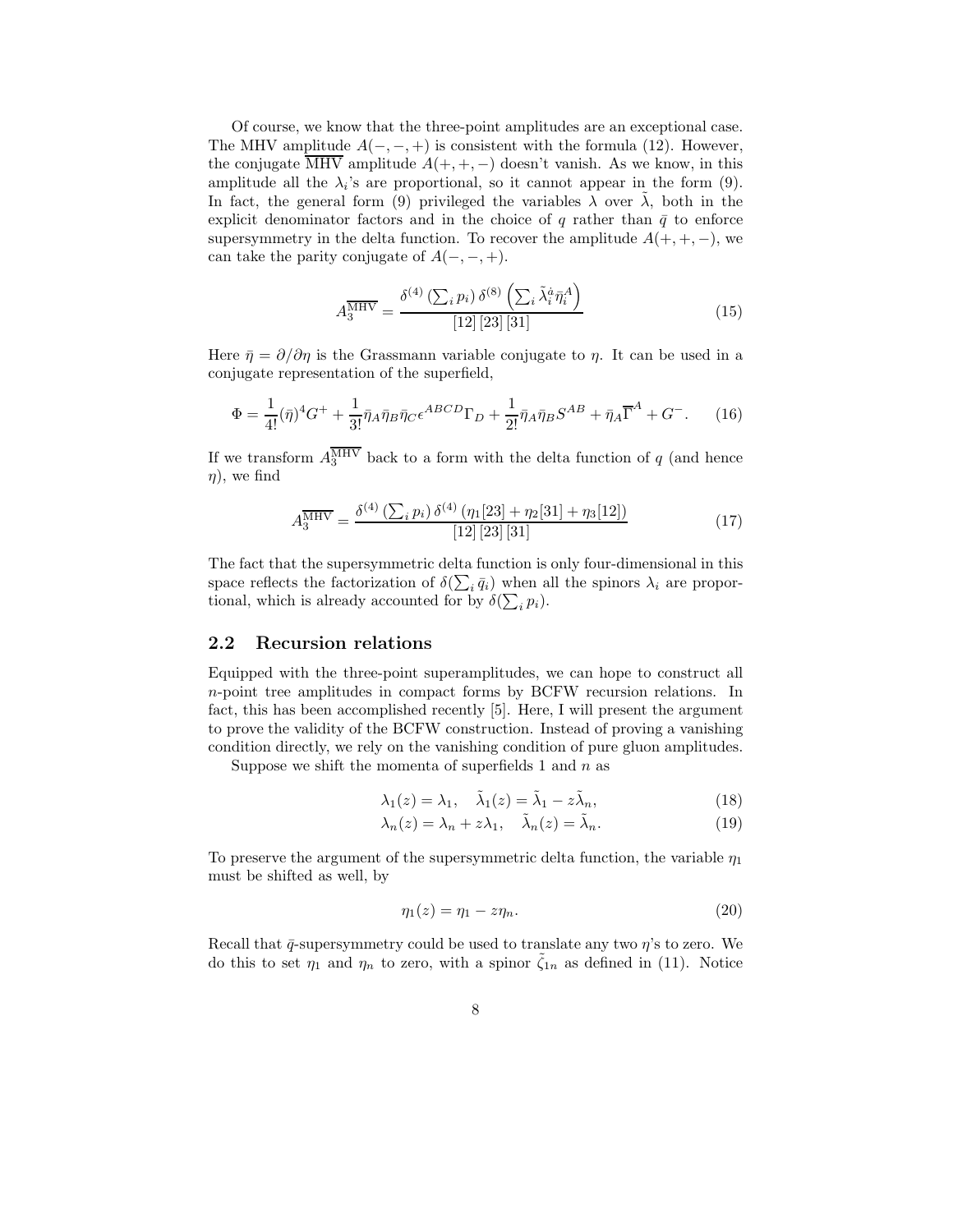Of course, we know that the three-point amplitudes are an exceptional case. The MHV amplitude $A(-,-,+)$ is consistent with the formula (12). However, the conjugate $\overline{\text{MHV}}$ amplitude $A(+,+,-)$ doesn't vanish. As we know, in this amplitude all the $\lambda_i$'s are proportional, so it cannot appear in the form (9). In fact, the general form (9) privileged the variables $\lambda$ over $\tilde{\lambda}$, both in the explicit denominator factors and in the choice of $q$ rather than $\bar{q}$ to enforce supersymmetry in the delta function. To recover the amplitude $A(+,+,-)$, we can take the parity conjugate of $A(-,-,+)$.

$$A_3^{\overline{\text{MHV}}} = \frac{\delta^{(4)}\left(\sum_i p_i\right)\delta^{(8)}\left(\sum_i \tilde{\lambda}_i^{\dot{a}} \bar{\eta}_i^A\right)}{[12]\,[23]\,[31]} \tag{15}$$

Here $\bar{\eta} = \partial/\partial\eta$ is the Grassmann variable conjugate to $\eta$. It can be used in a conjugate representation of the superfield,

$$\Phi = \frac{1}{4!}(\bar{\eta})^4 G^+ + \frac{1}{3!}\bar{\eta}_A\bar{\eta}_B\bar{\eta}_C\epsilon^{ABCD}\Gamma_D + \frac{1}{2!}\bar{\eta}_A\bar{\eta}_B S^{AB} + \bar{\eta}_A\overline{\Gamma}^A + G^-. \tag{16}$$

If we transform $A_3^{\overline{\text{MHV}}}$ back to a form with the delta function of $q$ (and hence $\eta$), we find

$$A_3^{\overline{\text{MHV}}} = \frac{\delta^{(4)}\left(\sum_i p_i\right)\delta^{(4)}\left(\eta_1[23] + \eta_2[31] + \eta_3[12]\right)}{[12]\,[23]\,[31]} \tag{17}$$

The fact that the supersymmetric delta function is only four-dimensional in this space reflects the factorization of $\delta(\sum_i \bar{q}_i)$ when all the spinors $\lambda_i$ are proportional, which is already accounted for by $\delta(\sum_i p_i)$.

## 2.2 Recursion relations

Equipped with the three-point superamplitudes, we can hope to construct all $n$-point tree amplitudes in compact forms by BCFW recursion relations. In fact, this has been accomplished recently [5]. Here, I will present the argument to prove the validity of the BCFW construction. Instead of proving a vanishing condition directly, we rely on the vanishing condition of pure gluon amplitudes.

Suppose we shift the momenta of superfields 1 and $n$ as

$$\lambda_1(z) = \lambda_1, \quad \tilde{\lambda}_1(z) = \tilde{\lambda}_1 - z\tilde{\lambda}_n, \tag{18}$$

$$\lambda_n(z) = \lambda_n + z\lambda_1, \quad \tilde{\lambda}_n(z) = \tilde{\lambda}_n. \tag{19}$$

To preserve the argument of the supersymmetric delta function, the variable $\eta_1$ must be shifted as well, by

$$\eta_1(z) = \eta_1 - z\eta_n. \tag{20}$$

Recall that $\bar{q}$-supersymmetry could be used to translate any two $\eta$'s to zero. We do this to set $\eta_1$ and $\eta_n$ to zero, with a spinor $\tilde{\zeta}_{1n}$ as defined in (11). Notice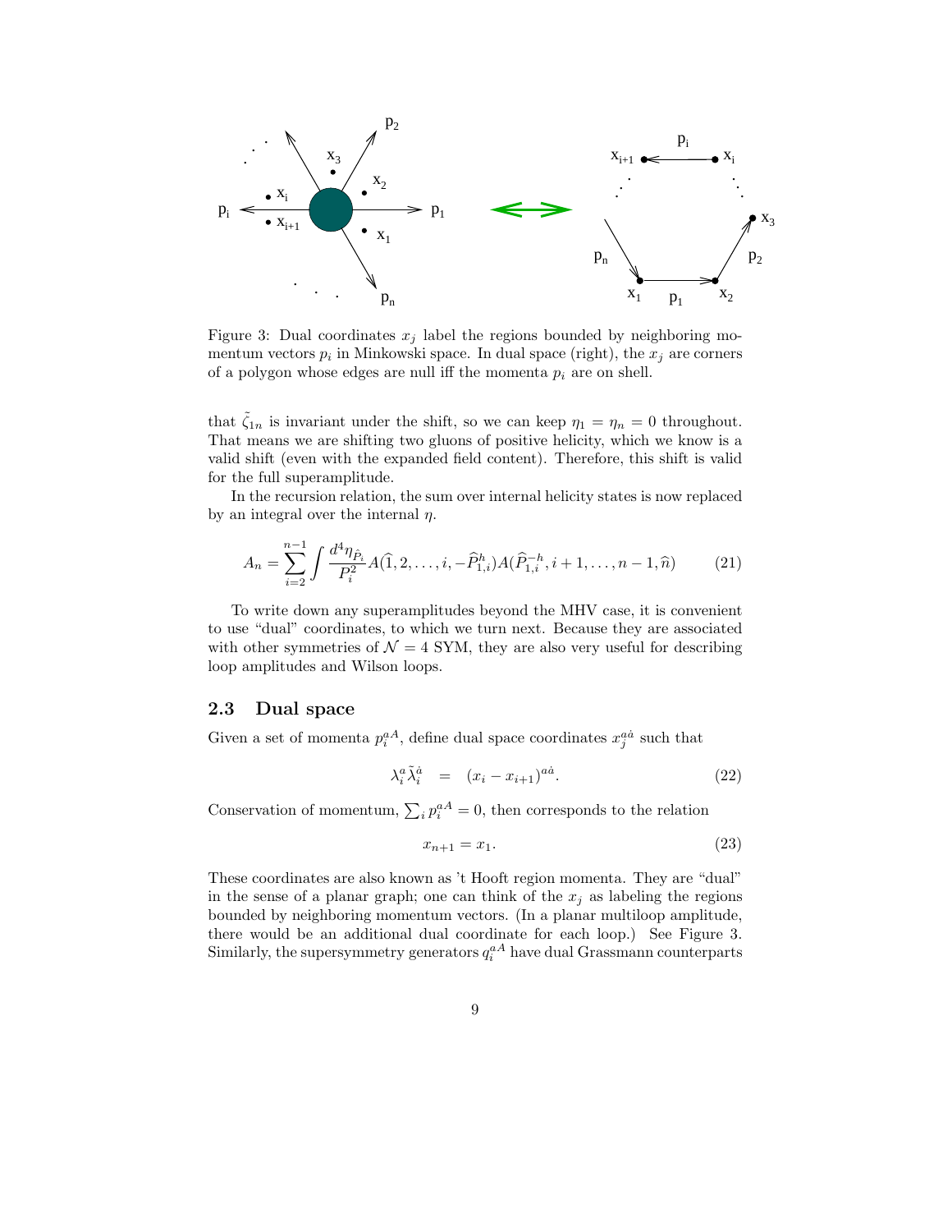Figure 3: Dual coordinates $x_j$ label the regions bounded by neighboring momentum vectors $p_i$ in Minkowski space. In dual space (right), the $x_j$ are corners of a polygon whose edges are null iff the momenta $p_i$ are on shell.

that $\tilde{\zeta}_{1n}$ is invariant under the shift, so we can keep $\eta_1 = \eta_n = 0$ throughout. That means we are shifting two gluons of positive helicity, which we know is a valid shift (even with the expanded field content). Therefore, this shift is valid for the full superamplitude.

In the recursion relation, the sum over internal helicity states is now replaced by an integral over the internal $\eta$.

$$A_n = \sum_{i=2}^{n-1} \int \frac{d^4\eta_{\hat{P}_i}}{P_i^2} A(\widehat{1}, 2, \ldots, i, -\widehat{P}_{1,i}^h) A(\widehat{P}_{1,i}^{-h}, i+1, \ldots, n-1, \widehat{n}) \qquad (21)$$

To write down any superamplitudes beyond the MHV case, it is convenient to use "dual" coordinates, to which we turn next. Because they are associated with other symmetries of $\mathcal{N} = 4$ SYM, they are also very useful for describing loop amplitudes and Wilson loops.

### 2.3 Dual space

Given a set of momenta $p_i^{aA}$, define dual space coordinates $x_j^{a\dot{a}}$ such that

$$\lambda_i^a \tilde{\lambda}_i^{\dot{a}} \;\; = \;\; (x_i - x_{i+1})^{a\dot{a}}. \qquad (22)$$

Conservation of momentum, $\sum_i p_i^{aA} = 0$, then corresponds to the relation

$$x_{n+1} = x_1. \qquad (23)$$

These coordinates are also known as 't Hooft region momenta. They are "dual" in the sense of a planar graph; one can think of the $x_j$ as labeling the regions bounded by neighboring momentum vectors. (In a planar multiloop amplitude, there would be an additional dual coordinate for each loop.) See Figure 3. Similarly, the supersymmetry generators $q_i^{aA}$ have dual Grassmann counterparts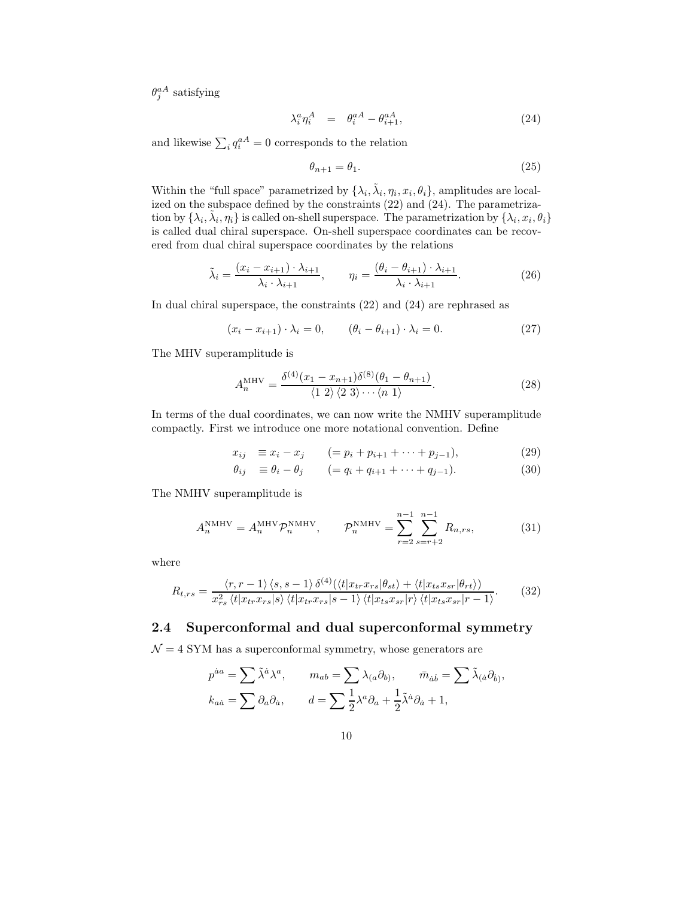$\theta_j^{aA}$ satisfying

$$\lambda_i^a \eta_i^A \quad = \quad \theta_i^{aA} - \theta_{i+1}^{aA}, \tag{24}$$

and likewise $\sum_i q_i^{aA} = 0$ corresponds to the relation

$$\theta_{n+1} = \theta_1. \tag{25}$$

Within the "full space" parametrized by $\{\lambda_i, \tilde{\lambda}_i, \eta_i, x_i, \theta_i\}$, amplitudes are localized on the subspace defined by the constraints (22) and (24). The parametrization by $\{\lambda_i, \tilde{\lambda}_i, \eta_i\}$ is called on-shell superspace. The parametrization by $\{\lambda_i, x_i, \theta_i\}$ is called dual chiral superspace. On-shell superspace coordinates can be recovered from dual chiral superspace coordinates by the relations

$$\tilde{\lambda}_i = \frac{(x_i - x_{i+1}) \cdot \lambda_{i+1}}{\lambda_i \cdot \lambda_{i+1}}, \qquad \eta_i = \frac{(\theta_i - \theta_{i+1}) \cdot \lambda_{i+1}}{\lambda_i \cdot \lambda_{i+1}}. \tag{26}$$

In dual chiral superspace, the constraints (22) and (24) are rephrased as

$$(x_i - x_{i+1}) \cdot \lambda_i = 0, \qquad (\theta_i - \theta_{i+1}) \cdot \lambda_i = 0. \tag{27}$$

The MHV superamplitude is

$$A_n^{\text{MHV}} = \frac{\delta^{(4)}(x_1 - x_{n+1})\delta^{(8)}(\theta_1 - \theta_{n+1})}{\langle 1\ 2\rangle \langle 2\ 3\rangle \cdots \langle n\ 1\rangle}. \tag{28}$$

In terms of the dual coordinates, we can now write the NMHV superamplitude compactly. First we introduce one more notational convention. Define

$$x_{ij} \quad \equiv x_i - x_j \qquad (= p_i + p_{i+1} + \cdots + p_{j-1}), \tag{29}$$

$$\theta_{ij} \quad \equiv \theta_i - \theta_j \qquad (= q_i + q_{i+1} + \cdots + q_{j-1}). \tag{30}$$

The NMHV superamplitude is

$$A_n^{\text{NMHV}} = A_n^{\text{MHV}} \mathcal{P}_n^{\text{NMHV}}, \qquad \mathcal{P}_n^{\text{NMHV}} = \sum_{r=2}^{n-1} \sum_{s=r+2}^{n-1} R_{n,rs}, \tag{31}$$

where

$$R_{t,rs} = \frac{\langle r, r-1\rangle \langle s, s-1\rangle\, \delta^{(4)}(\langle t|x_{tr}x_{rs}|\theta_{st}\rangle + \langle t|x_{ts}x_{sr}|\theta_{rt}\rangle)}{x_{rs}^2 \langle t|x_{tr}x_{rs}|s\rangle \langle t|x_{tr}x_{rs}|s-1\rangle \langle t|x_{ts}x_{sr}|r\rangle \langle t|x_{ts}x_{sr}|r-1\rangle}. \tag{32}$$

### 2.4 Superconformal and dual superconformal symmetry

$\mathcal{N} = 4$ SYM has a superconformal symmetry, whose generators are

$$p^{\dot{a}a} = \sum \tilde{\lambda}^{\dot{a}} \lambda^a, \qquad m_{ab} = \sum \lambda_{(a}\partial_{b)}, \qquad \bar{m}_{\dot{a}\dot{b}} = \sum \tilde{\lambda}_{(\dot{a}}\partial_{\dot{b})},$$

$$k_{a\dot{a}} = \sum \partial_a \partial_{\dot{a}}, \qquad d = \sum \frac{1}{2}\lambda^a \partial_a + \frac{1}{2}\tilde{\lambda}^{\dot{a}}\partial_{\dot{a}} + 1,$$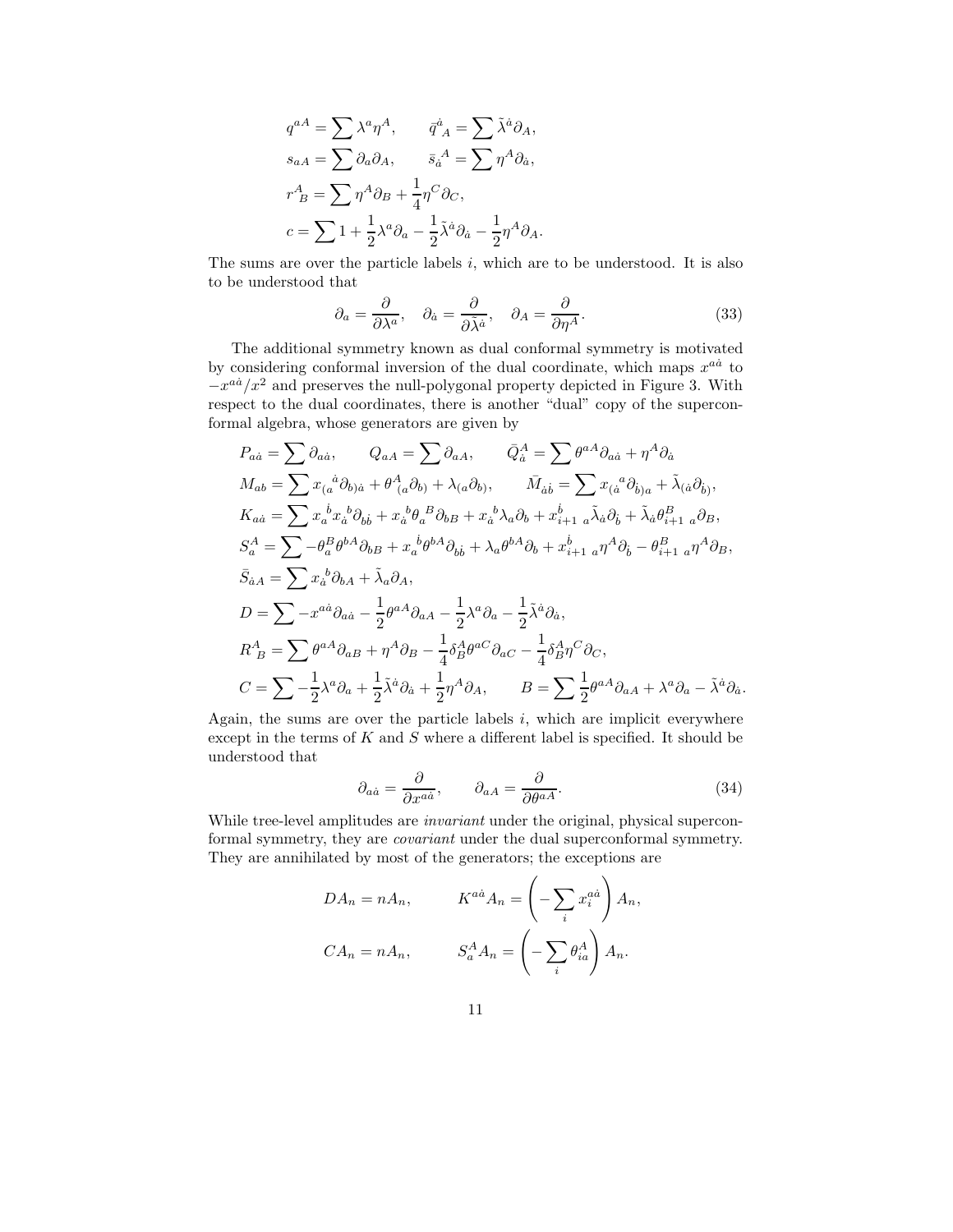$$
\begin{aligned}
q^{aA} &= \sum \lambda^a \eta^A, \qquad \bar{q}^{\dot{a}}{}_A = \sum \tilde{\lambda}^{\dot{a}} \partial_A, \\
s_{aA} &= \sum \partial_a \partial_A, \qquad \bar{s}_{\dot{a}}{}^A = \sum \eta^A \partial_{\dot{a}}, \\
r^A{}_B &= \sum \eta^A \partial_B + \frac{1}{4} \eta^C \partial_C, \\
c &= \sum 1 + \frac{1}{2} \lambda^a \partial_a - \frac{1}{2} \tilde{\lambda}^{\dot{a}} \partial_{\dot{a}} - \frac{1}{2} \eta^A \partial_A.
\end{aligned}
$$

The sums are over the particle labels $i$, which are to be understood. It is also to be understood that

$$
\partial_a = \frac{\partial}{\partial \lambda^a}, \quad \partial_{\dot{a}} = \frac{\partial}{\partial \tilde{\lambda}^{\dot{a}}}, \quad \partial_A = \frac{\partial}{\partial \eta^A}. \tag{33}
$$

The additional symmetry known as dual conformal symmetry is motivated by considering conformal inversion of the dual coordinate, which maps $x^{a\dot{a}}$ to $-x^{a\dot{a}}/x^2$ and preserves the null-polygonal property depicted in Figure 3. With respect to the dual coordinates, there is another "dual" copy of the superconformal algebra, whose generators are given by

$$
\begin{aligned}
P_{a\dot{a}} &= \sum \partial_{a\dot{a}}, \qquad Q_{aA} = \sum \partial_{aA}, \qquad \bar{Q}^A_{\dot{a}} = \sum \theta^{aA} \partial_{a\dot{a}} + \eta^A \partial_{\dot{a}} \\
M_{ab} &= \sum x_{(a}{}^{\dot{a}} \partial_{b)\dot{a}} + \theta^A_{(a} \partial_{b)} + \lambda_{(a} \partial_{b)}, \qquad \bar{M}_{\dot{a}\dot{b}} = \sum x_{(\dot{a}}{}^{a} \partial_{\dot{b})a} + \tilde{\lambda}_{(\dot{a}} \partial_{\dot{b})}, \\
K_{a\dot{a}} &= \sum x_a{}^{\dot{b}} x_{\dot{a}}{}^{b} \partial_{b\dot{b}} + x_{\dot{a}}{}^{b} \theta_a{}^{B} \partial_{bB} + x_{\dot{a}}{}^{b} \lambda_a \partial_b + x^{\dot{b}}_{i+1\ a} \tilde{\lambda}_{\dot{a}} \partial_{\dot{b}} + \tilde{\lambda}_{\dot{a}} \theta^B_{i+1\ a} \partial_B, \\
S^A_a &= \sum -\theta^B_a \theta^{bA} \partial_{bB} + x_a{}^{\dot{b}} \theta^{bA} \partial_{b\dot{b}} + \lambda_a \theta^{bA} \partial_b + x^{\dot{b}}_{i+1\ a} \eta^A \partial_{\dot{b}} - \theta^B_{i+1\ a} \eta^A \partial_B, \\
\bar{S}_{\dot{a}A} &= \sum x_{\dot{a}}{}^{b} \partial_{bA} + \tilde{\lambda}_a \partial_A, \\
D &= \sum -x^{a\dot{a}} \partial_{a\dot{a}} - \frac{1}{2} \theta^{aA} \partial_{aA} - \frac{1}{2} \lambda^a \partial_a - \frac{1}{2} \tilde{\lambda}^{\dot{a}} \partial_{\dot{a}}, \\
R^A{}_B &= \sum \theta^{aA} \partial_{aB} + \eta^A \partial_B - \frac{1}{4} \delta^A_B \theta^{aC} \partial_{aC} - \frac{1}{4} \delta^A_B \eta^C \partial_C, \\
C &= \sum -\frac{1}{2} \lambda^a \partial_a + \frac{1}{2} \tilde{\lambda}^{\dot{a}} \partial_{\dot{a}} + \frac{1}{2} \eta^A \partial_A, \qquad B = \sum \frac{1}{2} \theta^{aA} \partial_{aA} + \lambda^a \partial_a - \tilde{\lambda}^{\dot{a}} \partial_{\dot{a}}.
\end{aligned}
$$

Again, the sums are over the particle labels $i$, which are implicit everywhere except in the terms of $K$ and $S$ where a different label is specified. It should be understood that

$$
\partial_{a\dot{a}} = \frac{\partial}{\partial x^{a\dot{a}}}, \qquad \partial_{aA} = \frac{\partial}{\partial \theta^{aA}}. \tag{34}
$$

While tree-level amplitudes are *invariant* under the original, physical superconformal symmetry, they are *covariant* under the dual superconformal symmetry. They are annihilated by most of the generators; the exceptions are

$$
\begin{aligned}
DA_n &= nA_n, \qquad K^{a\dot{a}} A_n = \left( -\sum_i x_i^{a\dot{a}} \right) A_n, \\
CA_n &= nA_n, \qquad S^A_a A_n = \left( -\sum_i \theta^A_{ia} \right) A_n.
\end{aligned}
$$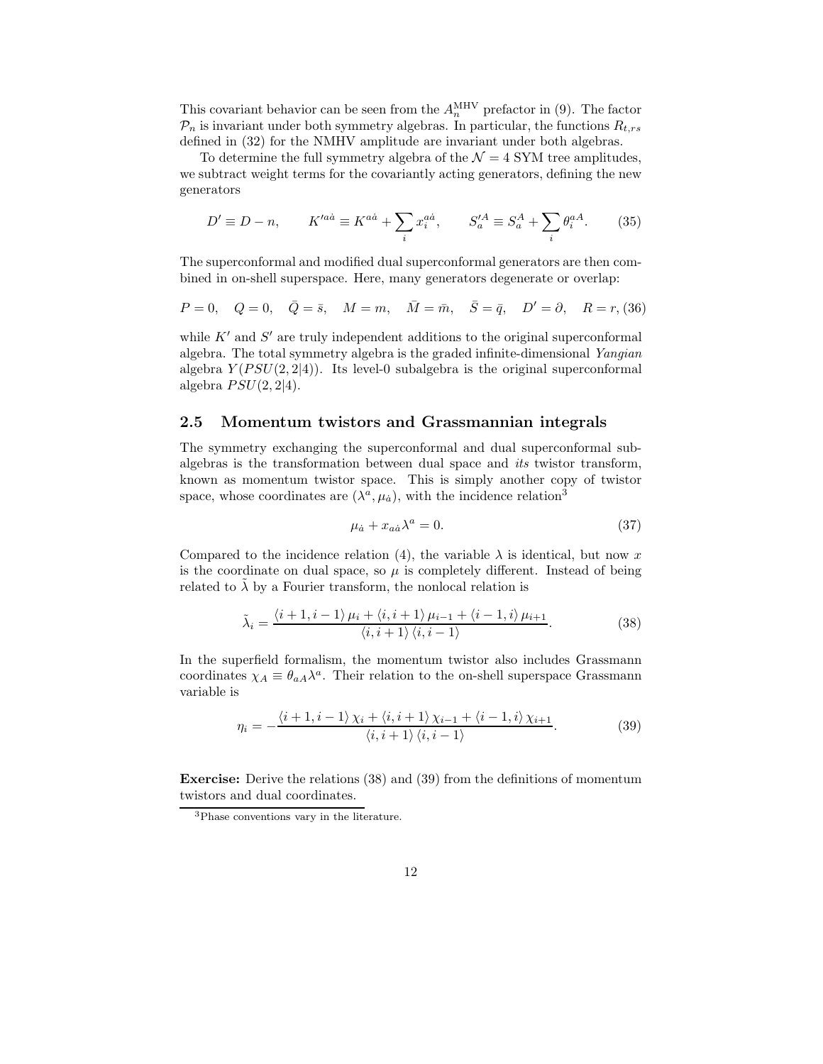This covariant behavior can be seen from the $A_n^{\mathrm{MHV}}$ prefactor in (9). The factor $\mathcal{P}_n$ is invariant under both symmetry algebras. In particular, the functions $R_{t,rs}$ defined in (32) for the NMHV amplitude are invariant under both algebras.

To determine the full symmetry algebra of the $\mathcal{N}=4$ SYM tree amplitudes, we subtract weight terms for the covariantly acting generators, defining the new generators

$$D' \equiv D - n, \qquad K'^{a\dot{a}} \equiv K^{a\dot{a}} + \sum_i x_i^{a\dot{a}}, \qquad S_a'^A \equiv S_a^A + \sum_i \theta_i^{aA}. \tag{35}$$

The superconformal and modified dual superconformal generators are then combined in on-shell superspace. Here, many generators degenerate or overlap:

$$P = 0, \quad Q = 0, \quad \bar{Q} = \bar{s}, \quad M = m, \quad \bar{M} = \bar{m}, \quad \bar{S} = \bar{q}, \quad D' = \partial, \quad R = r, \tag{36}$$

while $K'$ and $S'$ are truly independent additions to the original superconformal algebra. The total symmetry algebra is the graded infinite-dimensional *Yangian* algebra $Y(PSU(2,2|4))$. Its level-0 subalgebra is the original superconformal algebra $PSU(2,2|4)$.

## 2.5 Momentum twistors and Grassmannian integrals

The symmetry exchanging the superconformal and dual superconformal subalgebras is the transformation between dual space and *its* twistor transform, known as momentum twistor space. This is simply another copy of twistor space, whose coordinates are $(\lambda^a, \mu_{\dot{a}})$, with the incidence relation[3]

$$\mu_{\dot{a}} + x_{a\dot{a}}\lambda^a = 0. \tag{37}$$

Compared to the incidence relation (4), the variable $\lambda$ is identical, but now $x$ is the coordinate on dual space, so $\mu$ is completely different. Instead of being related to $\tilde{\lambda}$ by a Fourier transform, the nonlocal relation is

$$\tilde{\lambda}_i = \frac{\langle i+1, i-1\rangle \mu_i + \langle i, i+1\rangle \mu_{i-1} + \langle i-1, i\rangle \mu_{i+1}}{\langle i, i+1\rangle \langle i, i-1\rangle}. \tag{38}$$

In the superfield formalism, the momentum twistor also includes Grassmann coordinates $\chi_A \equiv \theta_{aA}\lambda^a$. Their relation to the on-shell superspace Grassmann variable is

$$\eta_i = -\frac{\langle i+1, i-1\rangle \chi_i + \langle i, i+1\rangle \chi_{i-1} + \langle i-1, i\rangle \chi_{i+1}}{\langle i, i+1\rangle \langle i, i-1\rangle}. \tag{39}$$

**Exercise:** Derive the relations (38) and (39) from the definitions of momentum twistors and dual coordinates.

[3] Phase conventions vary in the literature.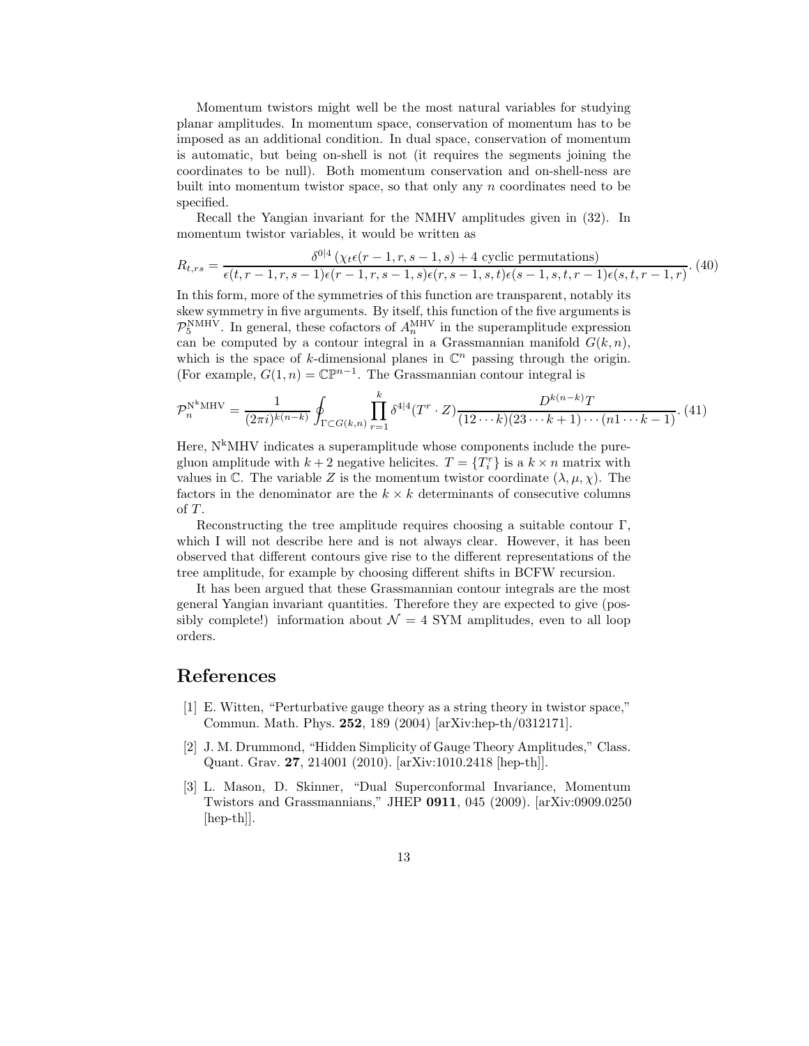Momentum twistors might well be the most natural variables for studying planar amplitudes. In momentum space, conservation of momentum has to be imposed as an additional condition. In dual space, conservation of momentum is automatic, but being on-shell is not (it requires the segments joining the coordinates to be null). Both momentum conservation and on-shell-ness are built into momentum twistor space, so that only any $n$ coordinates need to be specified.

Recall the Yangian invariant for the NMHV amplitudes given in (32). In momentum twistor variables, it would be written as

$$R_{t,rs} = \frac{\delta^{0|4}\left(\chi_t \epsilon(r-1,r,s-1,s) + 4 \text{ cyclic permutations}\right)}{\epsilon(t,r-1,r,s-1)\epsilon(r-1,r,s-1,s)\epsilon(r,s-1,s,t)\epsilon(s-1,s,t,r-1)\epsilon(s,t,r-1,r)}. \quad (40)$$

In this form, more of the symmetries of this function are transparent, notably its skew symmetry in five arguments. By itself, this function of the five arguments is $\mathcal{P}_5^{\text{NMHV}}$. In general, these cofactors of $A_n^{\text{MHV}}$ in the superamplitude expression can be computed by a contour integral in a Grassmannian manifold $G(k,n)$, which is the space of $k$-dimensional planes in $\mathbb{C}^n$ passing through the origin. (For example, $G(1,n) = \mathbb{CP}^{n-1}$. The Grassmannian contour integral is

$$\mathcal{P}_n^{\text{N}^k\text{MHV}} = \frac{1}{(2\pi i)^{k(n-k)}} \oint_{\Gamma \subset G(k,n)} \prod_{r=1}^{k} \delta^{4|4}(T^r \cdot Z) \frac{D^{k(n-k)}T}{(12\cdots k)(23\cdots k+1)\cdots(n1\cdots k-1)}. \quad (41)$$

Here, $\text{N}^k$MHV indicates a superamplitude whose components include the pure-gluon amplitude with $k+2$ negative helicites. $T = \{T_i^r\}$ is a $k \times n$ matrix with values in $\mathbb{C}$. The variable $Z$ is the momentum twistor coordinate $(\lambda, \mu, \chi)$. The factors in the denominator are the $k \times k$ determinants of consecutive columns of $T$.

Reconstructing the tree amplitude requires choosing a suitable contour $\Gamma$, which I will not describe here and is not always clear. However, it has been observed that different contours give rise to the different representations of the tree amplitude, for example by choosing different shifts in BCFW recursion.

It has been argued that these Grassmannian contour integrals are the most general Yangian invariant quantities. Therefore they are expected to give (possibly complete!) information about $\mathcal{N} = 4$ SYM amplitudes, even to all loop orders.

## References

[1] E. Witten, "Perturbative gauge theory as a string theory in twistor space," Commun. Math. Phys. **252**, 189 (2004) [arXiv:hep-th/0312171].

[2] J. M. Drummond, "Hidden Simplicity of Gauge Theory Amplitudes," Class. Quant. Grav. **27**, 214001 (2010). [arXiv:1010.2418 [hep-th]].

[3] L. Mason, D. Skinner, "Dual Superconformal Invariance, Momentum Twistors and Grassmannians," JHEP **0911**, 045 (2009). [arXiv:0909.0250 [hep-th]].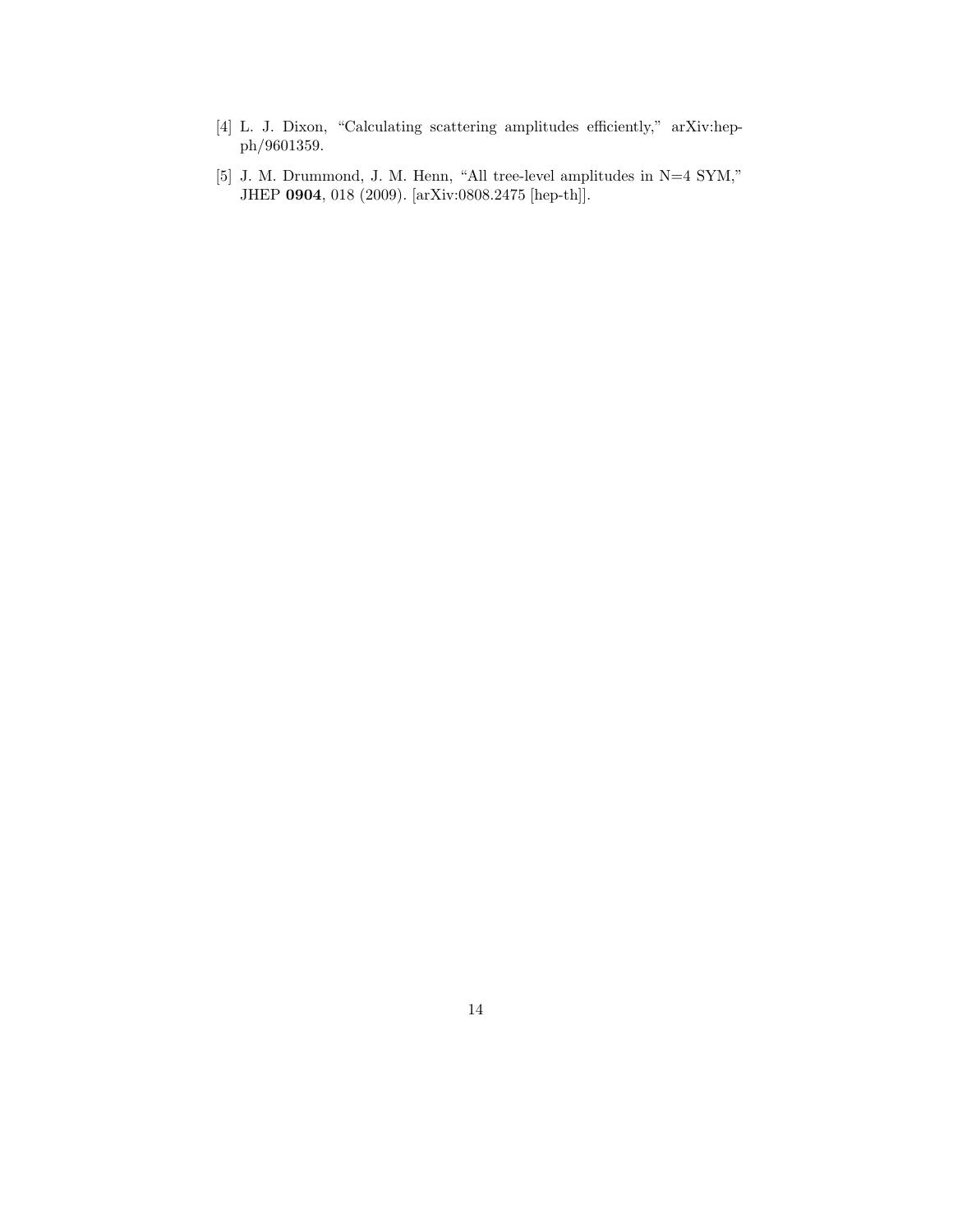[4] L. J. Dixon, "Calculating scattering amplitudes efficiently," arXiv:hep-ph/9601359.

[5] J. M. Drummond, J. M. Henn, "All tree-level amplitudes in N=4 SYM," JHEP **0904**, 018 (2009). [arXiv:0808.2475 [hep-th]].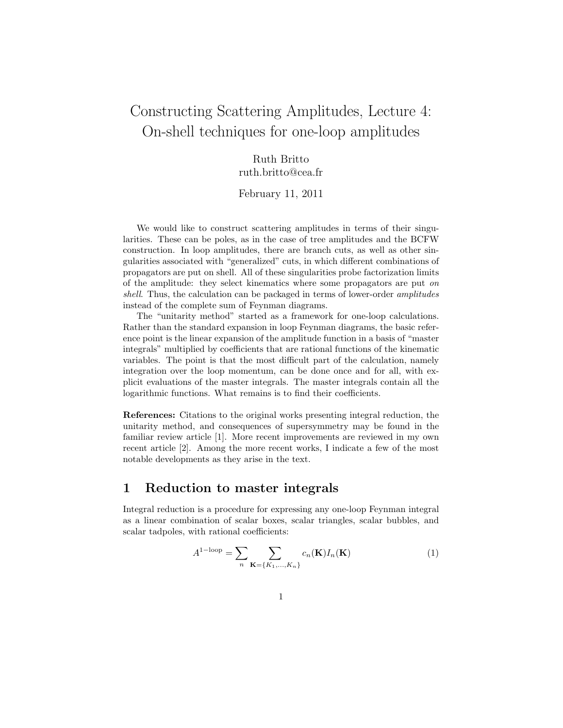# Constructing Scattering Amplitudes, Lecture 4: On-shell techniques for one-loop amplitudes

Ruth Britto
ruth.britto@cea.fr

February 11, 2011

We would like to construct scattering amplitudes in terms of their singularities. These can be poles, as in the case of tree amplitudes and the BCFW construction. In loop amplitudes, there are branch cuts, as well as other singularities associated with "generalized" cuts, in which different combinations of propagators are put on shell. All of these singularities probe factorization limits of the amplitude: they select kinematics where some propagators are put *on shell*. Thus, the calculation can be packaged in terms of lower-order *amplitudes* instead of the complete sum of Feynman diagrams.

The "unitarity method" started as a framework for one-loop calculations. Rather than the standard expansion in loop Feynman diagrams, the basic reference point is the linear expansion of the amplitude function in a basis of "master integrals" multiplied by coefficients that are rational functions of the kinematic variables. The point is that the most difficult part of the calculation, namely integration over the loop momentum, can be done once and for all, with explicit evaluations of the master integrals. The master integrals contain all the logarithmic functions. What remains is to find their coefficients.

**References:** Citations to the original works presenting integral reduction, the unitarity method, and consequences of supersymmetry may be found in the familiar review article [1]. More recent improvements are reviewed in my own recent article [2]. Among the more recent works, I indicate a few of the most notable developments as they arise in the text.

## 1 Reduction to master integrals

Integral reduction is a procedure for expressing any one-loop Feynman integral as a linear combination of scalar boxes, scalar triangles, scalar bubbles, and scalar tadpoles, with rational coefficients:

$$A^{1-\text{loop}} = \sum_n \sum_{\mathbf{K}=\{K_1,\ldots,K_n\}} c_n(\mathbf{K}) I_n(\mathbf{K}) \tag{1}$$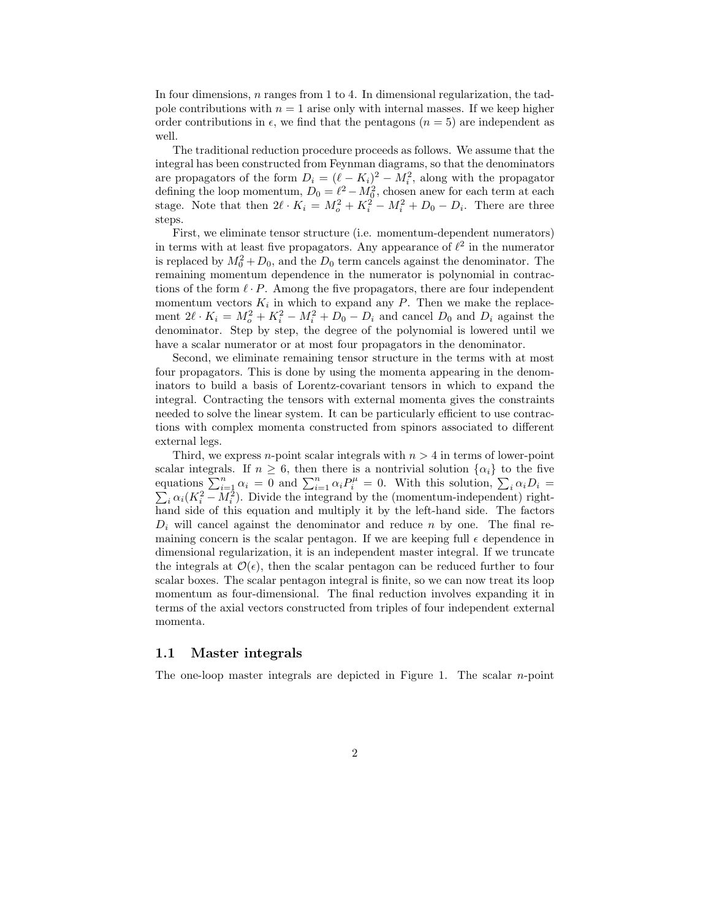In four dimensions, $n$ ranges from 1 to 4. In dimensional regularization, the tadpole contributions with $n = 1$ arise only with internal masses. If we keep higher order contributions in $\epsilon$, we find that the pentagons ($n = 5$) are independent as well.

The traditional reduction procedure proceeds as follows. We assume that the integral has been constructed from Feynman diagrams, so that the denominators are propagators of the form $D_i = (\ell - K_i)^2 - M_i^2$, along with the propagator defining the loop momentum, $D_0 = \ell^2 - M_0^2$, chosen anew for each term at each stage. Note that then $2\ell \cdot K_i = M_o^2 + K_i^2 - M_i^2 + D_0 - D_i$. There are three steps.

First, we eliminate tensor structure (i.e. momentum-dependent numerators) in terms with at least five propagators. Any appearance of $\ell^2$ in the numerator is replaced by $M_0^2 + D_0$, and the $D_0$ term cancels against the denominator. The remaining momentum dependence in the numerator is polynomial in contractions of the form $\ell \cdot P$. Among the five propagators, there are four independent momentum vectors $K_i$ in which to expand any $P$. Then we make the replacement $2\ell \cdot K_i = M_o^2 + K_i^2 - M_i^2 + D_0 - D_i$ and cancel $D_0$ and $D_i$ against the denominator. Step by step, the degree of the polynomial is lowered until we have a scalar numerator or at most four propagators in the denominator.

Second, we eliminate remaining tensor structure in the terms with at most four propagators. This is done by using the momenta appearing in the denominators to build a basis of Lorentz-covariant tensors in which to expand the integral. Contracting the tensors with external momenta gives the constraints needed to solve the linear system. It can be particularly efficient to use contractions with complex momenta constructed from spinors associated to different external legs.

Third, we express $n$-point scalar integrals with $n > 4$ in terms of lower-point scalar integrals. If $n \geq 6$, then there is a nontrivial solution $\{\alpha_i\}$ to the five equations $\sum_{i=1}^n \alpha_i = 0$ and $\sum_{i=1}^n \alpha_i P_i^\mu = 0$. With this solution, $\sum_i \alpha_i D_i = \sum_i \alpha_i (K_i^2 - M_i^2)$. Divide the integrand by the (momentum-independent) right-hand side of this equation and multiply it by the left-hand side. The factors $D_i$ will cancel against the denominator and reduce $n$ by one. The final remaining concern is the scalar pentagon. If we are keeping full $\epsilon$ dependence in dimensional regularization, it is an independent master integral. If we truncate the integrals at $\mathcal{O}(\epsilon)$, then the scalar pentagon can be reduced further to four scalar boxes. The scalar pentagon integral is finite, so we can now treat its loop momentum as four-dimensional. The final reduction involves expanding it in terms of the axial vectors constructed from triples of four independent external momenta.

## 1.1 Master integrals

The one-loop master integrals are depicted in Figure 1. The scalar $n$-point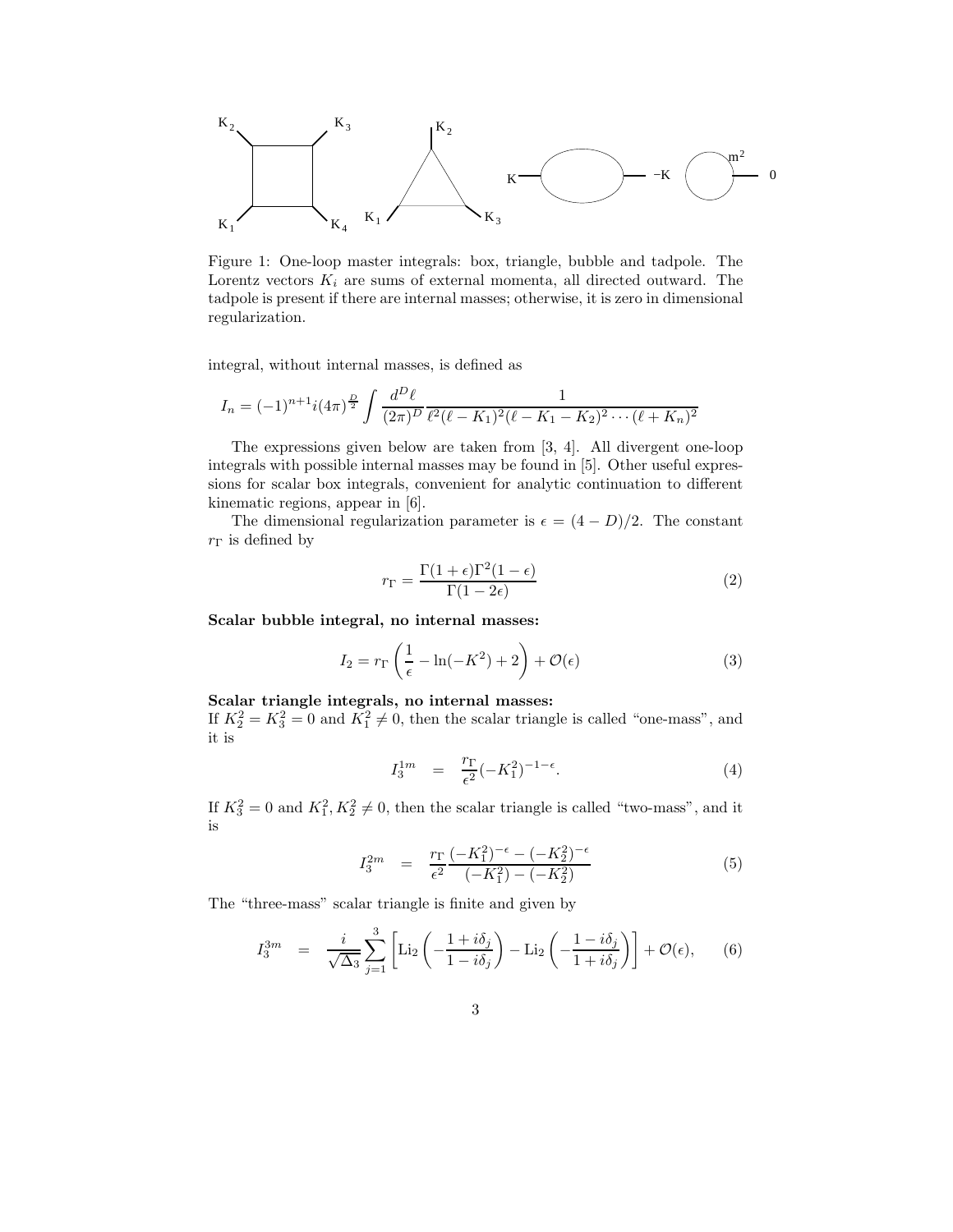Figure 1: One-loop master integrals: box, triangle, bubble and tadpole. The Lorentz vectors $K_i$ are sums of external momenta, all directed outward. The tadpole is present if there are internal masses; otherwise, it is zero in dimensional regularization.

integral, without internal masses, is defined as

$$I_n = (-1)^{n+1} i (4\pi)^{\frac{D}{2}} \int \frac{d^D \ell}{(2\pi)^D} \frac{1}{\ell^2 (\ell - K_1)^2 (\ell - K_1 - K_2)^2 \cdots (\ell + K_n)^2}$$

The expressions given below are taken from [3, 4]. All divergent one-loop integrals with possible internal masses may be found in [5]. Other useful expressions for scalar box integrals, convenient for analytic continuation to different kinematic regions, appear in [6].

The dimensional regularization parameter is $\epsilon = (4 - D)/2$. The constant $r_\Gamma$ is defined by

$$r_\Gamma = \frac{\Gamma(1+\epsilon)\Gamma^2(1-\epsilon)}{\Gamma(1-2\epsilon)} \tag{2}$$

**Scalar bubble integral, no internal masses:**

$$I_2 = r_\Gamma \left( \frac{1}{\epsilon} - \ln(-K^2) + 2 \right) + \mathcal{O}(\epsilon) \tag{3}$$

**Scalar triangle integrals, no internal masses:**
If $K_2^2 = K_3^2 = 0$ and $K_1^2 \neq 0$, then the scalar triangle is called "one-mass", and it is

$$I_3^{1m} \;\; = \;\; \frac{r_\Gamma}{\epsilon^2} (-K_1^2)^{-1-\epsilon}. \tag{4}$$

If $K_3^2 = 0$ and $K_1^2, K_2^2 \neq 0$, then the scalar triangle is called "two-mass", and it is

$$I_3^{2m} \;\; = \;\; \frac{r_\Gamma}{\epsilon^2} \frac{(-K_1^2)^{-\epsilon} - (-K_2^2)^{-\epsilon}}{(-K_1^2) - (-K_2^2)} \tag{5}$$

The "three-mass" scalar triangle is finite and given by

$$I_3^{3m} \;\; = \;\; \frac{i}{\sqrt{\Delta_3}} \sum_{j=1}^{3} \left[ \mathrm{Li}_2 \left( -\frac{1 + i\delta_j}{1 - i\delta_j} \right) - \mathrm{Li}_2 \left( -\frac{1 - i\delta_j}{1 + i\delta_j} \right) \right] + \mathcal{O}(\epsilon), \tag{6}$$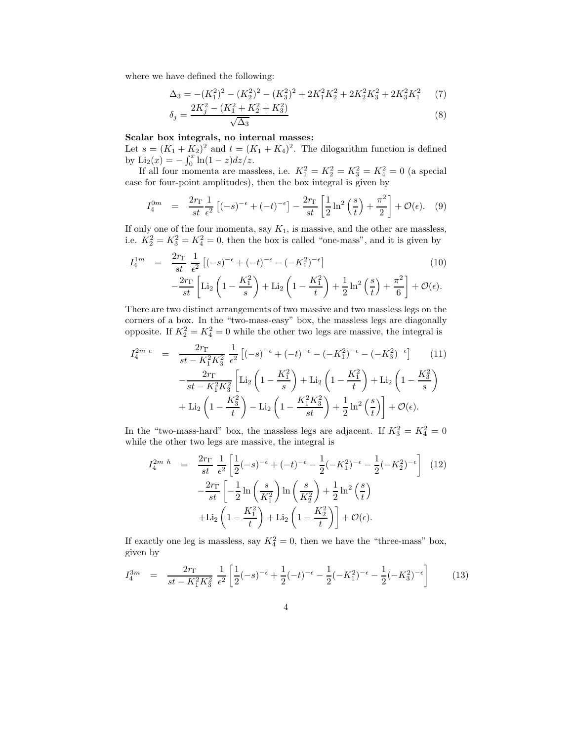where we have defined the following:

$$\Delta_3 = -(K_1^2)^2 - (K_2^2)^2 - (K_3^2)^2 + 2K_1^2K_2^2 + 2K_2^2K_3^2 + 2K_3^2K_1^2 \quad (7)$$

$$\delta_j = \frac{2K_j^2 - (K_1^2 + K_2^2 + K_3^2)}{\sqrt{\Delta_3}} \quad (8)$$

**Scalar box integrals, no internal masses:**
Let $s = (K_1 + K_2)^2$ and $t = (K_1 + K_4)^2$. The dilogarithm function is defined by $\mathrm{Li}_2(x) = -\int_0^x \ln(1-z)dz/z$.

If all four momenta are massless, i.e. $K_1^2 = K_2^2 = K_3^2 = K_4^2 = 0$ (a special case for four-point amplitudes), then the box integral is given by

$$I_4^{0m} = \frac{2r_\Gamma}{st}\frac{1}{\epsilon^2}\left[(-s)^{-\epsilon} + (-t)^{-\epsilon}\right] - \frac{2r_\Gamma}{st}\left[\frac{1}{2}\ln^2\left(\frac{s}{t}\right) + \frac{\pi^2}{2}\right] + \mathcal{O}(\epsilon). \quad (9)$$

If only one of the four momenta, say $K_1$, is massive, and the other are massless, i.e. $K_2^2 = K_3^2 = K_4^2 = 0$, then the box is called "one-mass", and it is given by

$$\begin{aligned}
I_4^{1m} &= \frac{2r_\Gamma}{st}\,\frac{1}{\epsilon^2}\left[(-s)^{-\epsilon} + (-t)^{-\epsilon} - (-K_1^2)^{-\epsilon}\right] \quad (10)\\
&\quad -\frac{2r_\Gamma}{st}\left[\mathrm{Li}_2\left(1 - \frac{K_1^2}{s}\right) + \mathrm{Li}_2\left(1 - \frac{K_1^2}{t}\right) + \frac{1}{2}\ln^2\left(\frac{s}{t}\right) + \frac{\pi^2}{6}\right] + \mathcal{O}(\epsilon).
\end{aligned}$$

There are two distinct arrangements of two massive and two massless legs on the corners of a box. In the "two-mass-easy" box, the massless legs are diagonally opposite. If $K_2^2 = K_4^2 = 0$ while the other two legs are massive, the integral is

$$\begin{aligned}
I_4^{2m\ e} &= \frac{2r_\Gamma}{st - K_1^2K_3^2}\,\frac{1}{\epsilon^2}\left[(-s)^{-\epsilon} + (-t)^{-\epsilon} - (-K_1^2)^{-\epsilon} - (-K_3^2)^{-\epsilon}\right] \quad (11)\\
&\quad -\frac{2r_\Gamma}{st - K_1^2K_3^2}\left[\mathrm{Li}_2\left(1 - \frac{K_1^2}{s}\right) + \mathrm{Li}_2\left(1 - \frac{K_1^2}{t}\right) + \mathrm{Li}_2\left(1 - \frac{K_3^2}{s}\right)\right.\\
&\quad \left. + \mathrm{Li}_2\left(1 - \frac{K_3^2}{t}\right) - \mathrm{Li}_2\left(1 - \frac{K_1^2K_3^2}{st}\right) + \frac{1}{2}\ln^2\left(\frac{s}{t}\right)\right] + \mathcal{O}(\epsilon).
\end{aligned}$$

In the "two-mass-hard" box, the massless legs are adjacent. If $K_3^2 = K_4^2 = 0$ while the other two legs are massive, the integral is

$$\begin{aligned}
I_4^{2m\ h} &= \frac{2r_\Gamma}{st}\,\frac{1}{\epsilon^2}\left[\frac{1}{2}(-s)^{-\epsilon} + (-t)^{-\epsilon} - \frac{1}{2}(-K_1^2)^{-\epsilon} - \frac{1}{2}(-K_2^2)^{-\epsilon}\right] \quad (12)\\
&\quad -\frac{2r_\Gamma}{st}\left[-\frac{1}{2}\ln\left(\frac{s}{K_1^2}\right)\ln\left(\frac{s}{K_2^2}\right) + \frac{1}{2}\ln^2\left(\frac{s}{t}\right)\right.\\
&\quad \left. + \mathrm{Li}_2\left(1 - \frac{K_1^2}{t}\right) + \mathrm{Li}_2\left(1 - \frac{K_2^2}{t}\right)\right] + \mathcal{O}(\epsilon).
\end{aligned}$$

If exactly one leg is massless, say $K_4^2 = 0$, then we have the "three-mass" box, given by

$$I_4^{3m} = \frac{2r_\Gamma}{st - K_1^2K_3^2}\,\frac{1}{\epsilon^2}\left[\frac{1}{2}(-s)^{-\epsilon} + \frac{1}{2}(-t)^{-\epsilon} - \frac{1}{2}(-K_1^2)^{-\epsilon} - \frac{1}{2}(-K_3^2)^{-\epsilon}\right] \quad (13)$$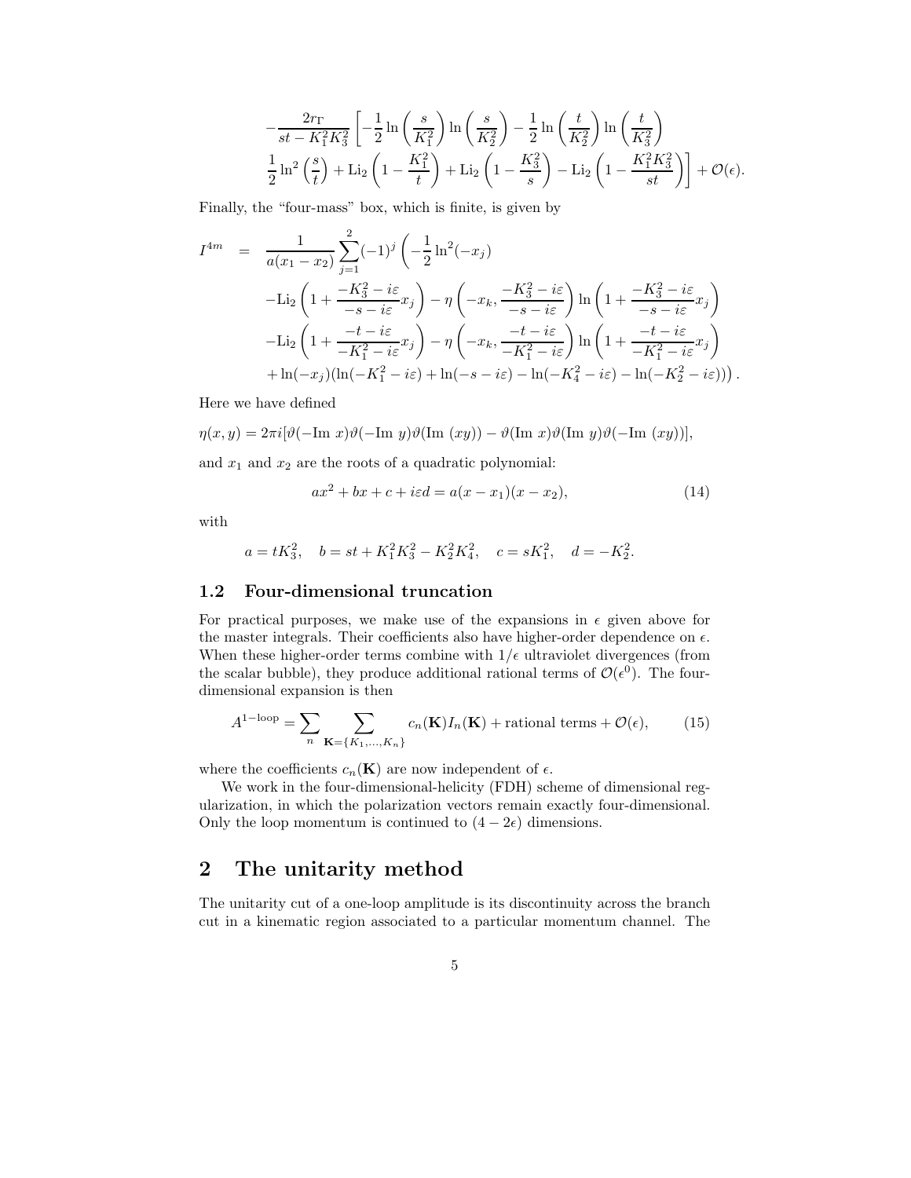$$
-\frac{2r_\Gamma}{st - K_1^2 K_3^2}\left[-\frac{1}{2}\ln\left(\frac{s}{K_1^2}\right)\ln\left(\frac{s}{K_2^2}\right) - \frac{1}{2}\ln\left(\frac{t}{K_2^2}\right)\ln\left(\frac{t}{K_3^2}\right)\right.
$$
$$
\left.\frac{1}{2}\ln^2\left(\frac{s}{t}\right) + \mathrm{Li}_2\left(1 - \frac{K_1^2}{t}\right) + \mathrm{Li}_2\left(1 - \frac{K_3^2}{s}\right) - \mathrm{Li}_2\left(1 - \frac{K_1^2 K_3^2}{st}\right)\right] + \mathcal{O}(\epsilon).
$$

Finally, the "four-mass" box, which is finite, is given by

$$
\begin{aligned}
I^{4m} \quad = \quad & \frac{1}{a(x_1 - x_2)}\sum_{j=1}^{2}(-1)^j\left(-\frac{1}{2}\ln^2(-x_j)\right. \\
& -\mathrm{Li}_2\left(1 + \frac{-K_3^2 - i\varepsilon}{-s - i\varepsilon}x_j\right) - \eta\left(-x_k, \frac{-K_3^2 - i\varepsilon}{-s - i\varepsilon}\right)\ln\left(1 + \frac{-K_3^2 - i\varepsilon}{-s - i\varepsilon}x_j\right) \\
& -\mathrm{Li}_2\left(1 + \frac{-t - i\varepsilon}{-K_1^2 - i\varepsilon}x_j\right) - \eta\left(-x_k, \frac{-t - i\varepsilon}{-K_1^2 - i\varepsilon}\right)\ln\left(1 + \frac{-t - i\varepsilon}{-K_1^2 - i\varepsilon}x_j\right) \\
& \left. + \ln(-x_j)(\ln(-K_1^2 - i\varepsilon) + \ln(-s - i\varepsilon) - \ln(-K_4^2 - i\varepsilon) - \ln(-K_2^2 - i\varepsilon))\right).
\end{aligned}
$$

Here we have defined

$$
\eta(x, y) = 2\pi i[\vartheta(-\mathrm{Im}\ x)\vartheta(-\mathrm{Im}\ y)\vartheta(\mathrm{Im}\ (xy)) - \vartheta(\mathrm{Im}\ x)\vartheta(\mathrm{Im}\ y)\vartheta(-\mathrm{Im}\ (xy))],
$$

and $x_1$ and $x_2$ are the roots of a quadratic polynomial:

$$
ax^2 + bx + c + i\varepsilon d = a(x - x_1)(x - x_2), \tag{14}
$$

with

$$
a = tK_3^2, \quad b = st + K_1^2 K_3^2 - K_2^2 K_4^2, \quad c = sK_1^2, \quad d = -K_2^2.
$$

### 1.2 Four-dimensional truncation

For practical purposes, we make use of the expansions in $\epsilon$ given above for the master integrals. Their coefficients also have higher-order dependence on $\epsilon$. When these higher-order terms combine with $1/\epsilon$ ultraviolet divergences (from the scalar bubble), they produce additional rational terms of $\mathcal{O}(\epsilon^0)$. The four-dimensional expansion is then

$$
A^{1-\mathrm{loop}} = \sum_n \sum_{\mathbf{K}=\{K_1,\ldots,K_n\}} c_n(\mathbf{K}) I_n(\mathbf{K}) + \text{rational terms} + \mathcal{O}(\epsilon), \tag{15}
$$

where the coefficients $c_n(\mathbf{K})$ are now independent of $\epsilon$.

We work in the four-dimensional-helicity (FDH) scheme of dimensional regularization, in which the polarization vectors remain exactly four-dimensional. Only the loop momentum is continued to $(4 - 2\epsilon)$ dimensions.

## 2 The unitarity method

The unitarity cut of a one-loop amplitude is its discontinuity across the branch cut in a kinematic region associated to a particular momentum channel. The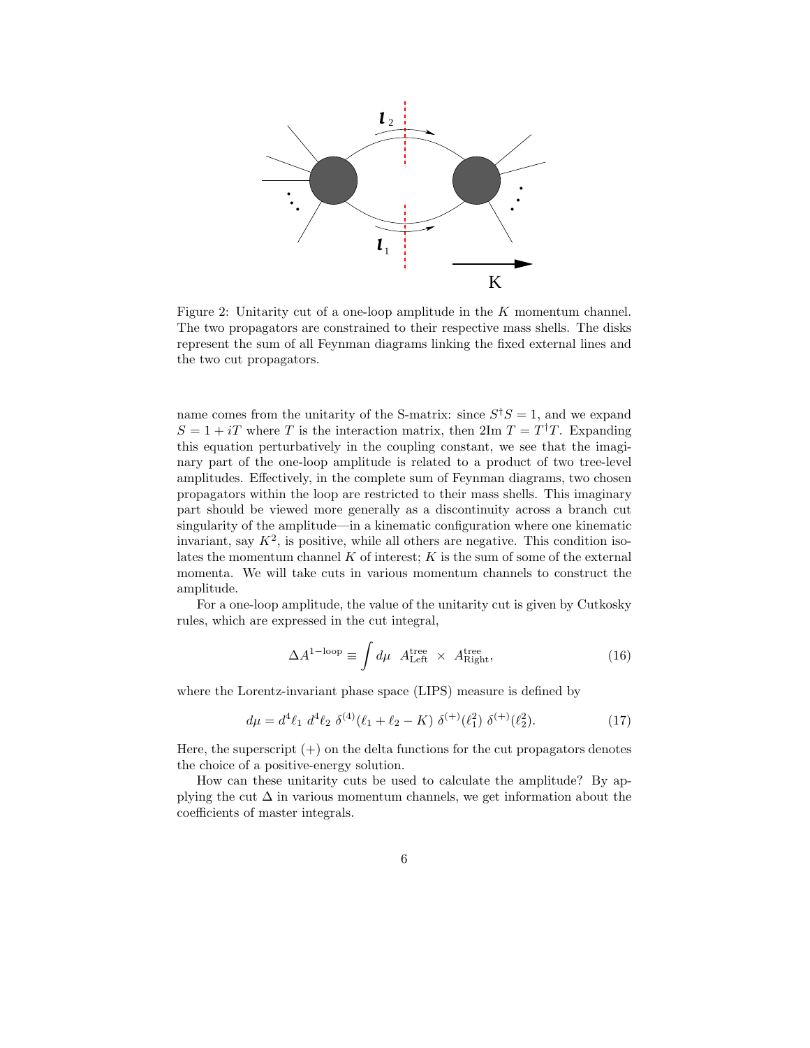Figure 2: Unitarity cut of a one-loop amplitude in the $K$ momentum channel. The two propagators are constrained to their respective mass shells. The disks represent the sum of all Feynman diagrams linking the fixed external lines and the two cut propagators.

name comes from the unitarity of the S-matrix: since $S^\dagger S = 1$, and we expand $S = 1 + iT$ where $T$ is the interaction matrix, then $2\text{Im}\ T = T^\dagger T$. Expanding this equation perturbatively in the coupling constant, we see that the imaginary part of the one-loop amplitude is related to a product of two tree-level amplitudes. Effectively, in the complete sum of Feynman diagrams, two chosen propagators within the loop are restricted to their mass shells. This imaginary part should be viewed more generally as a discontinuity across a branch cut singularity of the amplitude—in a kinematic configuration where one kinematic invariant, say $K^2$, is positive, while all others are negative. This condition isolates the momentum channel $K$ of interest; $K$ is the sum of some of the external momenta. We will take cuts in various momentum channels to construct the amplitude.

For a one-loop amplitude, the value of the unitarity cut is given by Cutkosky rules, which are expressed in the cut integral,

$$\Delta A^{1-\text{loop}} \equiv \int d\mu \ \ A^{\text{tree}}_{\text{Left}} \ \times \ A^{\text{tree}}_{\text{Right}}, \tag{16}$$

where the Lorentz-invariant phase space (LIPS) measure is defined by

$$d\mu = d^4\ell_1 \ d^4\ell_2 \ \delta^{(4)}(\ell_1 + \ell_2 - K) \ \delta^{(+)}(\ell_1^2) \ \delta^{(+)}(\ell_2^2). \tag{17}$$

Here, the superscript $(+)$ on the delta functions for the cut propagators denotes the choice of a positive-energy solution.

How can these unitarity cuts be used to calculate the amplitude? By applying the cut $\Delta$ in various momentum channels, we get information about the coefficients of master integrals.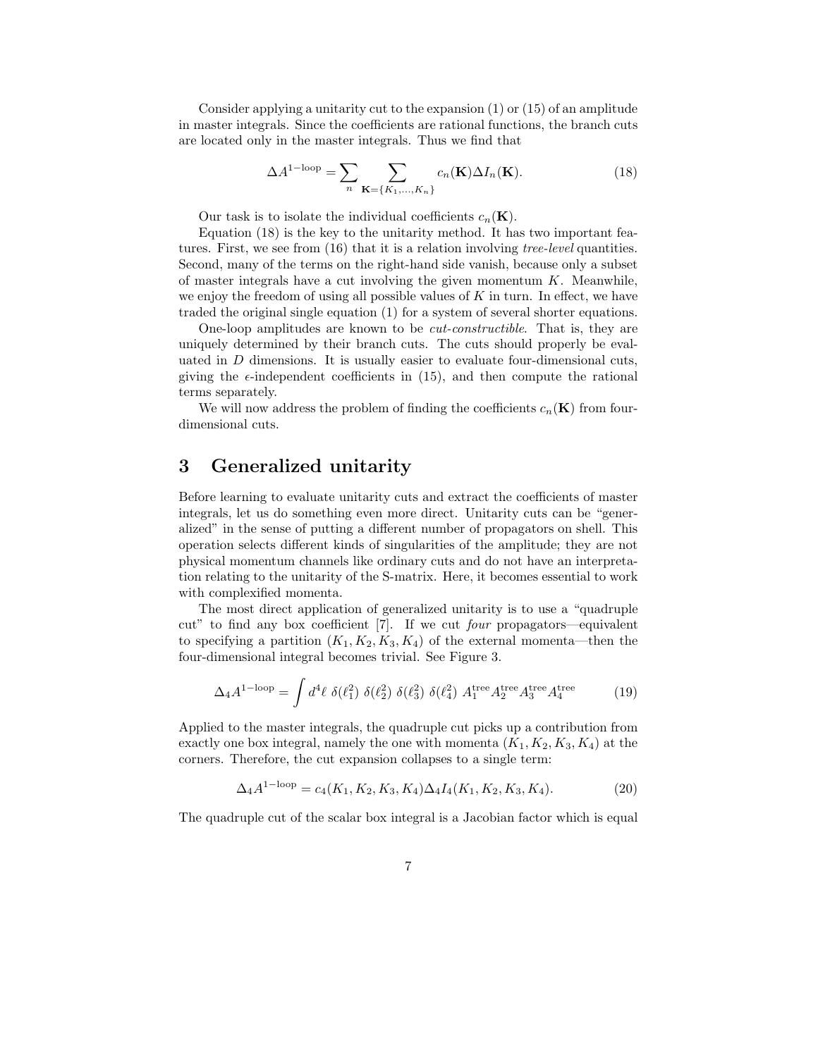Consider applying a unitarity cut to the expansion (1) or (15) of an amplitude in master integrals. Since the coefficients are rational functions, the branch cuts are located only in the master integrals. Thus we find that

$$\Delta A^{1-\text{loop}} = \sum_n \sum_{\mathbf{K}=\{K_1,\ldots,K_n\}} c_n(\mathbf{K}) \Delta I_n(\mathbf{K}). \tag{18}$$

Our task is to isolate the individual coefficients $c_n(\mathbf{K})$.

Equation (18) is the key to the unitarity method. It has two important features. First, we see from (16) that it is a relation involving *tree-level* quantities. Second, many of the terms on the right-hand side vanish, because only a subset of master integrals have a cut involving the given momentum $K$. Meanwhile, we enjoy the freedom of using all possible values of $K$ in turn. In effect, we have traded the original single equation (1) for a system of several shorter equations.

One-loop amplitudes are known to be *cut-constructible*. That is, they are uniquely determined by their branch cuts. The cuts should properly be evaluated in $D$ dimensions. It is usually easier to evaluate four-dimensional cuts, giving the $\epsilon$-independent coefficients in (15), and then compute the rational terms separately.

We will now address the problem of finding the coefficients $c_n(\mathbf{K})$ from four-dimensional cuts.

## 3 Generalized unitarity

Before learning to evaluate unitarity cuts and extract the coefficients of master integrals, let us do something even more direct. Unitarity cuts can be "generalized" in the sense of putting a different number of propagators on shell. This operation selects different kinds of singularities of the amplitude; they are not physical momentum channels like ordinary cuts and do not have an interpretation relating to the unitarity of the S-matrix. Here, it becomes essential to work with complexified momenta.

The most direct application of generalized unitarity is to use a "quadruple cut" to find any box coefficient [7]. If we cut *four* propagators—equivalent to specifying a partition $(K_1, K_2, K_3, K_4)$ of the external momenta—then the four-dimensional integral becomes trivial. See Figure 3.

$$\Delta_4 A^{1-\text{loop}} = \int d^4\ell \; \delta(\ell_1^2) \; \delta(\ell_2^2) \; \delta(\ell_3^2) \; \delta(\ell_4^2) \; A_1^{\text{tree}} A_2^{\text{tree}} A_3^{\text{tree}} A_4^{\text{tree}} \tag{19}$$

Applied to the master integrals, the quadruple cut picks up a contribution from exactly one box integral, namely the one with momenta $(K_1, K_2, K_3, K_4)$ at the corners. Therefore, the cut expansion collapses to a single term:

$$\Delta_4 A^{1-\text{loop}} = c_4(K_1, K_2, K_3, K_4) \Delta_4 I_4(K_1, K_2, K_3, K_4). \tag{20}$$

The quadruple cut of the scalar box integral is a Jacobian factor which is equal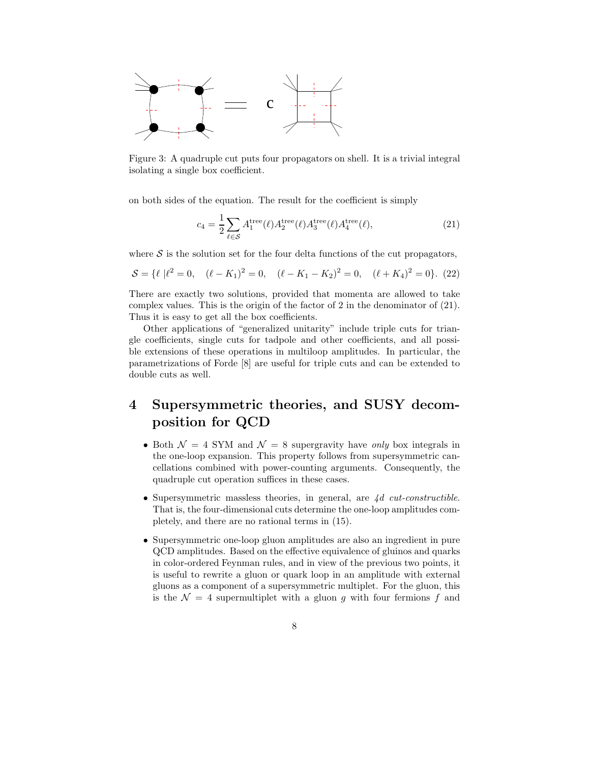Figure 3: A quadruple cut puts four propagators on shell. It is a trivial integral isolating a single box coefficient.

on both sides of the equation. The result for the coefficient is simply

$$c_4 = \frac{1}{2} \sum_{\ell \in \mathcal{S}} A_1^{\rm tree}(\ell) A_2^{\rm tree}(\ell) A_3^{\rm tree}(\ell) A_4^{\rm tree}(\ell), \tag{21}$$

where $\mathcal{S}$ is the solution set for the four delta functions of the cut propagators,

$$\mathcal{S} = \{\ell \;| \ell^2 = 0, \quad (\ell - K_1)^2 = 0, \quad (\ell - K_1 - K_2)^2 = 0, \quad (\ell + K_4)^2 = 0\}. \tag{22}$$

There are exactly two solutions, provided that momenta are allowed to take complex values. This is the origin of the factor of 2 in the denominator of (21). Thus it is easy to get all the box coefficients.

Other applications of "generalized unitarity" include triple cuts for triangle coefficients, single cuts for tadpole and other coefficients, and all possible extensions of these operations in multiloop amplitudes. In particular, the parametrizations of Forde [8] are useful for triple cuts and can be extended to double cuts as well.

# 4 Supersymmetric theories, and SUSY decomposition for QCD

- Both $\mathcal{N} = 4$ SYM and $\mathcal{N} = 8$ supergravity have *only* box integrals in the one-loop expansion. This property follows from supersymmetric cancellations combined with power-counting arguments. Consequently, the quadruple cut operation suffices in these cases.

- Supersymmetric massless theories, in general, are *4d cut-constructible*. That is, the four-dimensional cuts determine the one-loop amplitudes completely, and there are no rational terms in (15).

- Supersymmetric one-loop gluon amplitudes are also an ingredient in pure QCD amplitudes. Based on the effective equivalence of gluinos and quarks in color-ordered Feynman rules, and in view of the previous two points, it is useful to rewrite a gluon or quark loop in an amplitude with external gluons as a component of a supersymmetric multiplet. For the gluon, this is the $\mathcal{N} = 4$ supermultiplet with a gluon $g$ with four fermions $f$ and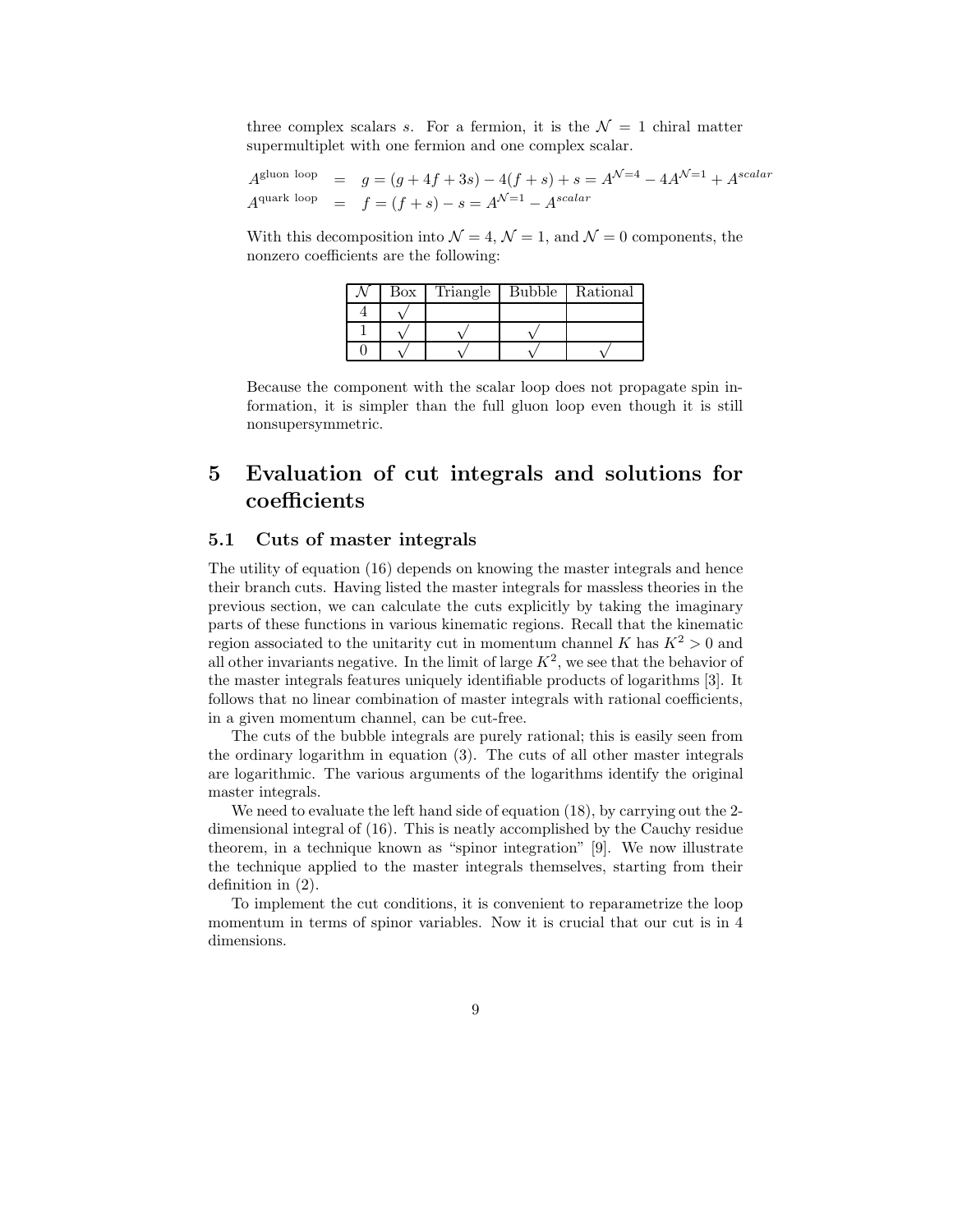three complex scalars $s$. For a fermion, it is the $\mathcal{N}=1$ chiral matter supermultiplet with one fermion and one complex scalar.

$$
\begin{aligned}
A^{\text{gluon loop}} &= g = (g+4f+3s) - 4(f+s) + s = A^{\mathcal{N}=4} - 4A^{\mathcal{N}=1} + A^{scalar} \\
A^{\text{quark loop}} &= f = (f+s) - s = A^{\mathcal{N}=1} - A^{scalar}
\end{aligned}
$$

With this decomposition into $\mathcal{N}=4$, $\mathcal{N}=1$, and $\mathcal{N}=0$ components, the nonzero coefficients are the following:

| $\mathcal{N}$ | Box | Triangle | Bubble | Rational |
|---|---|---|---|---|
| 4 | $\surd$ | | | |
| 1 | $\surd$ | $\surd$ | $\surd$ | |
| 0 | $\surd$ | $\surd$ | $\surd$ | $\surd$ |

Because the component with the scalar loop does not propagate spin information, it is simpler than the full gluon loop even though it is still nonsupersymmetric.

# 5 Evaluation of cut integrals and solutions for coefficients

## 5.1 Cuts of master integrals

The utility of equation (16) depends on knowing the master integrals and hence their branch cuts. Having listed the master integrals for massless theories in the previous section, we can calculate the cuts explicitly by taking the imaginary parts of these functions in various kinematic regions. Recall that the kinematic region associated to the unitarity cut in momentum channel $K$ has $K^2 > 0$ and all other invariants negative. In the limit of large $K^2$, we see that the behavior of the master integrals features uniquely identifiable products of logarithms [3]. It follows that no linear combination of master integrals with rational coefficients, in a given momentum channel, can be cut-free.

The cuts of the bubble integrals are purely rational; this is easily seen from the ordinary logarithm in equation (3). The cuts of all other master integrals are logarithmic. The various arguments of the logarithms identify the original master integrals.

We need to evaluate the left hand side of equation (18), by carrying out the 2-dimensional integral of (16). This is neatly accomplished by the Cauchy residue theorem, in a technique known as "spinor integration" [9]. We now illustrate the technique applied to the master integrals themselves, starting from their definition in (2).

To implement the cut conditions, it is convenient to reparametrize the loop momentum in terms of spinor variables. Now it is crucial that our cut is in 4 dimensions.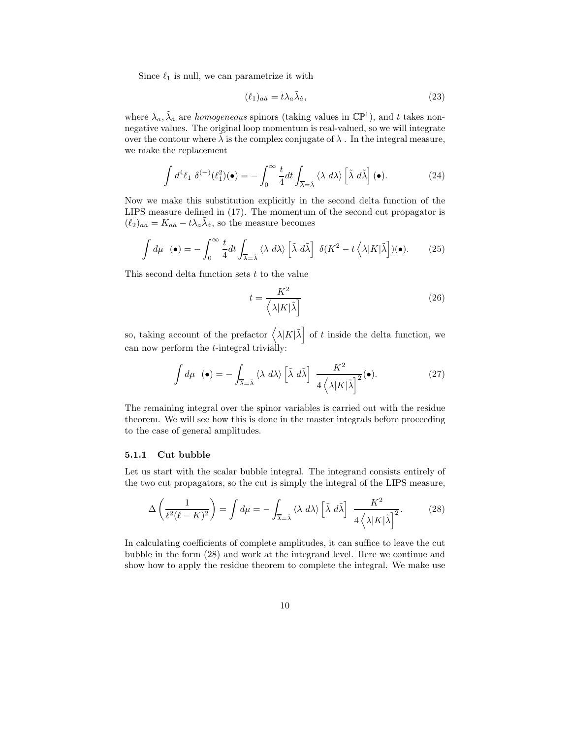Since $\ell_1$ is null, we can parametrize it with

$$(\ell_1)_{a\dot{a}} = t\lambda_a \tilde{\lambda}_{\dot{a}}, \tag{23}$$

where $\lambda_a, \tilde{\lambda}_{\dot{a}}$ are *homogeneous* spinors (taking values in $\mathbb{CP}^1$), and $t$ takes non-negative values. The original loop momentum is real-valued, so we will integrate over the contour where $\tilde{\lambda}$ is the complex conjugate of $\lambda$ . In the integral measure, we make the replacement

$$\int d^4\ell_1 \; \delta^{(+)}(\ell_1^2)(\bullet) = -\int_0^\infty \frac{t}{4} dt \int_{\overline{\lambda}=\tilde{\lambda}} \langle \lambda \; d\lambda \rangle \left[\tilde{\lambda} \; d\tilde{\lambda}\right] (\bullet). \tag{24}$$

Now we make this substitution explicitly in the second delta function of the LIPS measure defined in (17). The momentum of the second cut propagator is $(\ell_2)_{a\dot{a}} = K_{a\dot{a}} - t\lambda_a\tilde{\lambda}_{\dot{a}}$, so the measure becomes

$$\int d\mu \;\; (\bullet) = -\int_0^\infty \frac{t}{4} dt \int_{\overline{\lambda}=\tilde{\lambda}} \langle \lambda \; d\lambda \rangle \left[\tilde{\lambda} \; d\tilde{\lambda}\right] \; \delta(K^2 - t \left\langle \lambda|K|\tilde{\lambda}\right])(\bullet). \tag{25}$$

This second delta function sets $t$ to the value

$$t = \frac{K^2}{\left\langle \lambda|K|\tilde{\lambda}\right]} \tag{26}$$

so, taking account of the prefactor $\left\langle \lambda|K|\tilde{\lambda}\right]$ of $t$ inside the delta function, we can now perform the $t$-integral trivially:

$$\int d\mu \;\; (\bullet) = -\int_{\overline{\lambda}=\tilde{\lambda}} \langle \lambda \; d\lambda \rangle \left[\tilde{\lambda} \; d\tilde{\lambda}\right] \; \frac{K^2}{4\left\langle \lambda|K|\tilde{\lambda}\right]^2}(\bullet). \tag{27}$$

The remaining integral over the spinor variables is carried out with the residue theorem. We will see how this is done in the master integrals before proceeding to the case of general amplitudes.

### 5.1.1 Cut bubble

Let us start with the scalar bubble integral. The integrand consists entirely of the two cut propagators, so the cut is simply the integral of the LIPS measure,

$$\Delta\left(\frac{1}{\ell^2(\ell-K)^2}\right) = \int d\mu = -\int_{\overline{\lambda}=\tilde{\lambda}} \langle \lambda \; d\lambda \rangle \left[\tilde{\lambda} \; d\tilde{\lambda}\right] \; \frac{K^2}{4\left\langle \lambda|K|\tilde{\lambda}\right]^2}. \tag{28}$$

In calculating coefficients of complete amplitudes, it can suffice to leave the cut bubble in the form (28) and work at the integrand level. Here we continue and show how to apply the residue theorem to complete the integral. We make use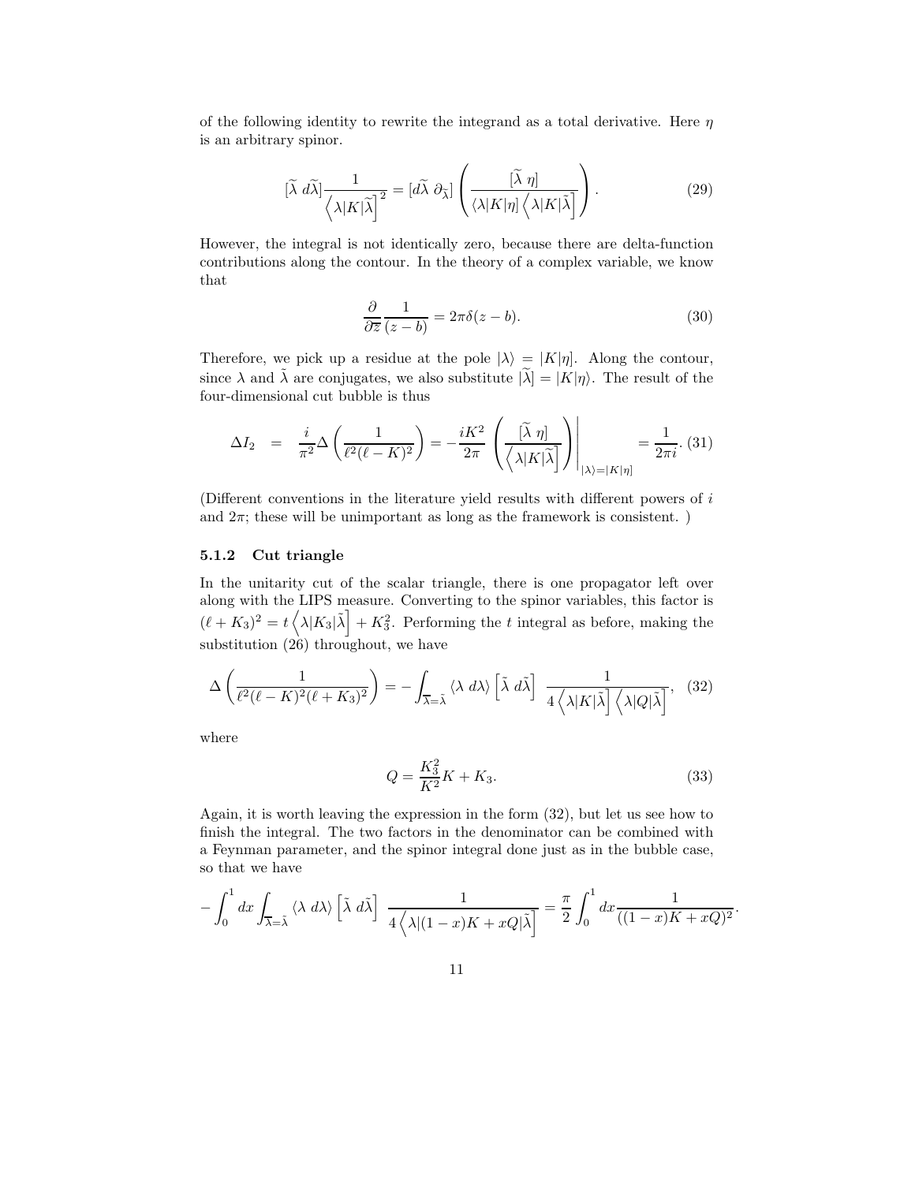of the following identity to rewrite the integrand as a total derivative. Here $\eta$ is an arbitrary spinor.

$$[\widetilde{\lambda}\ d\widetilde{\lambda}] \frac{1}{\left\langle \lambda|K|\widetilde{\lambda}\right]^2} = [d\widetilde{\lambda}\ \partial_{\widetilde{\lambda}}] \left( \frac{[\widetilde{\lambda}\ \eta]}{\langle \lambda|K|\eta] \left\langle \lambda|K|\widetilde{\lambda}\right]} \right). \tag{29}$$

However, the integral is not identically zero, because there are delta-function contributions along the contour. In the theory of a complex variable, we know that

$$\frac{\partial}{\partial \overline{z}} \frac{1}{(z-b)} = 2\pi\delta(z-b). \tag{30}$$

Therefore, we pick up a residue at the pole $|\lambda\rangle = |K|\eta]$. Along the contour, since $\lambda$ and $\tilde{\lambda}$ are conjugates, we also substitute $|\widetilde{\lambda}] = |K|\eta\rangle$. The result of the four-dimensional cut bubble is thus

$$\Delta I_2 \quad = \quad \frac{i}{\pi^2} \Delta \left( \frac{1}{\ell^2 (\ell - K)^2} \right) = -\frac{iK^2}{2\pi} \left( \frac{[\widetilde{\lambda}\ \eta]}{\left\langle \lambda|K|\widetilde{\lambda}\right]} \right) \Bigg|_{|\lambda\rangle = |K|\eta]} = \frac{1}{2\pi i}. \tag{31}$$

(Different conventions in the literature yield results with different powers of $i$ and $2\pi$; these will be unimportant as long as the framework is consistent. )

#### 5.1.2 Cut triangle

In the unitarity cut of the scalar triangle, there is one propagator left over along with the LIPS measure. Converting to the spinor variables, this factor is $(\ell + K_3)^2 = t\left\langle \lambda|K_3|\tilde{\lambda}\right] + K_3^2$. Performing the $t$ integral as before, making the substitution (26) throughout, we have

$$\Delta \left( \frac{1}{\ell^2 (\ell - K)^2 (\ell + K_3)^2} \right) = -\int_{\overline{\lambda} = \tilde{\lambda}} \langle \lambda\ d\lambda \rangle \left[ \tilde{\lambda}\ d\tilde{\lambda} \right]\ \frac{1}{4 \left\langle \lambda|K|\tilde{\lambda}\right] \left\langle \lambda|Q|\tilde{\lambda}\right]}, \tag{32}$$

where

$$Q = \frac{K_3^2}{K^2} K + K_3. \tag{33}$$

Again, it is worth leaving the expression in the form (32), but let us see how to finish the integral. The two factors in the denominator can be combined with a Feynman parameter, and the spinor integral done just as in the bubble case, so that we have

$$-\int_0^1 dx \int_{\overline{\lambda} = \tilde{\lambda}} \langle \lambda\ d\lambda \rangle \left[ \tilde{\lambda}\ d\tilde{\lambda} \right]\ \frac{1}{4 \left\langle \lambda|(1-x)K + xQ|\tilde{\lambda}\right]} = \frac{\pi}{2} \int_0^1 dx \frac{1}{((1-x)K + xQ)^2}.$$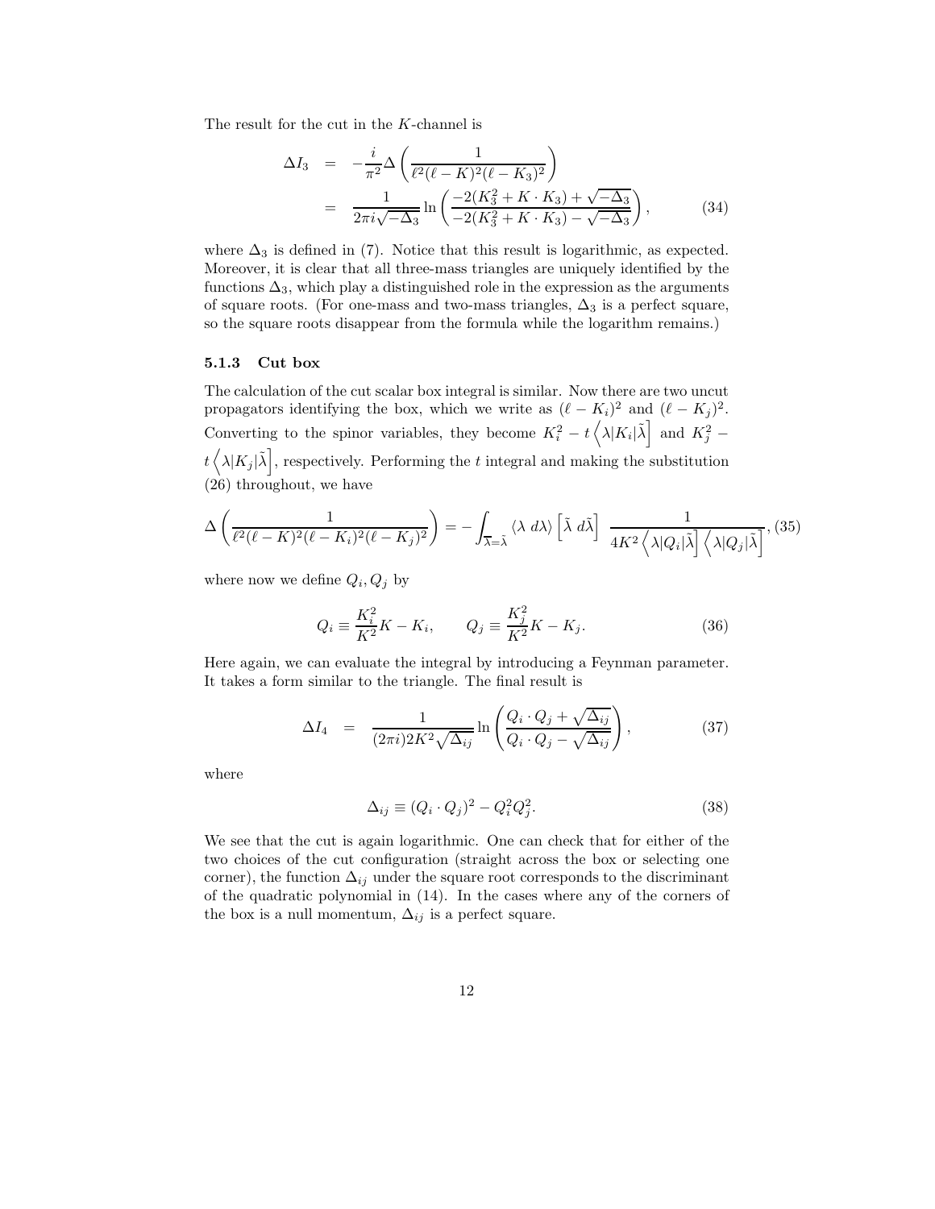The result for the cut in the $K$-channel is

$$
\begin{aligned}
\Delta I_3 &= -\frac{i}{\pi^2}\Delta\left(\frac{1}{\ell^2(\ell-K)^2(\ell-K_3)^2}\right) \\
&= \frac{1}{2\pi i\sqrt{-\Delta_3}}\ln\left(\frac{-2(K_3^2+K\cdot K_3)+\sqrt{-\Delta_3}}{-2(K_3^2+K\cdot K_3)-\sqrt{-\Delta_3}}\right),
\end{aligned}
\tag{34}
$$

where $\Delta_3$ is defined in (7). Notice that this result is logarithmic, as expected. Moreover, it is clear that all three-mass triangles are uniquely identified by the functions $\Delta_3$, which play a distinguished role in the expression as the arguments of square roots. (For one-mass and two-mass triangles, $\Delta_3$ is a perfect square, so the square roots disappear from the formula while the logarithm remains.)

### 5.1.3 Cut box

The calculation of the cut scalar box integral is similar. Now there are two uncut propagators identifying the box, which we write as $(\ell-K_i)^2$ and $(\ell-K_j)^2$. Converting to the spinor variables, they become $K_i^2 - t\left\langle\lambda|K_i|\tilde{\lambda}\right]$ and $K_j^2 - t\left\langle\lambda|K_j|\tilde{\lambda}\right]$, respectively. Performing the $t$ integral and making the substitution (26) throughout, we have

$$
\Delta\left(\frac{1}{\ell^2(\ell-K)^2(\ell-K_i)^2(\ell-K_j)^2}\right) = -\int_{\overline{\lambda}=\tilde{\lambda}}\langle\lambda\ d\lambda\rangle\left[\tilde{\lambda}\ d\tilde{\lambda}\right]\ \frac{1}{4K^2\left\langle\lambda|Q_i|\tilde{\lambda}\right]\left\langle\lambda|Q_j|\tilde{\lambda}\right]}, \tag{35}
$$

where now we define $Q_i, Q_j$ by

$$
Q_i \equiv \frac{K_i^2}{K^2}K - K_i, \qquad Q_j \equiv \frac{K_j^2}{K^2}K - K_j. \tag{36}
$$

Here again, we can evaluate the integral by introducing a Feynman parameter. It takes a form similar to the triangle. The final result is

$$
\Delta I_4 \quad = \quad \frac{1}{(2\pi i)2K^2\sqrt{\Delta_{ij}}}\ln\left(\frac{Q_i\cdot Q_j+\sqrt{\Delta_{ij}}}{Q_i\cdot Q_j-\sqrt{\Delta_{ij}}}\right), \tag{37}
$$

where

$$
\Delta_{ij} \equiv (Q_i\cdot Q_j)^2 - Q_i^2Q_j^2. \tag{38}
$$

We see that the cut is again logarithmic. One can check that for either of the two choices of the cut configuration (straight across the box or selecting one corner), the function $\Delta_{ij}$ under the square root corresponds to the discriminant of the quadratic polynomial in (14). In the cases where any of the corners of the box is a null momentum, $\Delta_{ij}$ is a perfect square.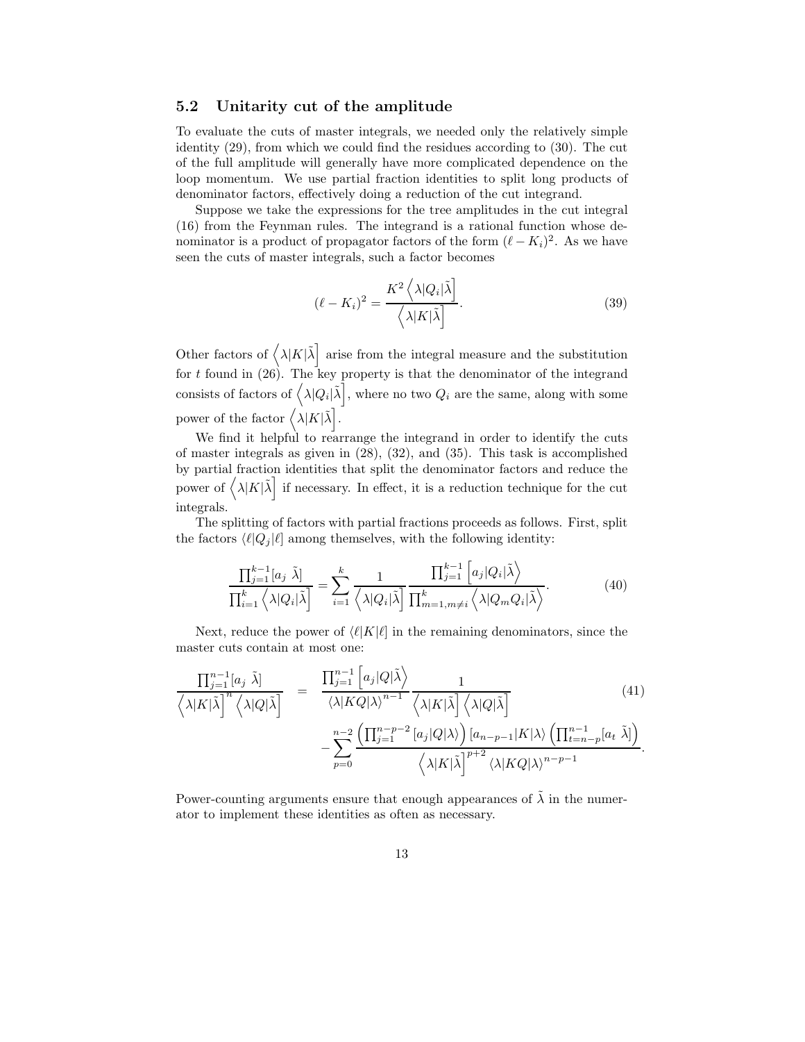### 5.2 Unitarity cut of the amplitude

To evaluate the cuts of master integrals, we needed only the relatively simple identity (29), from which we could find the residues according to (30). The cut of the full amplitude will generally have more complicated dependence on the loop momentum. We use partial fraction identities to split long products of denominator factors, effectively doing a reduction of the cut integrand.

Suppose we take the expressions for the tree amplitudes in the cut integral (16) from the Feynman rules. The integrand is a rational function whose denominator is a product of propagator factors of the form $(\ell - K_i)^2$. As we have seen the cuts of master integrals, such a factor becomes

$$(\ell - K_i)^2 = \frac{K^2 \left\langle \lambda | Q_i | \tilde{\lambda} \right]}{\left\langle \lambda | K | \tilde{\lambda} \right]}. \tag{39}$$

Other factors of $\left\langle \lambda | K | \tilde{\lambda} \right]$ arise from the integral measure and the substitution for $t$ found in (26). The key property is that the denominator of the integrand consists of factors of $\left\langle \lambda | Q_i | \tilde{\lambda} \right]$, where no two $Q_i$ are the same, along with some power of the factor $\left\langle \lambda | K | \tilde{\lambda} \right]$.

We find it helpful to rearrange the integrand in order to identify the cuts of master integrals as given in (28), (32), and (35). This task is accomplished by partial fraction identities that split the denominator factors and reduce the power of $\left\langle \lambda | K | \tilde{\lambda} \right]$ if necessary. In effect, it is a reduction technique for the cut integrals.

The splitting of factors with partial fractions proceeds as follows. First, split the factors $\langle \ell | Q_j | \ell]$ among themselves, with the following identity:

$$\frac{\prod_{j=1}^{k-1} [a_j \ \tilde{\lambda}]}{\prod_{i=1}^{k} \left\langle \lambda | Q_i | \tilde{\lambda} \right]} = \sum_{i=1}^{k} \frac{1}{\left\langle \lambda | Q_i | \tilde{\lambda} \right]} \frac{\prod_{j=1}^{k-1} \left[ a_j | Q_i | \tilde{\lambda} \right\rangle}{\prod_{m=1, m \neq i}^{k} \left\langle \lambda | Q_m Q_i | \tilde{\lambda} \right\rangle}. \tag{40}$$

Next, reduce the power of $\langle \ell | K | \ell]$ in the remaining denominators, since the master cuts contain at most one:

$$\begin{aligned}
\frac{\prod_{j=1}^{n-1} [a_j \ \tilde{\lambda}]}{\left\langle \lambda | K | \tilde{\lambda} \right]^n \left\langle \lambda | Q | \tilde{\lambda} \right]} \quad = \quad & \frac{\prod_{j=1}^{n-1} \left[ a_j | Q | \tilde{\lambda} \right\rangle}{\langle \lambda | K Q | \lambda \rangle^{n-1}} \frac{1}{\left\langle \lambda | K | \tilde{\lambda} \right] \left\langle \lambda | Q | \tilde{\lambda} \right]} \\
& - \sum_{p=0}^{n-2} \frac{\left( \prod_{j=1}^{n-p-2} [a_j | Q | \lambda \rangle \right) [a_{n-p-1} | K | \lambda \rangle \left( \prod_{t=n-p}^{n-1} [a_t \ \tilde{\lambda}] \right)}{\left\langle \lambda | K | \tilde{\lambda} \right]^{p+2} \langle \lambda | K Q | \lambda \rangle^{n-p-1}}.
\end{aligned} \tag{41}$$

Power-counting arguments ensure that enough appearances of $\tilde{\lambda}$ in the numerator to implement these identities as often as necessary.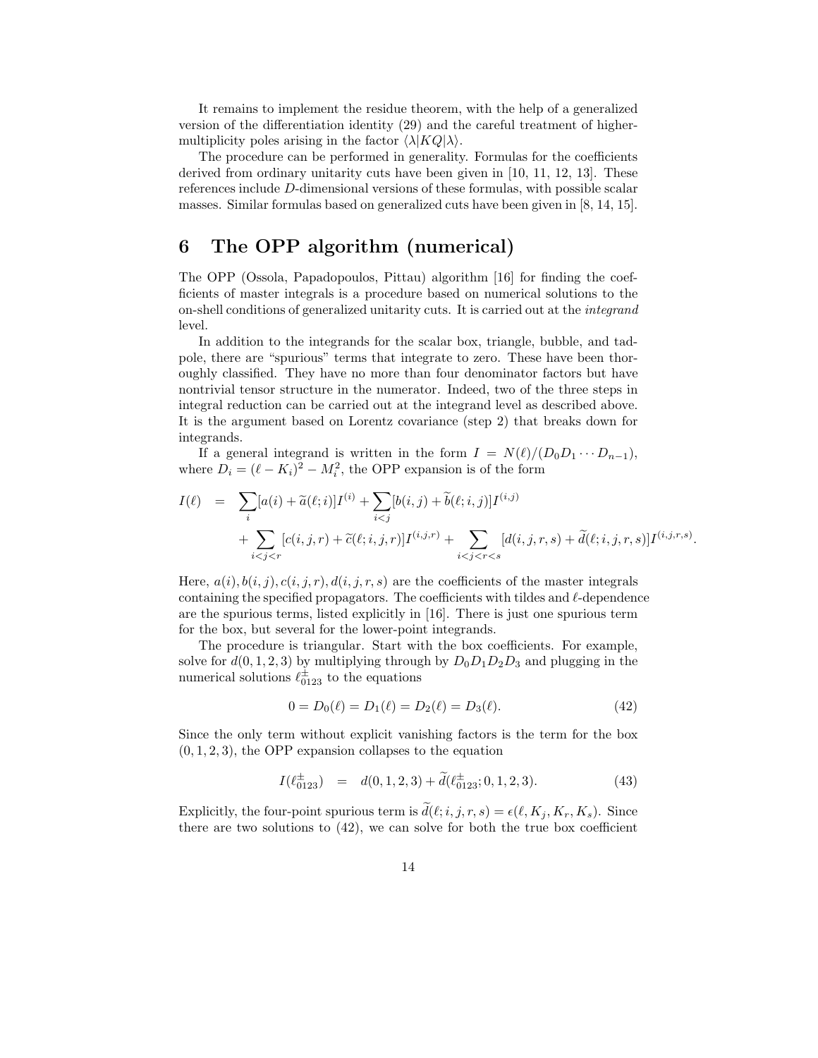It remains to implement the residue theorem, with the help of a generalized version of the differentiation identity (29) and the careful treatment of higher-multiplicity poles arising in the factor $\langle\lambda|KQ|\lambda\rangle$.

The procedure can be performed in generality. Formulas for the coefficients derived from ordinary unitarity cuts have been given in [10, 11, 12, 13]. These references include $D$-dimensional versions of these formulas, with possible scalar masses. Similar formulas based on generalized cuts have been given in [8, 14, 15].

## 6 The OPP algorithm (numerical)

The OPP (Ossola, Papadopoulos, Pittau) algorithm [16] for finding the coefficients of master integrals is a procedure based on numerical solutions to the on-shell conditions of generalized unitarity cuts. It is carried out at the *integrand* level.

In addition to the integrands for the scalar box, triangle, bubble, and tadpole, there are "spurious" terms that integrate to zero. These have been thoroughly classified. They have no more than four denominator factors but have nontrivial tensor structure in the numerator. Indeed, two of the three steps in integral reduction can be carried out at the integrand level as described above. It is the argument based on Lorentz covariance (step 2) that breaks down for integrands.

If a general integrand is written in the form $I = N(\ell)/(D_0 D_1 \cdots D_{n-1})$, where $D_i = (\ell - K_i)^2 - M_i^2$, the OPP expansion is of the form

$$
\begin{aligned}
I(\ell) &= \sum_i [a(i) + \widetilde{a}(\ell; i)] I^{(i)} + \sum_{i<j} [b(i,j) + \widetilde{b}(\ell; i,j)] I^{(i,j)} \\
&\quad + \sum_{i<j<r} [c(i,j,r) + \widetilde{c}(\ell; i,j,r)] I^{(i,j,r)} + \sum_{i<j<r<s} [d(i,j,r,s) + \widetilde{d}(\ell; i,j,r,s)] I^{(i,j,r,s)}.
\end{aligned}
$$

Here, $a(i), b(i,j), c(i,j,r), d(i,j,r,s)$ are the coefficients of the master integrals containing the specified propagators. The coefficients with tildes and $\ell$-dependence are the spurious terms, listed explicitly in [16]. There is just one spurious term for the box, but several for the lower-point integrands.

The procedure is triangular. Start with the box coefficients. For example, solve for $d(0,1,2,3)$ by multiplying through by $D_0 D_1 D_2 D_3$ and plugging in the numerical solutions $\ell^{\pm}_{0123}$ to the equations

$$
0 = D_0(\ell) = D_1(\ell) = D_2(\ell) = D_3(\ell). \tag{42}
$$

Since the only term without explicit vanishing factors is the term for the box $(0,1,2,3)$, the OPP expansion collapses to the equation

$$
I(\ell^{\pm}_{0123}) = d(0,1,2,3) + \widetilde{d}(\ell^{\pm}_{0123}; 0,1,2,3). \tag{43}
$$

Explicitly, the four-point spurious term is $\widetilde{d}(\ell; i,j,r,s) = \epsilon(\ell, K_j, K_r, K_s)$. Since there are two solutions to (42), we can solve for both the true box coefficient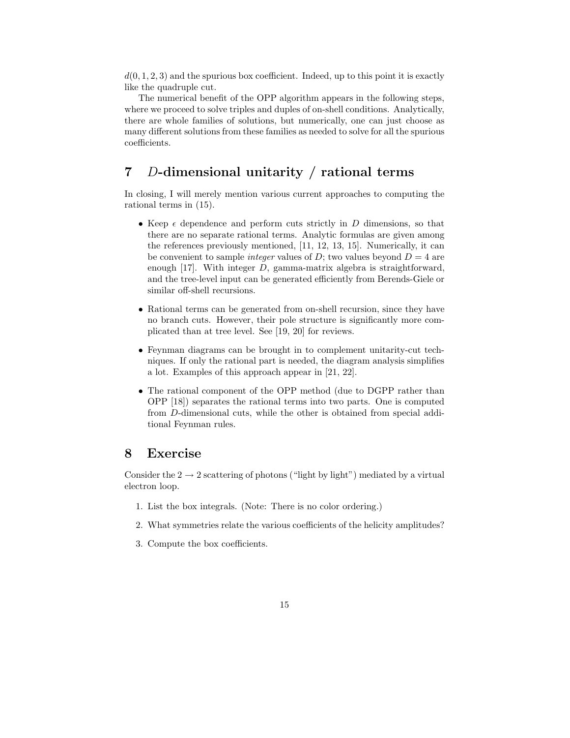$d(0,1,2,3)$ and the spurious box coefficient. Indeed, up to this point it is exactly like the quadruple cut.

The numerical benefit of the OPP algorithm appears in the following steps, where we proceed to solve triples and duples of on-shell conditions. Analytically, there are whole families of solutions, but numerically, one can just choose as many different solutions from these families as needed to solve for all the spurious coefficients.

## 7 $D$-dimensional unitarity / rational terms

In closing, I will merely mention various current approaches to computing the rational terms in (15).

- Keep $\epsilon$ dependence and perform cuts strictly in $D$ dimensions, so that there are no separate rational terms. Analytic formulas are given among the references previously mentioned, [11, 12, 13, 15]. Numerically, it can be convenient to sample *integer* values of $D$; two values beyond $D = 4$ are enough [17]. With integer $D$, gamma-matrix algebra is straightforward, and the tree-level input can be generated efficiently from Berends-Giele or similar off-shell recursions.

- Rational terms can be generated from on-shell recursion, since they have no branch cuts. However, their pole structure is significantly more complicated than at tree level. See [19, 20] for reviews.

- Feynman diagrams can be brought in to complement unitarity-cut techniques. If only the rational part is needed, the diagram analysis simplifies a lot. Examples of this approach appear in [21, 22].

- The rational component of the OPP method (due to DGPP rather than OPP [18]) separates the rational terms into two parts. One is computed from $D$-dimensional cuts, while the other is obtained from special additional Feynman rules.

## 8 Exercise

Consider the $2 \to 2$ scattering of photons ("light by light") mediated by a virtual electron loop.

1. List the box integrals. (Note: There is no color ordering.)
2. What symmetries relate the various coefficients of the helicity amplitudes?
3. Compute the box coefficients.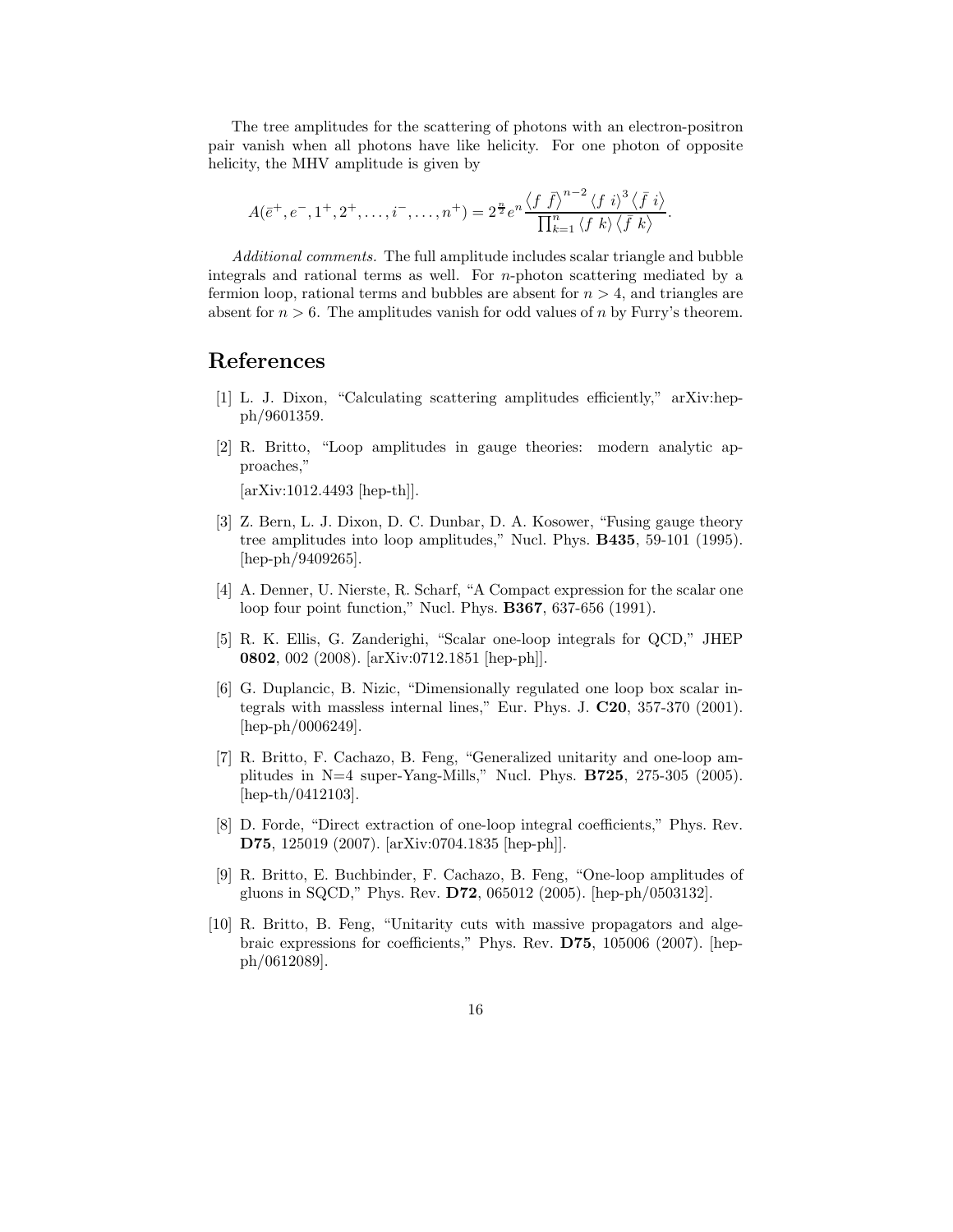The tree amplitudes for the scattering of photons with an electron-positron pair vanish when all photons have like helicity. For one photon of opposite helicity, the MHV amplitude is given by

$$A(\bar{e}^+, e^-, 1^+, 2^+, \ldots, i^-, \ldots, n^+) = 2^{\frac{n}{2}} e^n \frac{\langle f\ \bar{f}\rangle^{n-2} \langle f\ i\rangle^3 \langle \bar{f}\ i\rangle}{\prod_{k=1}^n \langle f\ k\rangle \langle \bar{f}\ k\rangle}.$$

*Additional comments.* The full amplitude includes scalar triangle and bubble integrals and rational terms as well. For $n$-photon scattering mediated by a fermion loop, rational terms and bubbles are absent for $n > 4$, and triangles are absent for $n > 6$. The amplitudes vanish for odd values of $n$ by Furry's theorem.

## References

[1] L. J. Dixon, "Calculating scattering amplitudes efficiently," arXiv:hep-ph/9601359.

[2] R. Britto, "Loop amplitudes in gauge theories: modern analytic approaches,"

[arXiv:1012.4493 [hep-th]].

[3] Z. Bern, L. J. Dixon, D. C. Dunbar, D. A. Kosower, "Fusing gauge theory tree amplitudes into loop amplitudes," Nucl. Phys. **B435**, 59-101 (1995). [hep-ph/9409265].

[4] A. Denner, U. Nierste, R. Scharf, "A Compact expression for the scalar one loop four point function," Nucl. Phys. **B367**, 637-656 (1991).

[5] R. K. Ellis, G. Zanderighi, "Scalar one-loop integrals for QCD," JHEP **0802**, 002 (2008). [arXiv:0712.1851 [hep-ph]].

[6] G. Duplancic, B. Nizic, "Dimensionally regulated one loop box scalar integrals with massless internal lines," Eur. Phys. J. **C20**, 357-370 (2001). [hep-ph/0006249].

[7] R. Britto, F. Cachazo, B. Feng, "Generalized unitarity and one-loop amplitudes in N=4 super-Yang-Mills," Nucl. Phys. **B725**, 275-305 (2005). [hep-th/0412103].

[8] D. Forde, "Direct extraction of one-loop integral coefficients," Phys. Rev. **D75**, 125019 (2007). [arXiv:0704.1835 [hep-ph]].

[9] R. Britto, E. Buchbinder, F. Cachazo, B. Feng, "One-loop amplitudes of gluons in SQCD," Phys. Rev. **D72**, 065012 (2005). [hep-ph/0503132].

[10] R. Britto, B. Feng, "Unitarity cuts with massive propagators and algebraic expressions for coefficients," Phys. Rev. **D75**, 105006 (2007). [hep-ph/0612089].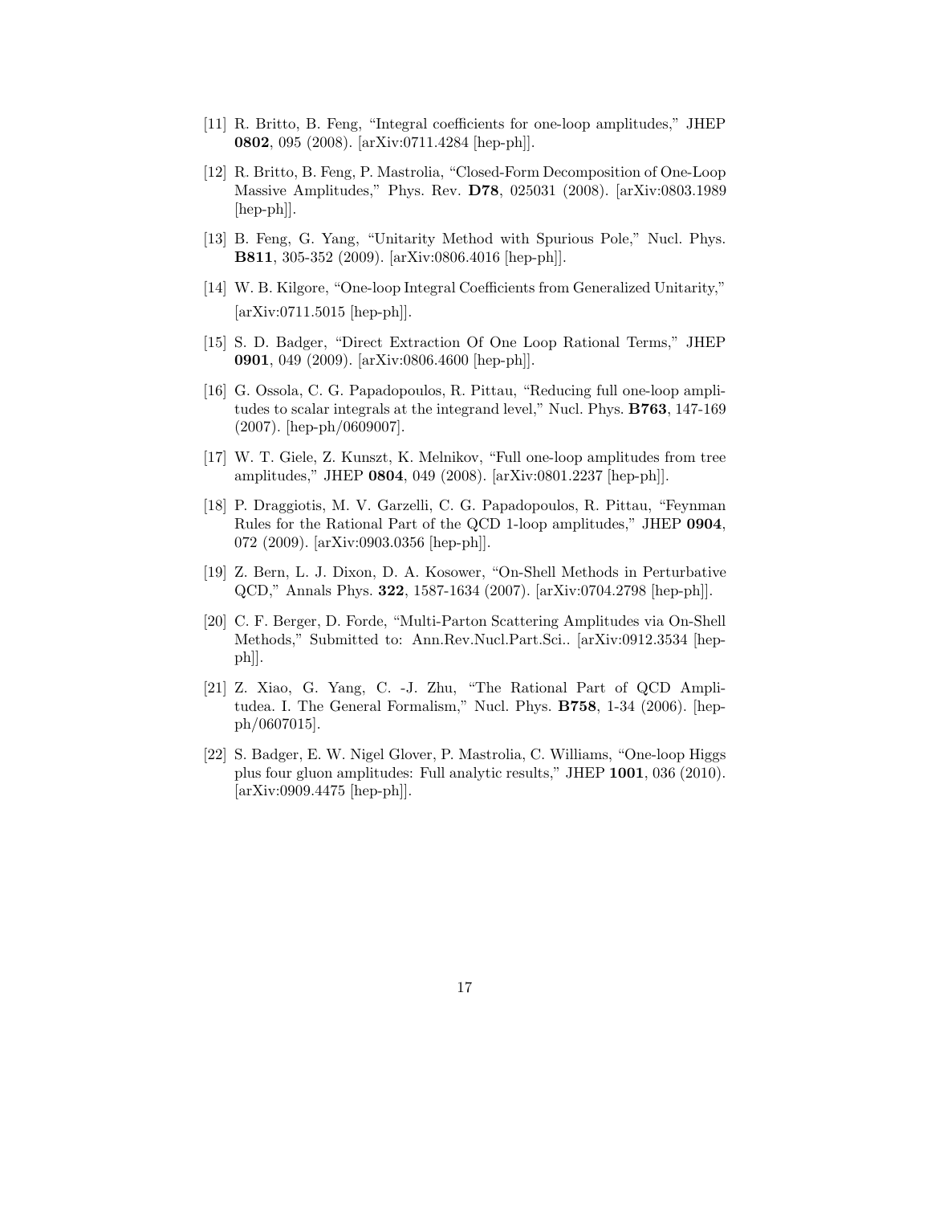[11] R. Britto, B. Feng, "Integral coefficients for one-loop amplitudes," JHEP **0802**, 095 (2008). [arXiv:0711.4284 [hep-ph]].

[12] R. Britto, B. Feng, P. Mastrolia, "Closed-Form Decomposition of One-Loop Massive Amplitudes," Phys. Rev. **D78**, 025031 (2008). [arXiv:0803.1989 [hep-ph]].

[13] B. Feng, G. Yang, "Unitarity Method with Spurious Pole," Nucl. Phys. **B811**, 305-352 (2009). [arXiv:0806.4016 [hep-ph]].

[14] W. B. Kilgore, "One-loop Integral Coefficients from Generalized Unitarity," [arXiv:0711.5015 [hep-ph]].

[15] S. D. Badger, "Direct Extraction Of One Loop Rational Terms," JHEP **0901**, 049 (2009). [arXiv:0806.4600 [hep-ph]].

[16] G. Ossola, C. G. Papadopoulos, R. Pittau, "Reducing full one-loop amplitudes to scalar integrals at the integrand level," Nucl. Phys. **B763**, 147-169 (2007). [hep-ph/0609007].

[17] W. T. Giele, Z. Kunszt, K. Melnikov, "Full one-loop amplitudes from tree amplitudes," JHEP **0804**, 049 (2008). [arXiv:0801.2237 [hep-ph]].

[18] P. Draggiotis, M. V. Garzelli, C. G. Papadopoulos, R. Pittau, "Feynman Rules for the Rational Part of the QCD 1-loop amplitudes," JHEP **0904**, 072 (2009). [arXiv:0903.0356 [hep-ph]].

[19] Z. Bern, L. J. Dixon, D. A. Kosower, "On-Shell Methods in Perturbative QCD," Annals Phys. **322**, 1587-1634 (2007). [arXiv:0704.2798 [hep-ph]].

[20] C. F. Berger, D. Forde, "Multi-Parton Scattering Amplitudes via On-Shell Methods," Submitted to: Ann.Rev.Nucl.Part.Sci.. [arXiv:0912.3534 [hep-ph]].

[21] Z. Xiao, G. Yang, C. -J. Zhu, "The Rational Part of QCD Amplitudea. I. The General Formalism," Nucl. Phys. **B758**, 1-34 (2006). [hep-ph/0607015].

[22] S. Badger, E. W. Nigel Glover, P. Mastrolia, C. Williams, "One-loop Higgs plus four gluon amplitudes: Full analytic results," JHEP **1001**, 036 (2010). [arXiv:0909.4475 [hep-ph]].